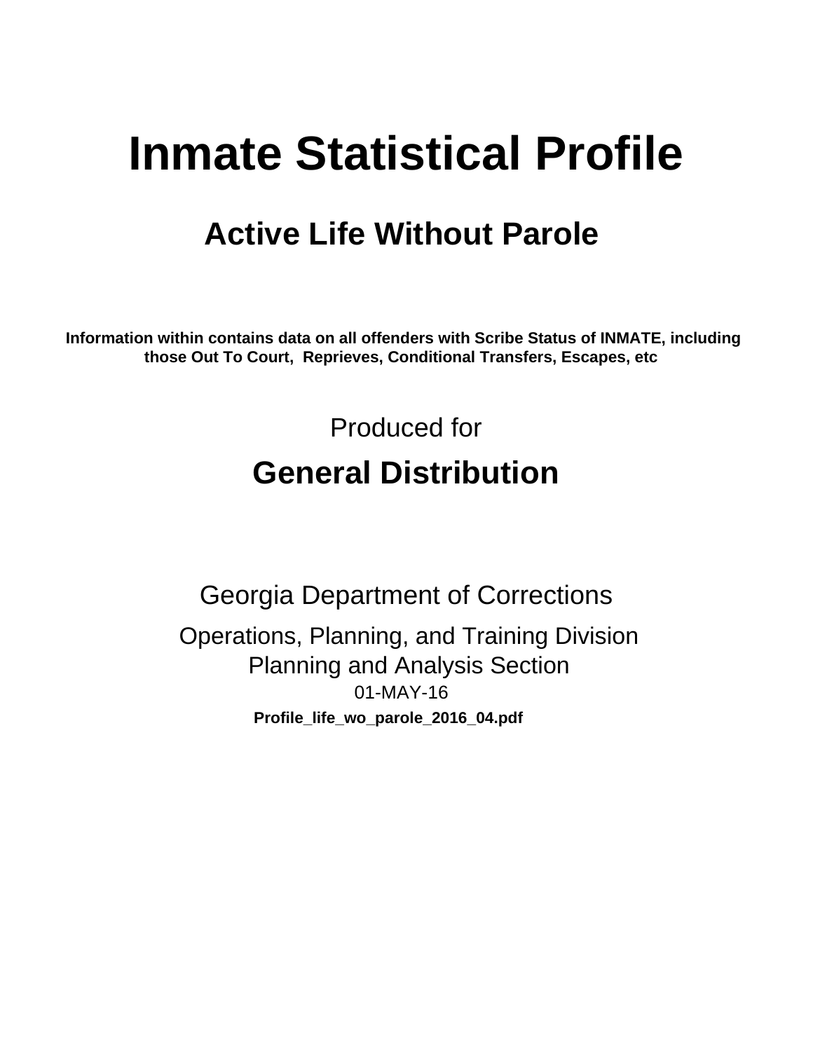# Inmate Statistical Profile

## Active Life Without Parole

**Information within contains data on all offenders with Scribe Status of INMATE, including those Out To Court, Reprieves, Conditional Transfers, Escapes, etc**

Produced for

## General Distribution

Georgia Department of Corrections

Operations, Planning, and Training Division

Planning and Analysis Section

01-MAY-16

**Profile_life_wo_parole_2016_04.pdf**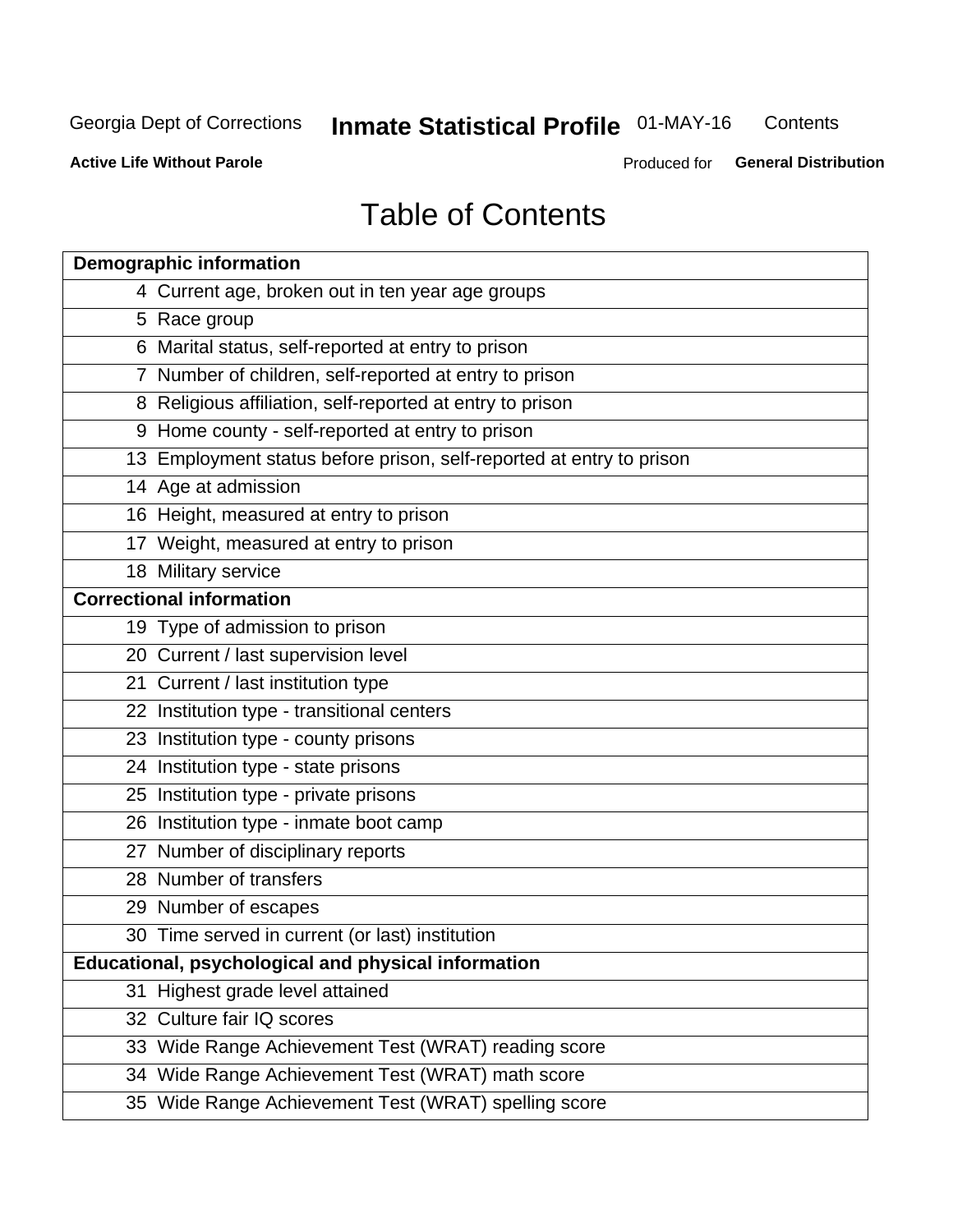# Table of Contents

| | |
|---|---|
| **Demographic information** | |
| 4 | Current age, broken out in ten year age groups |
| 5 | Race group |
| 6 | Marital status, self-reported at entry to prison |
| 7 | Number of children, self-reported at entry to prison |
| 8 | Religious affiliation, self-reported at entry to prison |
| 9 | Home county - self-reported at entry to prison |
| 13 | Employment status before prison, self-reported at entry to prison |
| 14 | Age at admission |
| 16 | Height, measured at entry to prison |
| 17 | Weight, measured at entry to prison |
| 18 | Military service |
| **Correctional information** | |
| 19 | Type of admission to prison |
| 20 | Current / last supervision level |
| 21 | Current / last institution type |
| 22 | Institution type - transitional centers |
| 23 | Institution type - county prisons |
| 24 | Institution type - state prisons |
| 25 | Institution type - private prisons |
| 26 | Institution type - inmate boot camp |
| 27 | Number of disciplinary reports |
| 28 | Number of transfers |
| 29 | Number of escapes |
| 30 | Time served in current (or last) institution |
| **Educational, psychological and physical information** | |
| 31 | Highest grade level attained |
| 32 | Culture fair IQ scores |
| 33 | Wide Range Achievement Test (WRAT) reading score |
| 34 | Wide Range Achievement Test (WRAT) math score |
| 35 | Wide Range Achievement Test (WRAT) spelling score |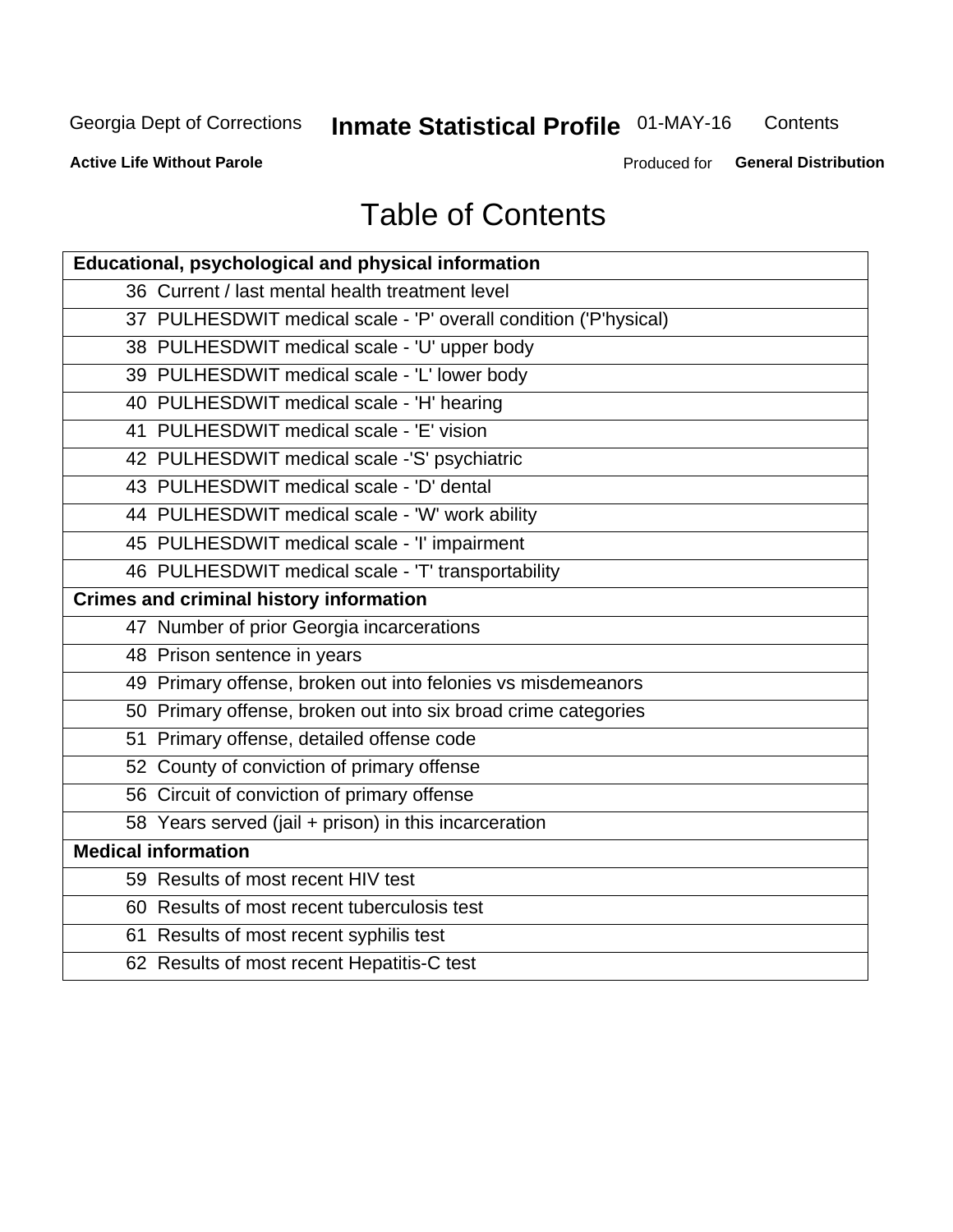# Table of Contents

| | |
|---|---|
| **Educational, psychological and physical information** | |
| 36 | Current / last mental health treatment level |
| 37 | PULHESDWIT medical scale - 'P' overall condition ('P'hysical) |
| 38 | PULHESDWIT medical scale - 'U' upper body |
| 39 | PULHESDWIT medical scale - 'L' lower body |
| 40 | PULHESDWIT medical scale - 'H' hearing |
| 41 | PULHESDWIT medical scale - 'E' vision |
| 42 | PULHESDWIT medical scale -'S' psychiatric |
| 43 | PULHESDWIT medical scale - 'D' dental |
| 44 | PULHESDWIT medical scale - 'W' work ability |
| 45 | PULHESDWIT medical scale - 'I' impairment |
| 46 | PULHESDWIT medical scale - 'T' transportability |
| **Crimes and criminal history information** | |
| 47 | Number of prior Georgia incarcerations |
| 48 | Prison sentence in years |
| 49 | Primary offense, broken out into felonies vs misdemeanors |
| 50 | Primary offense, broken out into six broad crime categories |
| 51 | Primary offense, detailed offense code |
| 52 | County of conviction of primary offense |
| 56 | Circuit of conviction of primary offense |
| 58 | Years served (jail + prison) in this incarceration |
| **Medical information** | |
| 59 | Results of most recent HIV test |
| 60 | Results of most recent tuberculosis test |
| 61 | Results of most recent syphilis test |
| 62 | Results of most recent Hepatitis-C test |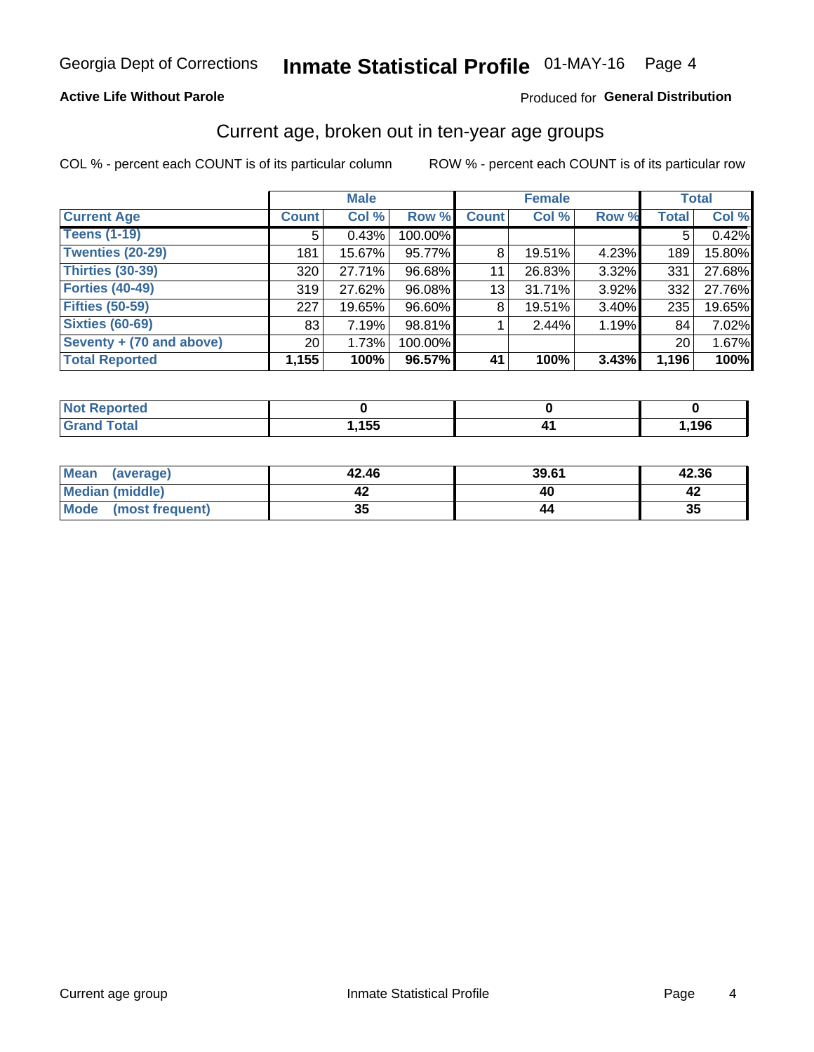Georgia Dept of Corrections **Inmate Statistical Profile** 01-MAY-16 Page 4

**Active Life Without Parole**

Produced for **General Distribution**

## Current age, broken out in ten-year age groups

COL % - percent each COUNT is of its particular column

ROW % - percent each COUNT is of its particular row

| | Male | | | Female | | | Total | |
|---|---|---|---|---|---|---|---|---|
| **Current Age** | **Count** | **Col %** | **Row %** | **Count** | **Col %** | **Row %** | **Total** | **Col %** |
| **Teens (1-19)** | 5 | 0.43% | 100.00% | | | | 5 | 0.42% |
| **Twenties (20-29)** | 181 | 15.67% | 95.77% | 8 | 19.51% | 4.23% | 189 | 15.80% |
| **Thirties (30-39)** | 320 | 27.71% | 96.68% | 11 | 26.83% | 3.32% | 331 | 27.68% |
| **Forties (40-49)** | 319 | 27.62% | 96.08% | 13 | 31.71% | 3.92% | 332 | 27.76% |
| **Fifties (50-59)** | 227 | 19.65% | 96.60% | 8 | 19.51% | 3.40% | 235 | 19.65% |
| **Sixties (60-69)** | 83 | 7.19% | 98.81% | 1 | 2.44% | 1.19% | 84 | 7.02% |
| **Seventy + (70 and above)** | 20 | 1.73% | 100.00% | | | | 20 | 1.67% |
| **Total Reported** | **1,155** | **100%** | **96.57%** | **41** | **100%** | **3.43%** | **1,196** | **100%** |

| | | | |
|---|---|---|---|
| **Not Reported** | **0** | **0** | **0** |
| **Grand Total** | **1,155** | **41** | **1,196** |

| | | | |
|---|---|---|---|
| **Mean (average)** | **42.46** | **39.61** | **42.36** |
| **Median (middle)** | **42** | **40** | **42** |
| **Mode (most frequent)** | **35** | **44** | **35** |

Current age group Inmate Statistical Profile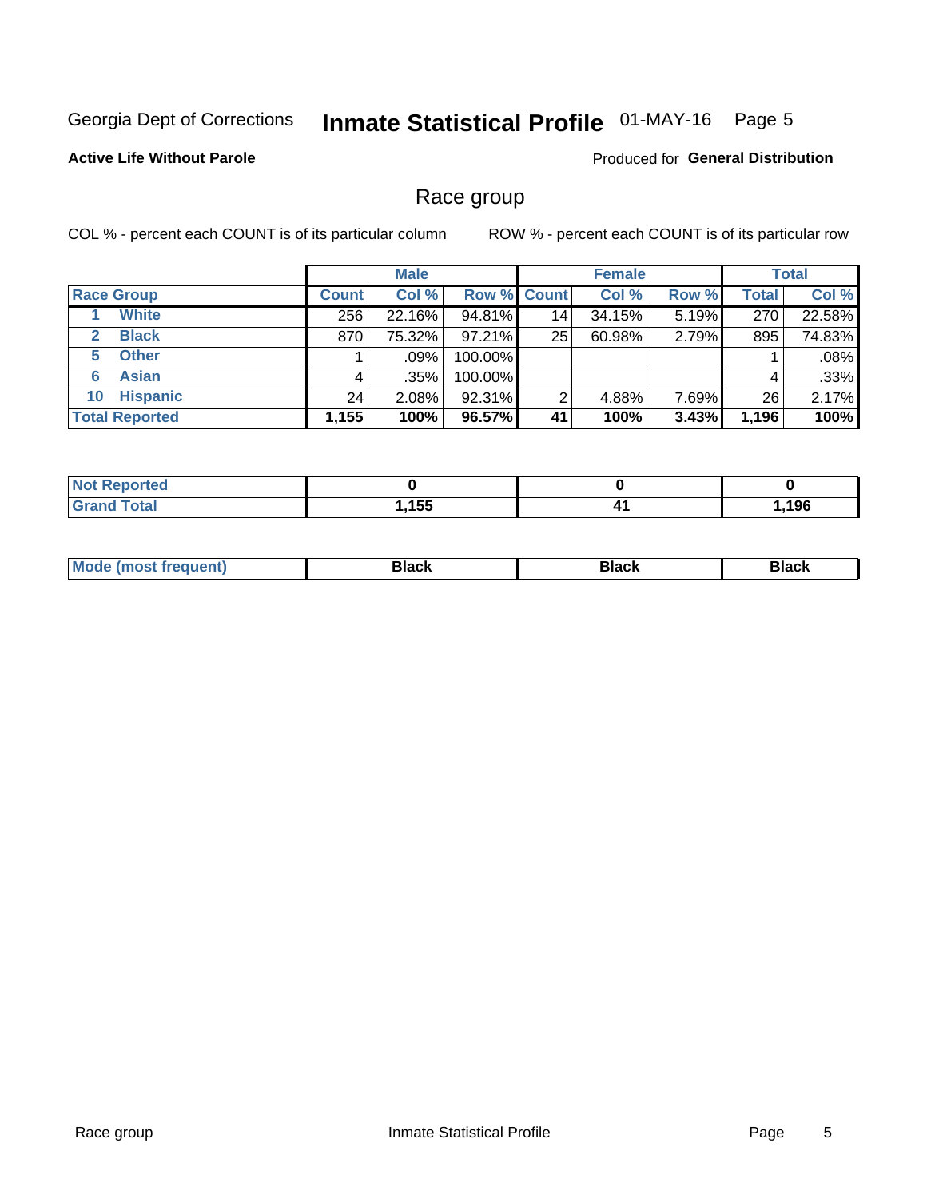Georgia Dept of Corrections **Inmate Statistical Profile** 01-MAY-16 Page 5

**Active Life Without Parole**

Produced for **General Distribution**

## Race group

COL % - percent each COUNT is of its particular column

ROW % - percent each COUNT is of its particular row

| | Male | | | Female | | | Total | |
|---|---|---|---|---|---|---|---|---|
| **Race Group** | **Count** | **Col %** | **Row %** | **Count** | **Col %** | **Row %** | **Total** | **Col %** |
| 1 **White** | 256 | 22.16% | 94.81% | 14 | 34.15% | 5.19% | 270 | 22.58% |
| 2 **Black** | 870 | 75.32% | 97.21% | 25 | 60.98% | 2.79% | 895 | 74.83% |
| 5 **Other** | 1 | .09% | 100.00% | | | | 1 | .08% |
| 6 **Asian** | 4 | .35% | 100.00% | | | | 4 | .33% |
| 10 **Hispanic** | 24 | 2.08% | 92.31% | 2 | 4.88% | 7.69% | 26 | 2.17% |
| **Total Reported** | **1,155** | **100%** | **96.57%** | **41** | **100%** | **3.43%** | **1,196** | **100%** |

| | Male | Female | Total |
|---|---|---|---|
| **Not Reported** | **0** | **0** | **0** |
| **Grand Total** | **1,155** | **41** | **1,196** |

| | Male | Female | Total |
|---|---|---|---|
| **Mode (most frequent)** | **Black** | **Black** | **Black** |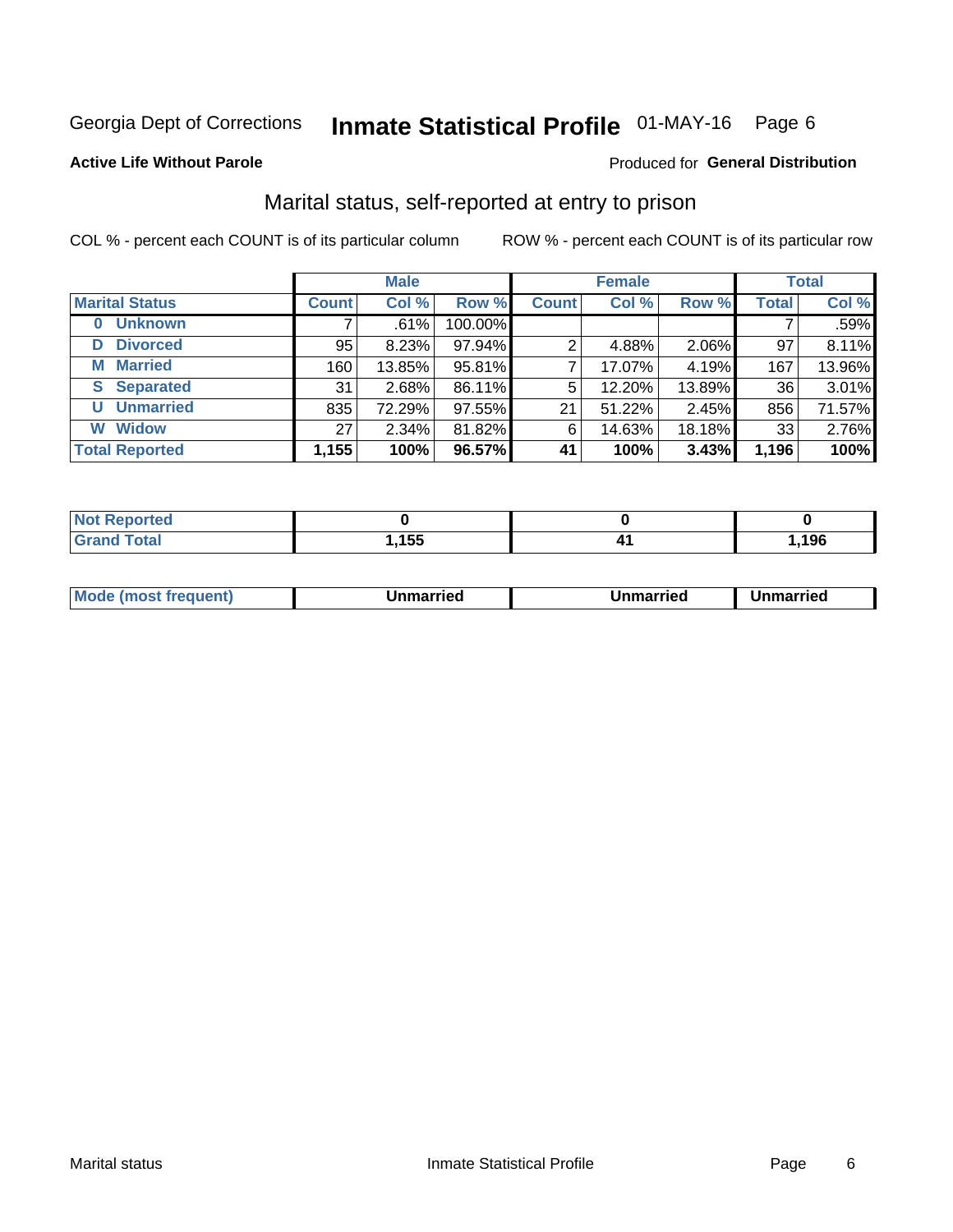Georgia Dept of Corrections **Inmate Statistical Profile** 01-MAY-16

**Active Life Without Parole**

Produced for **General Distribution**

## Marital status, self-reported at entry to prison

COL % - percent each COUNT is of its particular column

ROW % - percent each COUNT is of its particular row

| | Male | | | Female | | | Total | |
|---|---|---|---|---|---|---|---|---|
| **Marital Status** | **Count** | **Col %** | **Row %** | **Count** | **Col %** | **Row %** | **Total** | **Col %** |
| **0 Unknown** | 7 | .61% | 100.00% | | | | 7 | .59% |
| **D Divorced** | 95 | 8.23% | 97.94% | 2 | 4.88% | 2.06% | 97 | 8.11% |
| **M Married** | 160 | 13.85% | 95.81% | 7 | 17.07% | 4.19% | 167 | 13.96% |
| **S Separated** | 31 | 2.68% | 86.11% | 5 | 12.20% | 13.89% | 36 | 3.01% |
| **U Unmarried** | 835 | 72.29% | 97.55% | 21 | 51.22% | 2.45% | 856 | 71.57% |
| **W Widow** | 27 | 2.34% | 81.82% | 6 | 14.63% | 18.18% | 33 | 2.76% |
| **Total Reported** | **1,155** | **100%** | **96.57%** | **41** | **100%** | **3.43%** | **1,196** | **100%** |

| | Male | Female | Total |
|---|---|---|---|
| **Not Reported** | **0** | **0** | **0** |
| **Grand Total** | **1,155** | **41** | **1,196** |

| | Male | Female | Total |
|---|---|---|---|
| **Mode (most frequent)** | **Unmarried** | **Unmarried** | **Unmarried** |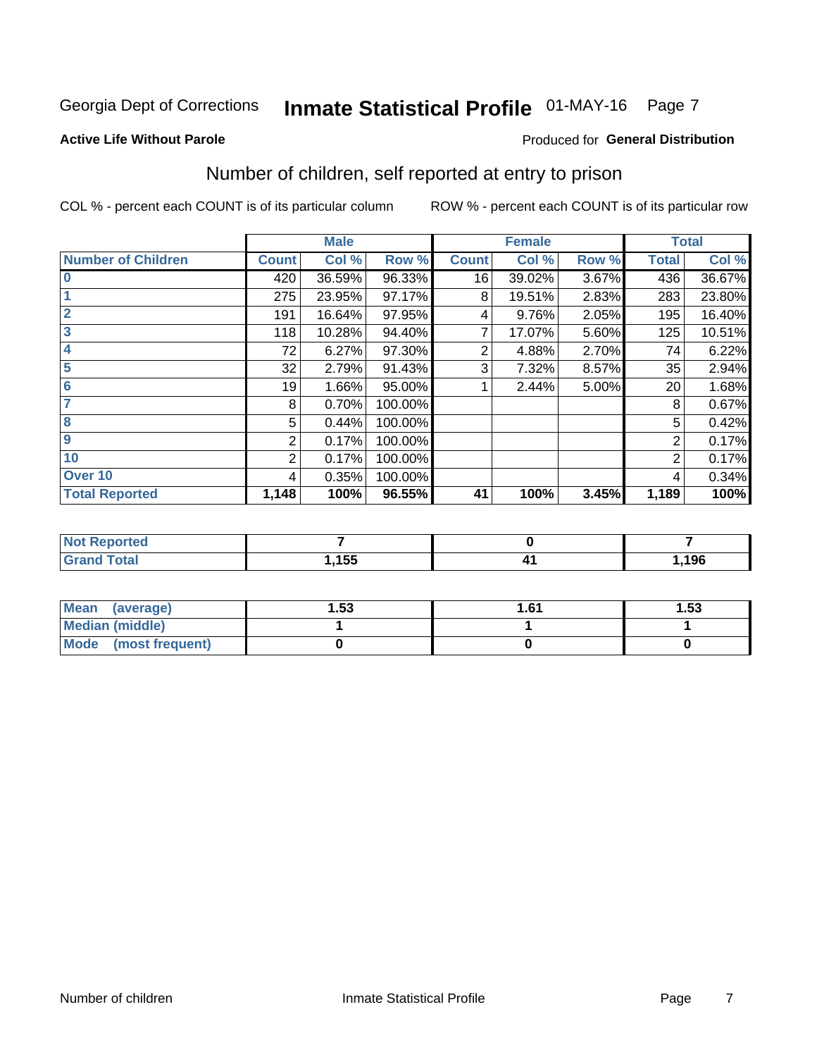Georgia Dept of Corrections **Inmate Statistical Profile** 01-MAY-16

**Active Life Without Parole**

Produced for **General Distribution**

## Number of children, self reported at entry to prison

COL % - percent each COUNT is of its particular column

ROW % - percent each COUNT is of its particular row

| | Male | | | Female | | | Total | |
|---|---|---|---|---|---|---|---|---|
| **Number of Children** | **Count** | **Col %** | **Row %** | **Count** | **Col %** | **Row %** | **Total** | **Col %** |
| **0** | 420 | 36.59% | 96.33% | 16 | 39.02% | 3.67% | 436 | 36.67% |
| **1** | 275 | 23.95% | 97.17% | 8 | 19.51% | 2.83% | 283 | 23.80% |
| **2** | 191 | 16.64% | 97.95% | 4 | 9.76% | 2.05% | 195 | 16.40% |
| **3** | 118 | 10.28% | 94.40% | 7 | 17.07% | 5.60% | 125 | 10.51% |
| **4** | 72 | 6.27% | 97.30% | 2 | 4.88% | 2.70% | 74 | 6.22% |
| **5** | 32 | 2.79% | 91.43% | 3 | 7.32% | 8.57% | 35 | 2.94% |
| **6** | 19 | 1.66% | 95.00% | 1 | 2.44% | 5.00% | 20 | 1.68% |
| **7** | 8 | 0.70% | 100.00% | | | | 8 | 0.67% |
| **8** | 5 | 0.44% | 100.00% | | | | 5 | 0.42% |
| **9** | 2 | 0.17% | 100.00% | | | | 2 | 0.17% |
| **10** | 2 | 0.17% | 100.00% | | | | 2 | 0.17% |
| **Over 10** | 4 | 0.35% | 100.00% | | | | 4 | 0.34% |
| **Total Reported** | **1,148** | **100%** | **96.55%** | **41** | **100%** | **3.45%** | **1,189** | **100%** |

| | Male | Female | Total |
|---|---|---|---|
| **Not Reported** | **7** | **0** | **7** |
| **Grand Total** | **1,155** | **41** | **1,196** |

| | Male | Female | Total |
|---|---|---|---|
| **Mean (average)** | **1.53** | **1.61** | **1.53** |
| **Median (middle)** | **1** | **1** | **1** |
| **Mode (most frequent)** | **0** | **0** | **0** |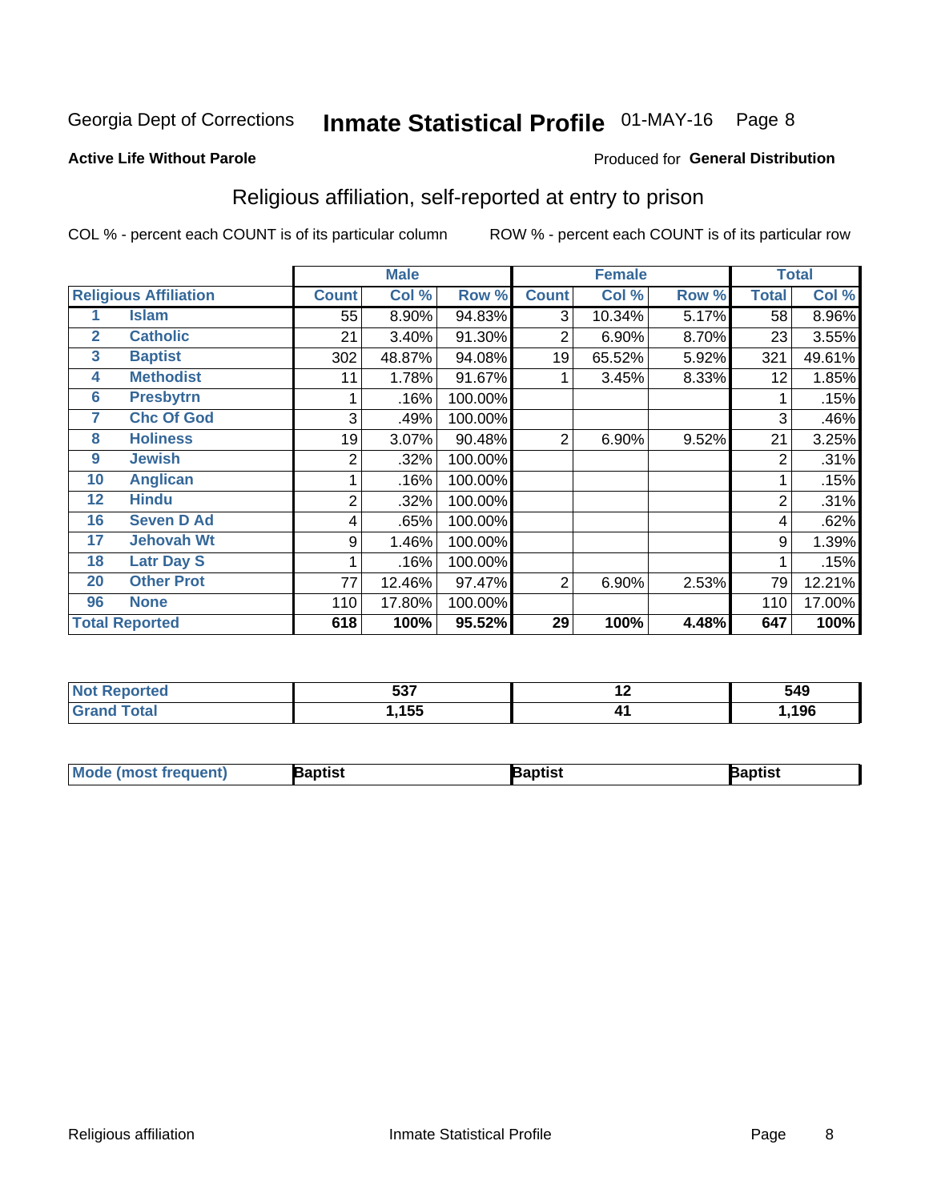Georgia Dept of Corrections **Inmate Statistical Profile** 01-MAY-16 Page 8

**Active Life Without Parole**

Produced for **General Distribution**

## Religious affiliation, self-reported at entry to prison

COL % - percent each COUNT is of its particular column ROW % - percent each COUNT is of its particular row

| | | Male | | | Female | | | Total | |
|---|---|---|---|---|---|---|---|---|---|
| **Religious Affiliation** | | **Count** | **Col %** | **Row %** | **Count** | **Col %** | **Row %** | **Total** | **Col %** |
| 1 | Islam | 55 | 8.90% | 94.83% | 3 | 10.34% | 5.17% | 58 | 8.96% |
| 2 | Catholic | 21 | 3.40% | 91.30% | 2 | 6.90% | 8.70% | 23 | 3.55% |
| 3 | Baptist | 302 | 48.87% | 94.08% | 19 | 65.52% | 5.92% | 321 | 49.61% |
| 4 | Methodist | 11 | 1.78% | 91.67% | 1 | 3.45% | 8.33% | 12 | 1.85% |
| 6 | Presbytrn | 1 | .16% | 100.00% | | | | 1 | .15% |
| 7 | Chc Of God | 3 | .49% | 100.00% | | | | 3 | .46% |
| 8 | Holiness | 19 | 3.07% | 90.48% | 2 | 6.90% | 9.52% | 21 | 3.25% |
| 9 | Jewish | 2 | .32% | 100.00% | | | | 2 | .31% |
| 10 | Anglican | 1 | .16% | 100.00% | | | | 1 | .15% |
| 12 | Hindu | 2 | .32% | 100.00% | | | | 2 | .31% |
| 16 | Seven D Ad | 4 | .65% | 100.00% | | | | 4 | .62% |
| 17 | Jehovah Wt | 9 | 1.46% | 100.00% | | | | 9 | 1.39% |
| 18 | Latr Day S | 1 | .16% | 100.00% | | | | 1 | .15% |
| 20 | Other Prot | 77 | 12.46% | 97.47% | 2 | 6.90% | 2.53% | 79 | 12.21% |
| 96 | None | 110 | 17.80% | 100.00% | | | | 110 | 17.00% |
| **Total Reported** | | **618** | **100%** | **95.52%** | **29** | **100%** | **4.48%** | **647** | **100%** |

| | Male | Female | Total |
|---|---|---|---|
| **Not Reported** | **537** | **12** | **549** |
| **Grand Total** | **1,155** | **41** | **1,196** |

| | Male | Female | Total |
|---|---|---|---|
| **Mode (most frequent)** | **Baptist** | **Baptist** | **Baptist** |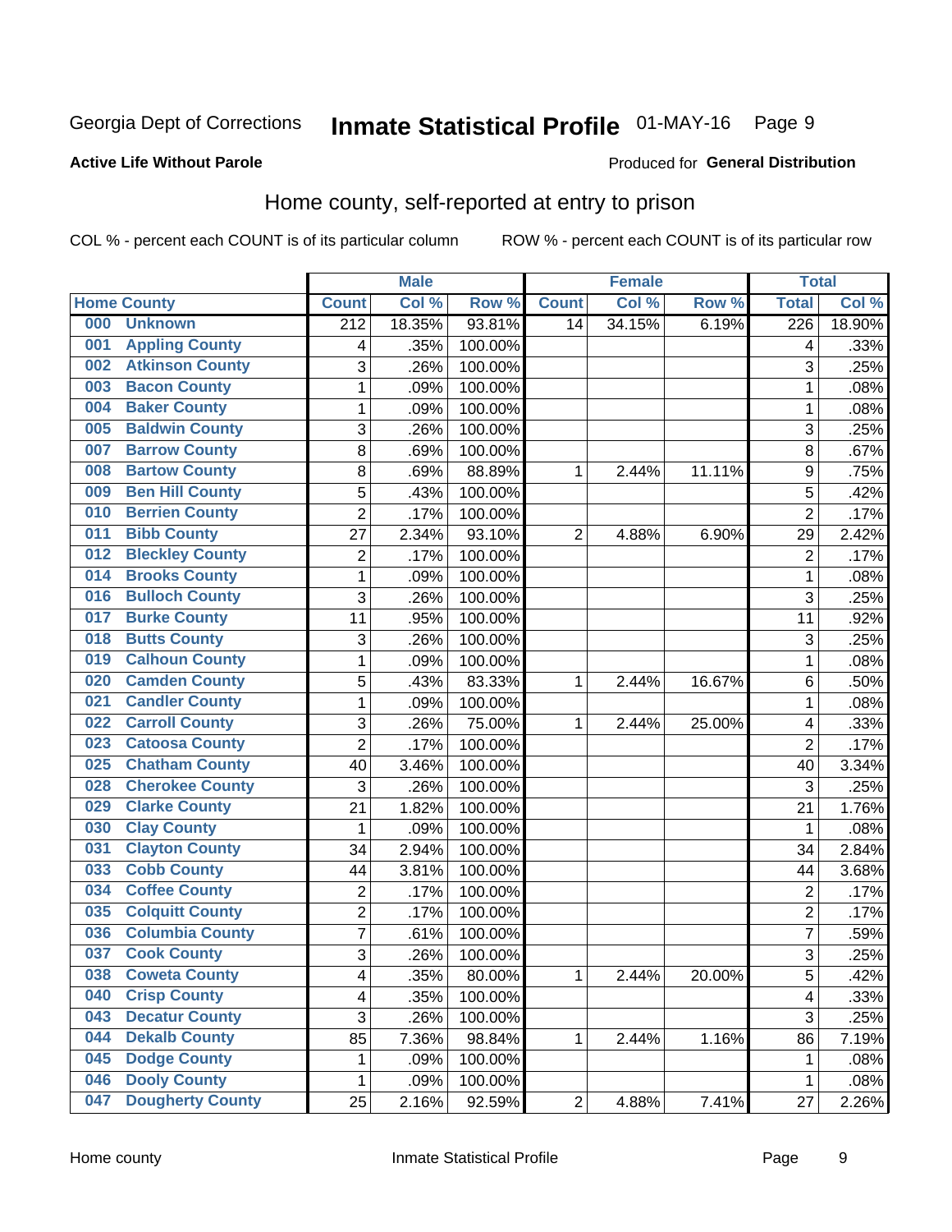Georgia Dept of Corrections **Inmate Statistical Profile** 01-MAY-16 Page 9

**Active Life Without Parole**

Produced for **General Distribution**

## Home county, self-reported at entry to prison

COL % - percent each COUNT is of its particular column ROW % - percent each COUNT is of its particular row

| Home County | | Male | | | Female | | | Total | |
|---|---|---|---|---|---|---|---|---|---|
| | | Count | Col % | Row % | Count | Col % | Row % | Total | Col % |
| 000 | Unknown | 212 | 18.35% | 93.81% | 14 | 34.15% | 6.19% | 226 | 18.90% |
| 001 | Appling County | 4 | .35% | 100.00% | | | | 4 | .33% |
| 002 | Atkinson County | 3 | .26% | 100.00% | | | | 3 | .25% |
| 003 | Bacon County | 1 | .09% | 100.00% | | | | 1 | .08% |
| 004 | Baker County | 1 | .09% | 100.00% | | | | 1 | .08% |
| 005 | Baldwin County | 3 | .26% | 100.00% | | | | 3 | .25% |
| 007 | Barrow County | 8 | .69% | 100.00% | | | | 8 | .67% |
| 008 | Bartow County | 8 | .69% | 88.89% | 1 | 2.44% | 11.11% | 9 | .75% |
| 009 | Ben Hill County | 5 | .43% | 100.00% | | | | 5 | .42% |
| 010 | Berrien County | 2 | .17% | 100.00% | | | | 2 | .17% |
| 011 | Bibb County | 27 | 2.34% | 93.10% | 2 | 4.88% | 6.90% | 29 | 2.42% |
| 012 | Bleckley County | 2 | .17% | 100.00% | | | | 2 | .17% |
| 014 | Brooks County | 1 | .09% | 100.00% | | | | 1 | .08% |
| 016 | Bulloch County | 3 | .26% | 100.00% | | | | 3 | .25% |
| 017 | Burke County | 11 | .95% | 100.00% | | | | 11 | .92% |
| 018 | Butts County | 3 | .26% | 100.00% | | | | 3 | .25% |
| 019 | Calhoun County | 1 | .09% | 100.00% | | | | 1 | .08% |
| 020 | Camden County | 5 | .43% | 83.33% | 1 | 2.44% | 16.67% | 6 | .50% |
| 021 | Candler County | 1 | .09% | 100.00% | | | | 1 | .08% |
| 022 | Carroll County | 3 | .26% | 75.00% | 1 | 2.44% | 25.00% | 4 | .33% |
| 023 | Catoosa County | 2 | .17% | 100.00% | | | | 2 | .17% |
| 025 | Chatham County | 40 | 3.46% | 100.00% | | | | 40 | 3.34% |
| 028 | Cherokee County | 3 | .26% | 100.00% | | | | 3 | .25% |
| 029 | Clarke County | 21 | 1.82% | 100.00% | | | | 21 | 1.76% |
| 030 | Clay County | 1 | .09% | 100.00% | | | | 1 | .08% |
| 031 | Clayton County | 34 | 2.94% | 100.00% | | | | 34 | 2.84% |
| 033 | Cobb County | 44 | 3.81% | 100.00% | | | | 44 | 3.68% |
| 034 | Coffee County | 2 | .17% | 100.00% | | | | 2 | .17% |
| 035 | Colquitt County | 2 | .17% | 100.00% | | | | 2 | .17% |
| 036 | Columbia County | 7 | .61% | 100.00% | | | | 7 | .59% |
| 037 | Cook County | 3 | .26% | 100.00% | | | | 3 | .25% |
| 038 | Coweta County | 4 | .35% | 80.00% | 1 | 2.44% | 20.00% | 5 | .42% |
| 040 | Crisp County | 4 | .35% | 100.00% | | | | 4 | .33% |
| 043 | Decatur County | 3 | .26% | 100.00% | | | | 3 | .25% |
| 044 | Dekalb County | 85 | 7.36% | 98.84% | 1 | 2.44% | 1.16% | 86 | 7.19% |
| 045 | Dodge County | 1 | .09% | 100.00% | | | | 1 | .08% |
| 046 | Dooly County | 1 | .09% | 100.00% | | | | 1 | .08% |
| 047 | Dougherty County | 25 | 2.16% | 92.59% | 2 | 4.88% | 7.41% | 27 | 2.26% |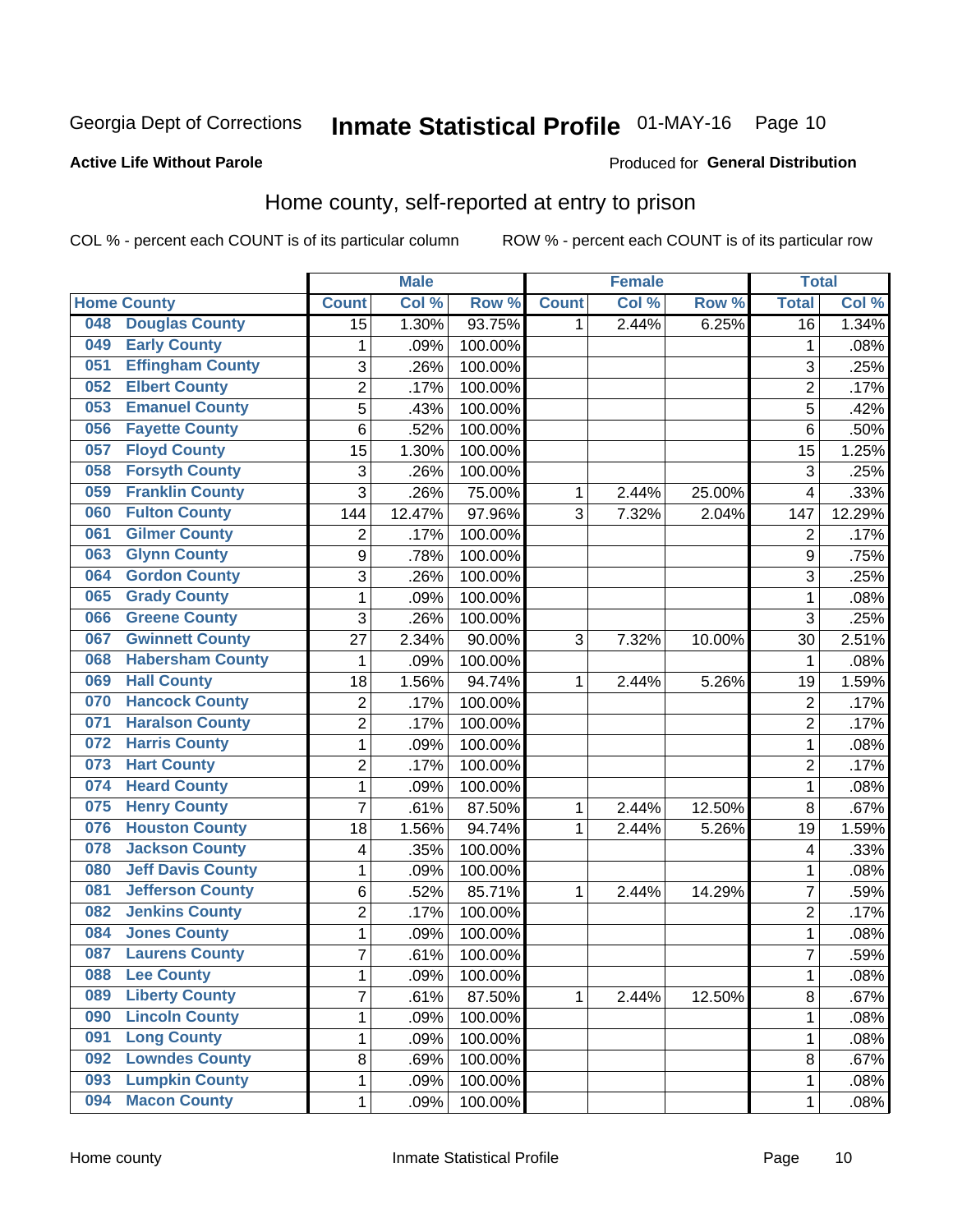Georgia Dept of Corrections **Inmate Statistical Profile** 01-MAY-16

**Active Life Without Parole**

Produced for **General Distribution**

## Home county, self-reported at entry to prison

COL % - percent each COUNT is of its particular column ROW % - percent each COUNT is of its particular row

| | | Male | | | Female | | | Total | |
|---|---|---|---|---|---|---|---|---|---|
| Home County | | Count | Col % | Row % | Count | Col % | Row % | Total | Col % |
| 048 | Douglas County | 15 | 1.30% | 93.75% | 1 | 2.44% | 6.25% | 16 | 1.34% |
| 049 | Early County | 1 | .09% | 100.00% | | | | 1 | .08% |
| 051 | Effingham County | 3 | .26% | 100.00% | | | | 3 | .25% |
| 052 | Elbert County | 2 | .17% | 100.00% | | | | 2 | .17% |
| 053 | Emanuel County | 5 | .43% | 100.00% | | | | 5 | .42% |
| 056 | Fayette County | 6 | .52% | 100.00% | | | | 6 | .50% |
| 057 | Floyd County | 15 | 1.30% | 100.00% | | | | 15 | 1.25% |
| 058 | Forsyth County | 3 | .26% | 100.00% | | | | 3 | .25% |
| 059 | Franklin County | 3 | .26% | 75.00% | 1 | 2.44% | 25.00% | 4 | .33% |
| 060 | Fulton County | 144 | 12.47% | 97.96% | 3 | 7.32% | 2.04% | 147 | 12.29% |
| 061 | Gilmer County | 2 | .17% | 100.00% | | | | 2 | .17% |
| 063 | Glynn County | 9 | .78% | 100.00% | | | | 9 | .75% |
| 064 | Gordon County | 3 | .26% | 100.00% | | | | 3 | .25% |
| 065 | Grady County | 1 | .09% | 100.00% | | | | 1 | .08% |
| 066 | Greene County | 3 | .26% | 100.00% | | | | 3 | .25% |
| 067 | Gwinnett County | 27 | 2.34% | 90.00% | 3 | 7.32% | 10.00% | 30 | 2.51% |
| 068 | Habersham County | 1 | .09% | 100.00% | | | | 1 | .08% |
| 069 | Hall County | 18 | 1.56% | 94.74% | 1 | 2.44% | 5.26% | 19 | 1.59% |
| 070 | Hancock County | 2 | .17% | 100.00% | | | | 2 | .17% |
| 071 | Haralson County | 2 | .17% | 100.00% | | | | 2 | .17% |
| 072 | Harris County | 1 | .09% | 100.00% | | | | 1 | .08% |
| 073 | Hart County | 2 | .17% | 100.00% | | | | 2 | .17% |
| 074 | Heard County | 1 | .09% | 100.00% | | | | 1 | .08% |
| 075 | Henry County | 7 | .61% | 87.50% | 1 | 2.44% | 12.50% | 8 | .67% |
| 076 | Houston County | 18 | 1.56% | 94.74% | 1 | 2.44% | 5.26% | 19 | 1.59% |
| 078 | Jackson County | 4 | .35% | 100.00% | | | | 4 | .33% |
| 080 | Jeff Davis County | 1 | .09% | 100.00% | | | | 1 | .08% |
| 081 | Jefferson County | 6 | .52% | 85.71% | 1 | 2.44% | 14.29% | 7 | .59% |
| 082 | Jenkins County | 2 | .17% | 100.00% | | | | 2 | .17% |
| 084 | Jones County | 1 | .09% | 100.00% | | | | 1 | .08% |
| 087 | Laurens County | 7 | .61% | 100.00% | | | | 7 | .59% |
| 088 | Lee County | 1 | .09% | 100.00% | | | | 1 | .08% |
| 089 | Liberty County | 7 | .61% | 87.50% | 1 | 2.44% | 12.50% | 8 | .67% |
| 090 | Lincoln County | 1 | .09% | 100.00% | | | | 1 | .08% |
| 091 | Long County | 1 | .09% | 100.00% | | | | 1 | .08% |
| 092 | Lowndes County | 8 | .69% | 100.00% | | | | 8 | .67% |
| 093 | Lumpkin County | 1 | .09% | 100.00% | | | | 1 | .08% |
| 094 | Macon County | 1 | .09% | 100.00% | | | | 1 | .08% |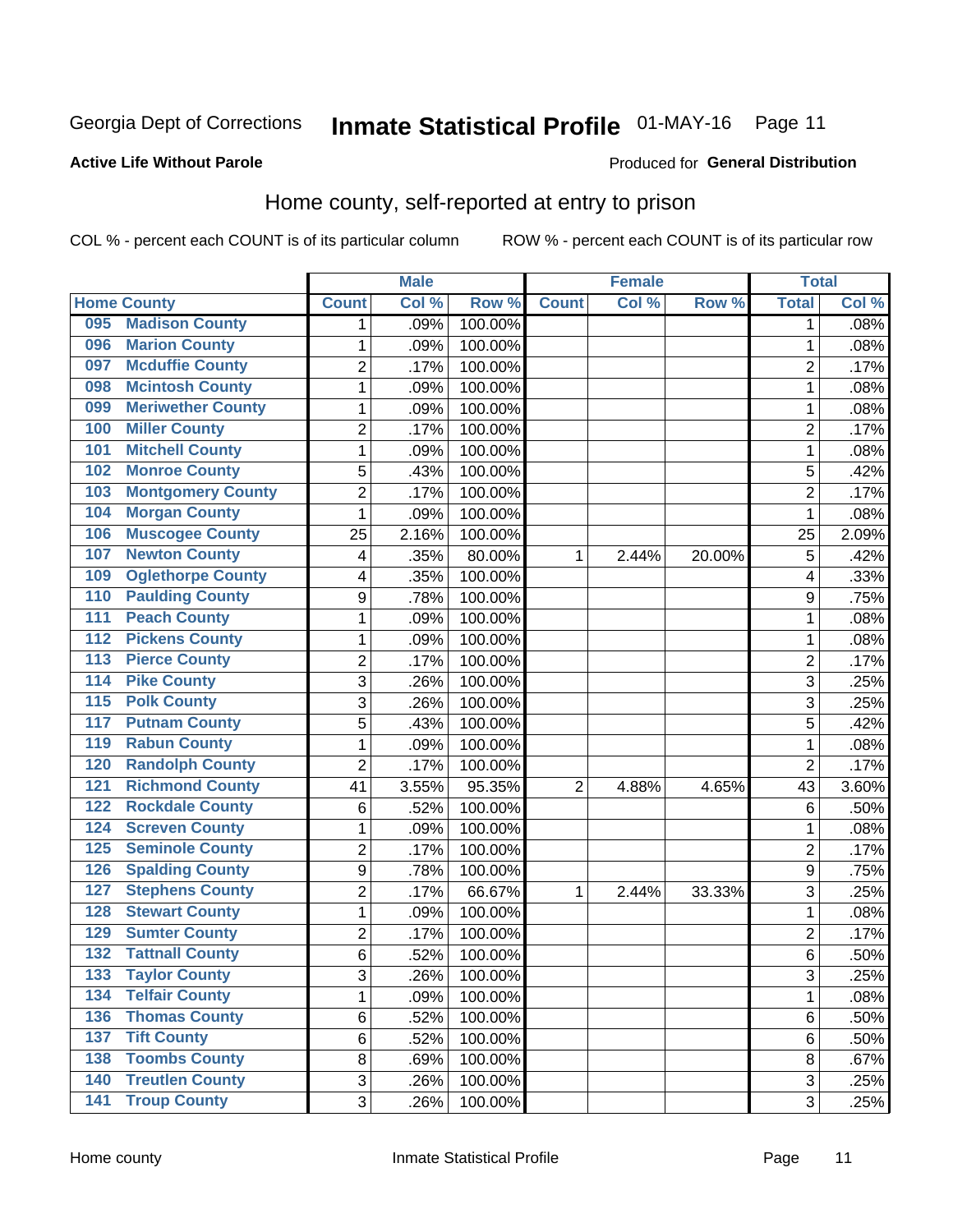Georgia Dept of Corrections **Inmate Statistical Profile** 01-MAY-16 Page 11

**Active Life Without Parole**

Produced for **General Distribution**

## Home county, self-reported at entry to prison

COL % - percent each COUNT is of its particular column ROW % - percent each COUNT is of its particular row

| Home County | | Male | | | Female | | | Total | |
|---|---|---|---|---|---|---|---|---|---|
| | | Count | Col % | Row % | Count | Col % | Row % | Total | Col % |
| 095 | Madison County | 1 | .09% | 100.00% | | | | 1 | .08% |
| 096 | Marion County | 1 | .09% | 100.00% | | | | 1 | .08% |
| 097 | Mcduffie County | 2 | .17% | 100.00% | | | | 2 | .17% |
| 098 | Mcintosh County | 1 | .09% | 100.00% | | | | 1 | .08% |
| 099 | Meriwether County | 1 | .09% | 100.00% | | | | 1 | .08% |
| 100 | Miller County | 2 | .17% | 100.00% | | | | 2 | .17% |
| 101 | Mitchell County | 1 | .09% | 100.00% | | | | 1 | .08% |
| 102 | Monroe County | 5 | .43% | 100.00% | | | | 5 | .42% |
| 103 | Montgomery County | 2 | .17% | 100.00% | | | | 2 | .17% |
| 104 | Morgan County | 1 | .09% | 100.00% | | | | 1 | .08% |
| 106 | Muscogee County | 25 | 2.16% | 100.00% | | | | 25 | 2.09% |
| 107 | Newton County | 4 | .35% | 80.00% | 1 | 2.44% | 20.00% | 5 | .42% |
| 109 | Oglethorpe County | 4 | .35% | 100.00% | | | | 4 | .33% |
| 110 | Paulding County | 9 | .78% | 100.00% | | | | 9 | .75% |
| 111 | Peach County | 1 | .09% | 100.00% | | | | 1 | .08% |
| 112 | Pickens County | 1 | .09% | 100.00% | | | | 1 | .08% |
| 113 | Pierce County | 2 | .17% | 100.00% | | | | 2 | .17% |
| 114 | Pike County | 3 | .26% | 100.00% | | | | 3 | .25% |
| 115 | Polk County | 3 | .26% | 100.00% | | | | 3 | .25% |
| 117 | Putnam County | 5 | .43% | 100.00% | | | | 5 | .42% |
| 119 | Rabun County | 1 | .09% | 100.00% | | | | 1 | .08% |
| 120 | Randolph County | 2 | .17% | 100.00% | | | | 2 | .17% |
| 121 | Richmond County | 41 | 3.55% | 95.35% | 2 | 4.88% | 4.65% | 43 | 3.60% |
| 122 | Rockdale County | 6 | .52% | 100.00% | | | | 6 | .50% |
| 124 | Screven County | 1 | .09% | 100.00% | | | | 1 | .08% |
| 125 | Seminole County | 2 | .17% | 100.00% | | | | 2 | .17% |
| 126 | Spalding County | 9 | .78% | 100.00% | | | | 9 | .75% |
| 127 | Stephens County | 2 | .17% | 66.67% | 1 | 2.44% | 33.33% | 3 | .25% |
| 128 | Stewart County | 1 | .09% | 100.00% | | | | 1 | .08% |
| 129 | Sumter County | 2 | .17% | 100.00% | | | | 2 | .17% |
| 132 | Tattnall County | 6 | .52% | 100.00% | | | | 6 | .50% |
| 133 | Taylor County | 3 | .26% | 100.00% | | | | 3 | .25% |
| 134 | Telfair County | 1 | .09% | 100.00% | | | | 1 | .08% |
| 136 | Thomas County | 6 | .52% | 100.00% | | | | 6 | .50% |
| 137 | Tift County | 6 | .52% | 100.00% | | | | 6 | .50% |
| 138 | Toombs County | 8 | .69% | 100.00% | | | | 8 | .67% |
| 140 | Treutlen County | 3 | .26% | 100.00% | | | | 3 | .25% |
| 141 | Troup County | 3 | .26% | 100.00% | | | | 3 | .25% |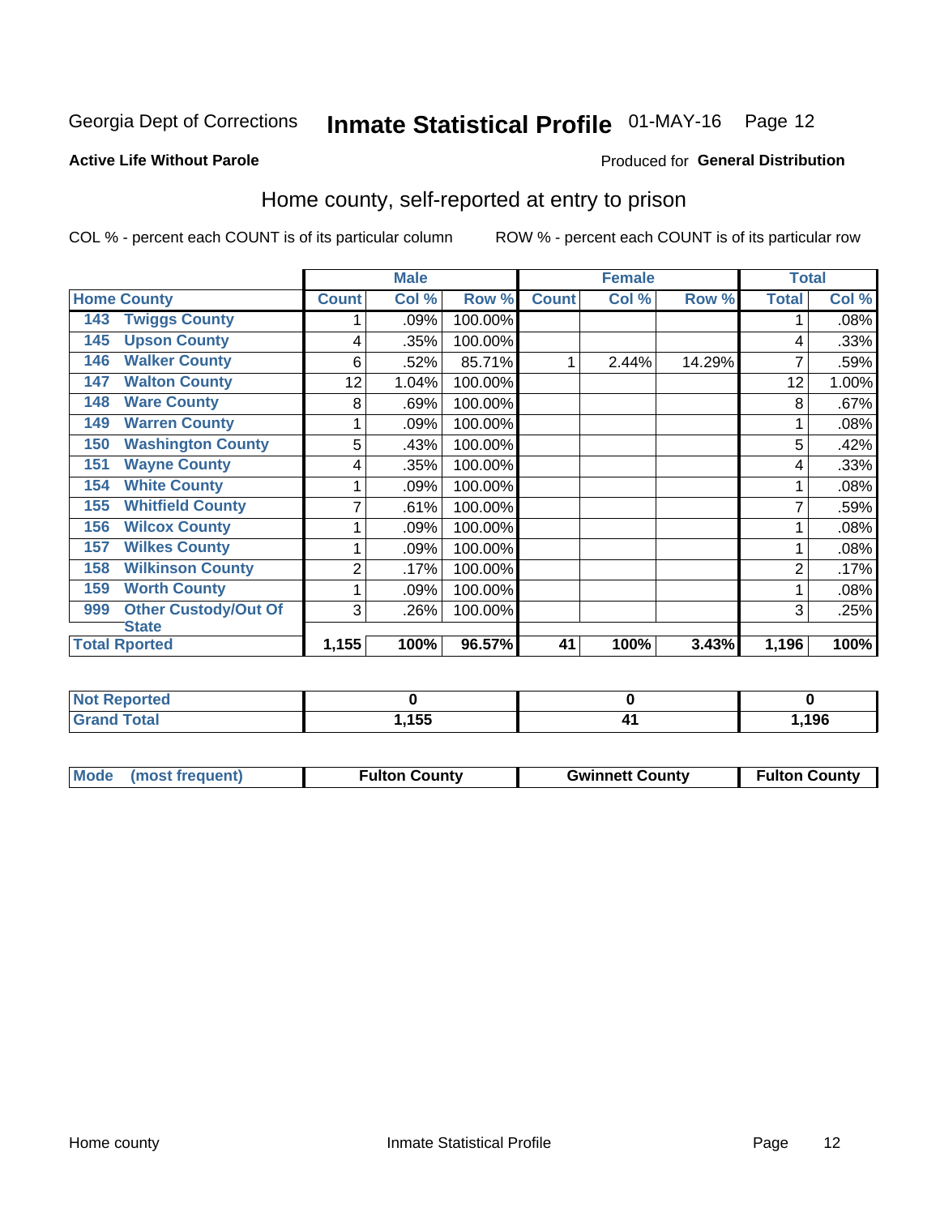Georgia Dept of Corrections **Inmate Statistical Profile** 01-MAY-16

**Active Life Without Parole**

Produced for **General Distribution**

## Home county, self-reported at entry to prison

COL % - percent each COUNT is of its particular column

ROW % - percent each COUNT is of its particular row

| | Male | | | Female | | | Total | |
|---|---|---|---|---|---|---|---|---|
| **Home County** | **Count** | **Col %** | **Row %** | **Count** | **Col %** | **Row %** | **Total** | **Col %** |
| 143 Twiggs County | 1 | .09% | 100.00% | | | | 1 | .08% |
| 145 Upson County | 4 | .35% | 100.00% | | | | 4 | .33% |
| 146 Walker County | 6 | .52% | 85.71% | 1 | 2.44% | 14.29% | 7 | .59% |
| 147 Walton County | 12 | 1.04% | 100.00% | | | | 12 | 1.00% |
| 148 Ware County | 8 | .69% | 100.00% | | | | 8 | .67% |
| 149 Warren County | 1 | .09% | 100.00% | | | | 1 | .08% |
| 150 Washington County | 5 | .43% | 100.00% | | | | 5 | .42% |
| 151 Wayne County | 4 | .35% | 100.00% | | | | 4 | .33% |
| 154 White County | 1 | .09% | 100.00% | | | | 1 | .08% |
| 155 Whitfield County | 7 | .61% | 100.00% | | | | 7 | .59% |
| 156 Wilcox County | 1 | .09% | 100.00% | | | | 1 | .08% |
| 157 Wilkes County | 1 | .09% | 100.00% | | | | 1 | .08% |
| 158 Wilkinson County | 2 | .17% | 100.00% | | | | 2 | .17% |
| 159 Worth County | 1 | .09% | 100.00% | | | | 1 | .08% |
| 999 Other Custody/Out Of State | 3 | .26% | 100.00% | | | | 3 | .25% |
| **Total Rported** | **1,155** | **100%** | **96.57%** | **41** | **100%** | **3.43%** | **1,196** | **100%** |

| | Male | Female | Total |
|---|---|---|---|
| **Not Reported** | **0** | **0** | **0** |
| **Grand Total** | **1,155** | **41** | **1,196** |

| | Male | Female | Total |
|---|---|---|---|
| **Mode (most frequent)** | **Fulton County** | **Gwinnett County** | **Fulton County** |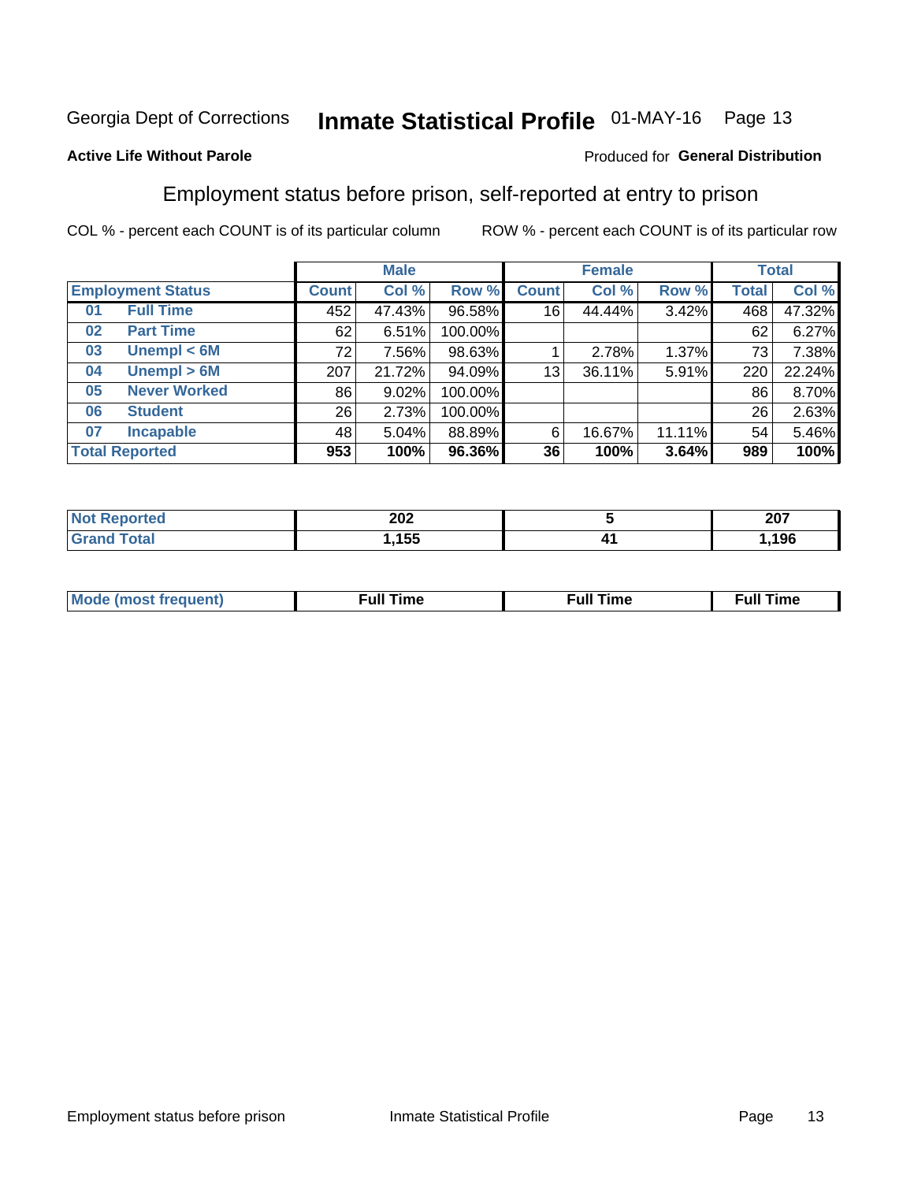Georgia Dept of Corrections **Inmate Statistical Profile** 01-MAY-16

**Active Life Without Parole**

Produced for **General Distribution**

## Employment status before prison, self-reported at entry to prison

COL % - percent each COUNT is of its particular column ROW % - percent each COUNT is of its particular row

| | | Male | | | Female | | | Total | |
|---|---|---|---|---|---|---|---|---|---|
| **Employment Status** | | **Count** | **Col %** | **Row %** | **Count** | **Col %** | **Row %** | **Total** | **Col %** |
| 01 | **Full Time** | 452 | 47.43% | 96.58% | 16 | 44.44% | 3.42% | 468 | 47.32% |
| 02 | **Part Time** | 62 | 6.51% | 100.00% | | | | 62 | 6.27% |
| 03 | **Unempl < 6M** | 72 | 7.56% | 98.63% | 1 | 2.78% | 1.37% | 73 | 7.38% |
| 04 | **Unempl > 6M** | 207 | 21.72% | 94.09% | 13 | 36.11% | 5.91% | 220 | 22.24% |
| 05 | **Never Worked** | 86 | 9.02% | 100.00% | | | | 86 | 8.70% |
| 06 | **Student** | 26 | 2.73% | 100.00% | | | | 26 | 2.63% |
| 07 | **Incapable** | 48 | 5.04% | 88.89% | 6 | 16.67% | 11.11% | 54 | 5.46% |
| **Total Reported** | | **953** | **100%** | **96.36%** | **36** | **100%** | **3.64%** | **989** | **100%** |

| | Male | Female | Total |
|---|---|---|---|
| **Not Reported** | **202** | **5** | **207** |
| **Grand Total** | **1,155** | **41** | **1,196** |

| | Male | Female | Total |
|---|---|---|---|
| **Mode (most frequent)** | **Full Time** | **Full Time** | **Full Time** |

Employment status before prison Inmate Statistical Profile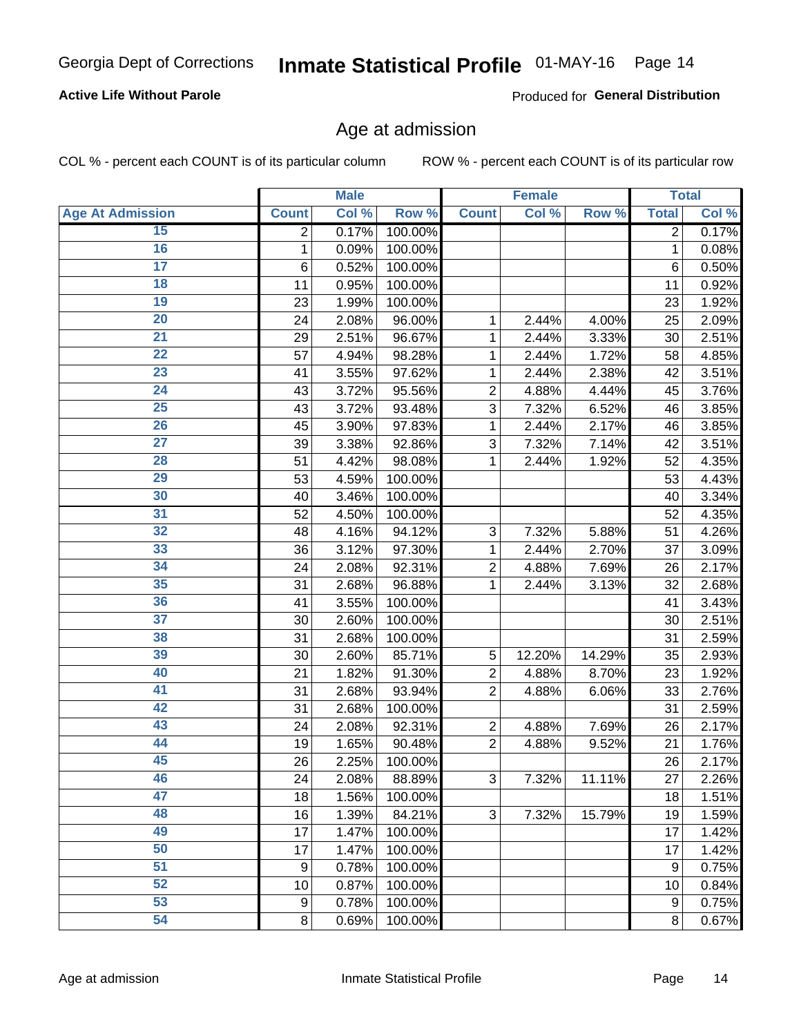Georgia Dept of Corrections **Inmate Statistical Profile** 01-MAY-16

**Active Life Without Parole**

Produced for **General Distribution**

## Age at admission

COL % - percent each COUNT is of its particular column ROW % - percent each COUNT is of its particular row

| | Male | | | Female | | | Total | |
|---|---|---|---|---|---|---|---|---|
| **Age At Admission** | **Count** | **Col %** | **Row %** | **Count** | **Col %** | **Row %** | **Total** | **Col %** |
| 15 | 2 | 0.17% | 100.00% | | | | 2 | 0.17% |
| 16 | 1 | 0.09% | 100.00% | | | | 1 | 0.08% |
| 17 | 6 | 0.52% | 100.00% | | | | 6 | 0.50% |
| 18 | 11 | 0.95% | 100.00% | | | | 11 | 0.92% |
| 19 | 23 | 1.99% | 100.00% | | | | 23 | 1.92% |
| 20 | 24 | 2.08% | 96.00% | 1 | 2.44% | 4.00% | 25 | 2.09% |
| 21 | 29 | 2.51% | 96.67% | 1 | 2.44% | 3.33% | 30 | 2.51% |
| 22 | 57 | 4.94% | 98.28% | 1 | 2.44% | 1.72% | 58 | 4.85% |
| 23 | 41 | 3.55% | 97.62% | 1 | 2.44% | 2.38% | 42 | 3.51% |
| 24 | 43 | 3.72% | 95.56% | 2 | 4.88% | 4.44% | 45 | 3.76% |
| 25 | 43 | 3.72% | 93.48% | 3 | 7.32% | 6.52% | 46 | 3.85% |
| 26 | 45 | 3.90% | 97.83% | 1 | 2.44% | 2.17% | 46 | 3.85% |
| 27 | 39 | 3.38% | 92.86% | 3 | 7.32% | 7.14% | 42 | 3.51% |
| 28 | 51 | 4.42% | 98.08% | 1 | 2.44% | 1.92% | 52 | 4.35% |
| 29 | 53 | 4.59% | 100.00% | | | | 53 | 4.43% |
| 30 | 40 | 3.46% | 100.00% | | | | 40 | 3.34% |
| 31 | 52 | 4.50% | 100.00% | | | | 52 | 4.35% |
| 32 | 48 | 4.16% | 94.12% | 3 | 7.32% | 5.88% | 51 | 4.26% |
| 33 | 36 | 3.12% | 97.30% | 1 | 2.44% | 2.70% | 37 | 3.09% |
| 34 | 24 | 2.08% | 92.31% | 2 | 4.88% | 7.69% | 26 | 2.17% |
| 35 | 31 | 2.68% | 96.88% | 1 | 2.44% | 3.13% | 32 | 2.68% |
| 36 | 41 | 3.55% | 100.00% | | | | 41 | 3.43% |
| 37 | 30 | 2.60% | 100.00% | | | | 30 | 2.51% |
| 38 | 31 | 2.68% | 100.00% | | | | 31 | 2.59% |
| 39 | 30 | 2.60% | 85.71% | 5 | 12.20% | 14.29% | 35 | 2.93% |
| 40 | 21 | 1.82% | 91.30% | 2 | 4.88% | 8.70% | 23 | 1.92% |
| 41 | 31 | 2.68% | 93.94% | 2 | 4.88% | 6.06% | 33 | 2.76% |
| 42 | 31 | 2.68% | 100.00% | | | | 31 | 2.59% |
| 43 | 24 | 2.08% | 92.31% | 2 | 4.88% | 7.69% | 26 | 2.17% |
| 44 | 19 | 1.65% | 90.48% | 2 | 4.88% | 9.52% | 21 | 1.76% |
| 45 | 26 | 2.25% | 100.00% | | | | 26 | 2.17% |
| 46 | 24 | 2.08% | 88.89% | 3 | 7.32% | 11.11% | 27 | 2.26% |
| 47 | 18 | 1.56% | 100.00% | | | | 18 | 1.51% |
| 48 | 16 | 1.39% | 84.21% | 3 | 7.32% | 15.79% | 19 | 1.59% |
| 49 | 17 | 1.47% | 100.00% | | | | 17 | 1.42% |
| 50 | 17 | 1.47% | 100.00% | | | | 17 | 1.42% |
| 51 | 9 | 0.78% | 100.00% | | | | 9 | 0.75% |
| 52 | 10 | 0.87% | 100.00% | | | | 10 | 0.84% |
| 53 | 9 | 0.78% | 100.00% | | | | 9 | 0.75% |
| 54 | 8 | 0.69% | 100.00% | | | | 8 | 0.67% |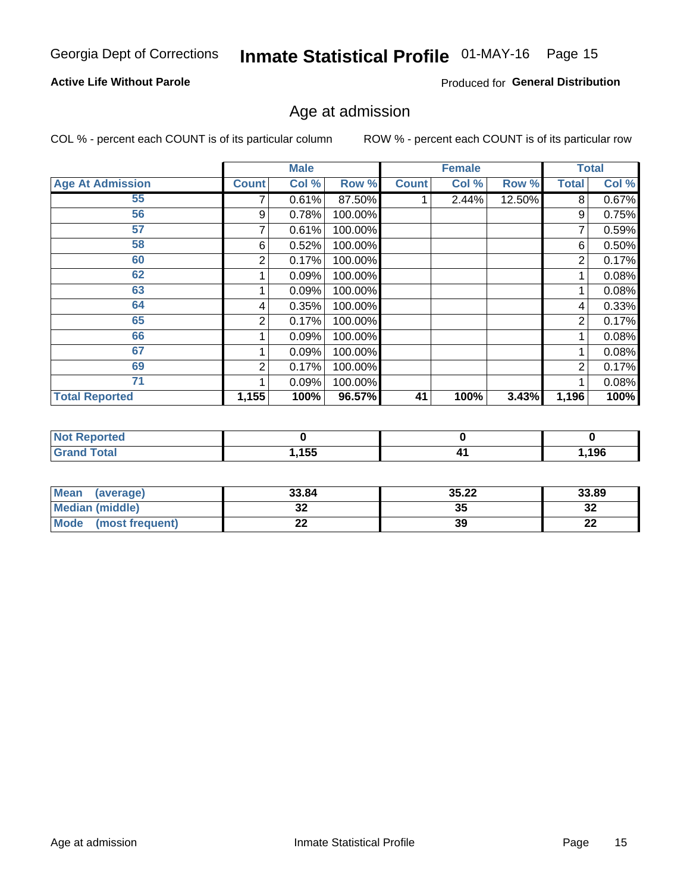Georgia Dept of Corrections **Inmate Statistical Profile** 01-MAY-16 Page 15

**Active Life Without Parole**

Produced for **General Distribution**

## Age at admission

COL % - percent each COUNT is of its particular column ROW % - percent each COUNT is of its particular row

| | Male | | | Female | | | Total | |
|---|---|---|---|---|---|---|---|---|
| **Age At Admission** | **Count** | **Col %** | **Row %** | **Count** | **Col %** | **Row %** | **Total** | **Col %** |
| 55 | 7 | 0.61% | 87.50% | 1 | 2.44% | 12.50% | 8 | 0.67% |
| 56 | 9 | 0.78% | 100.00% | | | | 9 | 0.75% |
| 57 | 7 | 0.61% | 100.00% | | | | 7 | 0.59% |
| 58 | 6 | 0.52% | 100.00% | | | | 6 | 0.50% |
| 60 | 2 | 0.17% | 100.00% | | | | 2 | 0.17% |
| 62 | 1 | 0.09% | 100.00% | | | | 1 | 0.08% |
| 63 | 1 | 0.09% | 100.00% | | | | 1 | 0.08% |
| 64 | 4 | 0.35% | 100.00% | | | | 4 | 0.33% |
| 65 | 2 | 0.17% | 100.00% | | | | 2 | 0.17% |
| 66 | 1 | 0.09% | 100.00% | | | | 1 | 0.08% |
| 67 | 1 | 0.09% | 100.00% | | | | 1 | 0.08% |
| 69 | 2 | 0.17% | 100.00% | | | | 2 | 0.17% |
| 71 | 1 | 0.09% | 100.00% | | | | 1 | 0.08% |
| **Total Reported** | **1,155** | **100%** | **96.57%** | **41** | **100%** | **3.43%** | **1,196** | **100%** |

| | Male | Female | Total |
|---|---|---|---|
| **Not Reported** | **0** | **0** | **0** |
| **Grand Total** | **1,155** | **41** | **1,196** |

| | Male | Female | Total |
|---|---|---|---|
| **Mean (average)** | **33.84** | **35.22** | **33.89** |
| **Median (middle)** | **32** | **35** | **32** |
| **Mode (most frequent)** | **22** | **39** | **22** |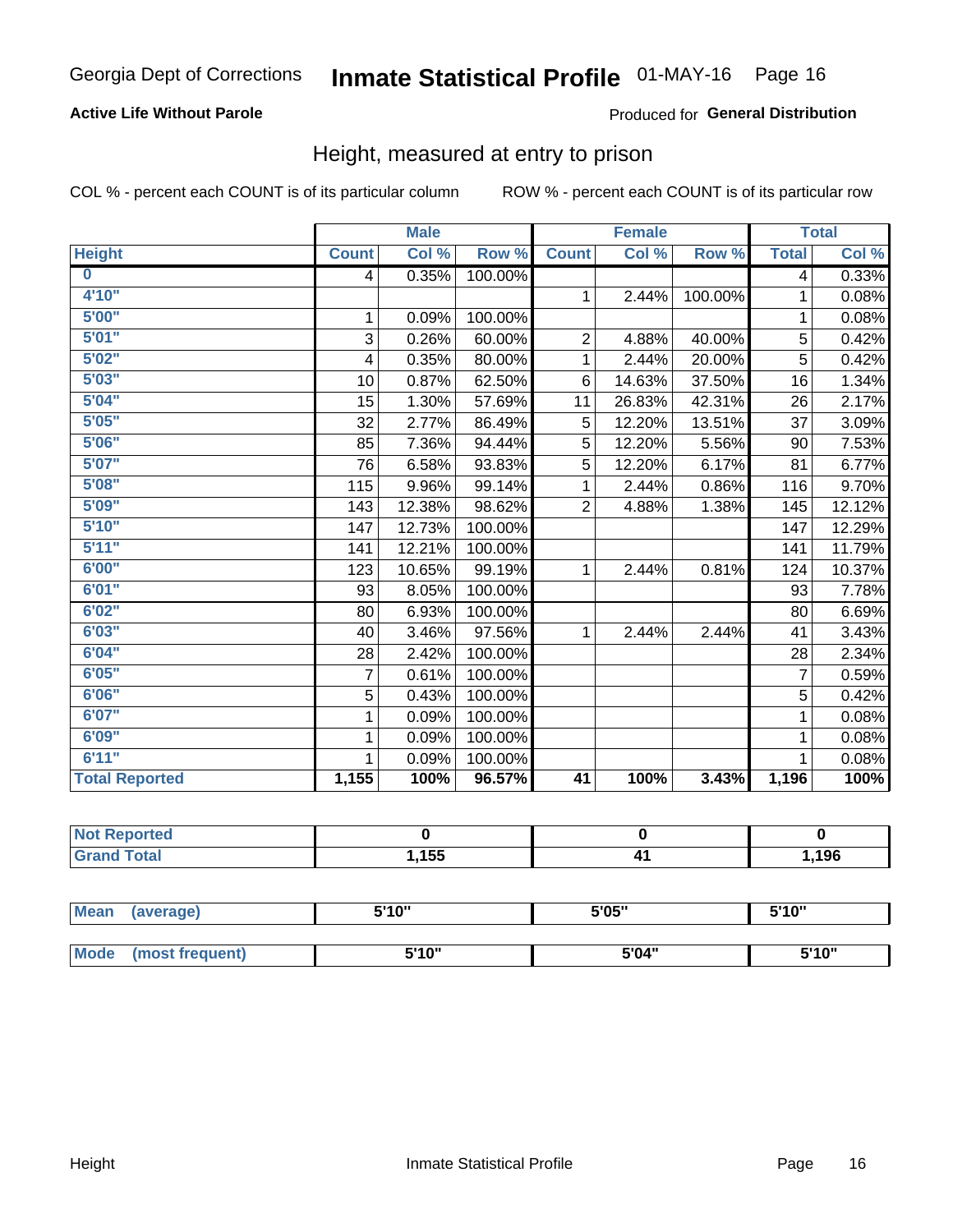Georgia Dept of Corrections **Inmate Statistical Profile** 01-MAY-16 Page 16

**Active Life Without Parole**

Produced for **General Distribution**

## Height, measured at entry to prison

COL % - percent each COUNT is of its particular column ROW % - percent each COUNT is of its particular row

| | Male | | | Female | | | Total | |
|---|---|---|---|---|---|---|---|---|
| **Height** | **Count** | **Col %** | **Row %** | **Count** | **Col %** | **Row %** | **Total** | **Col %** |
| **0** | 4 | 0.35% | 100.00% | | | | 4 | 0.33% |
| **4'10"** | | | | 1 | 2.44% | 100.00% | 1 | 0.08% |
| **5'00"** | 1 | 0.09% | 100.00% | | | | 1 | 0.08% |
| **5'01"** | 3 | 0.26% | 60.00% | 2 | 4.88% | 40.00% | 5 | 0.42% |
| **5'02"** | 4 | 0.35% | 80.00% | 1 | 2.44% | 20.00% | 5 | 0.42% |
| **5'03"** | 10 | 0.87% | 62.50% | 6 | 14.63% | 37.50% | 16 | 1.34% |
| **5'04"** | 15 | 1.30% | 57.69% | 11 | 26.83% | 42.31% | 26 | 2.17% |
| **5'05"** | 32 | 2.77% | 86.49% | 5 | 12.20% | 13.51% | 37 | 3.09% |
| **5'06"** | 85 | 7.36% | 94.44% | 5 | 12.20% | 5.56% | 90 | 7.53% |
| **5'07"** | 76 | 6.58% | 93.83% | 5 | 12.20% | 6.17% | 81 | 6.77% |
| **5'08"** | 115 | 9.96% | 99.14% | 1 | 2.44% | 0.86% | 116 | 9.70% |
| **5'09"** | 143 | 12.38% | 98.62% | 2 | 4.88% | 1.38% | 145 | 12.12% |
| **5'10"** | 147 | 12.73% | 100.00% | | | | 147 | 12.29% |
| **5'11"** | 141 | 12.21% | 100.00% | | | | 141 | 11.79% |
| **6'00"** | 123 | 10.65% | 99.19% | 1 | 2.44% | 0.81% | 124 | 10.37% |
| **6'01"** | 93 | 8.05% | 100.00% | | | | 93 | 7.78% |
| **6'02"** | 80 | 6.93% | 100.00% | | | | 80 | 6.69% |
| **6'03"** | 40 | 3.46% | 97.56% | 1 | 2.44% | 2.44% | 41 | 3.43% |
| **6'04"** | 28 | 2.42% | 100.00% | | | | 28 | 2.34% |
| **6'05"** | 7 | 0.61% | 100.00% | | | | 7 | 0.59% |
| **6'06"** | 5 | 0.43% | 100.00% | | | | 5 | 0.42% |
| **6'07"** | 1 | 0.09% | 100.00% | | | | 1 | 0.08% |
| **6'09"** | 1 | 0.09% | 100.00% | | | | 1 | 0.08% |
| **6'11"** | 1 | 0.09% | 100.00% | | | | 1 | 0.08% |
| **Total Reported** | **1,155** | **100%** | **96.57%** | **41** | **100%** | **3.43%** | **1,196** | **100%** |

| | Male | Female | Total |
|---|---|---|---|
| **Not Reported** | **0** | **0** | **0** |
| **Grand Total** | **1,155** | **41** | **1,196** |

| | Male | Female | Total |
|---|---|---|---|
| **Mean (average)** | **5'10"** | **5'05"** | **5'10"** |
| **Mode (most frequent)** | **5'10"** | **5'04"** | **5'10"** |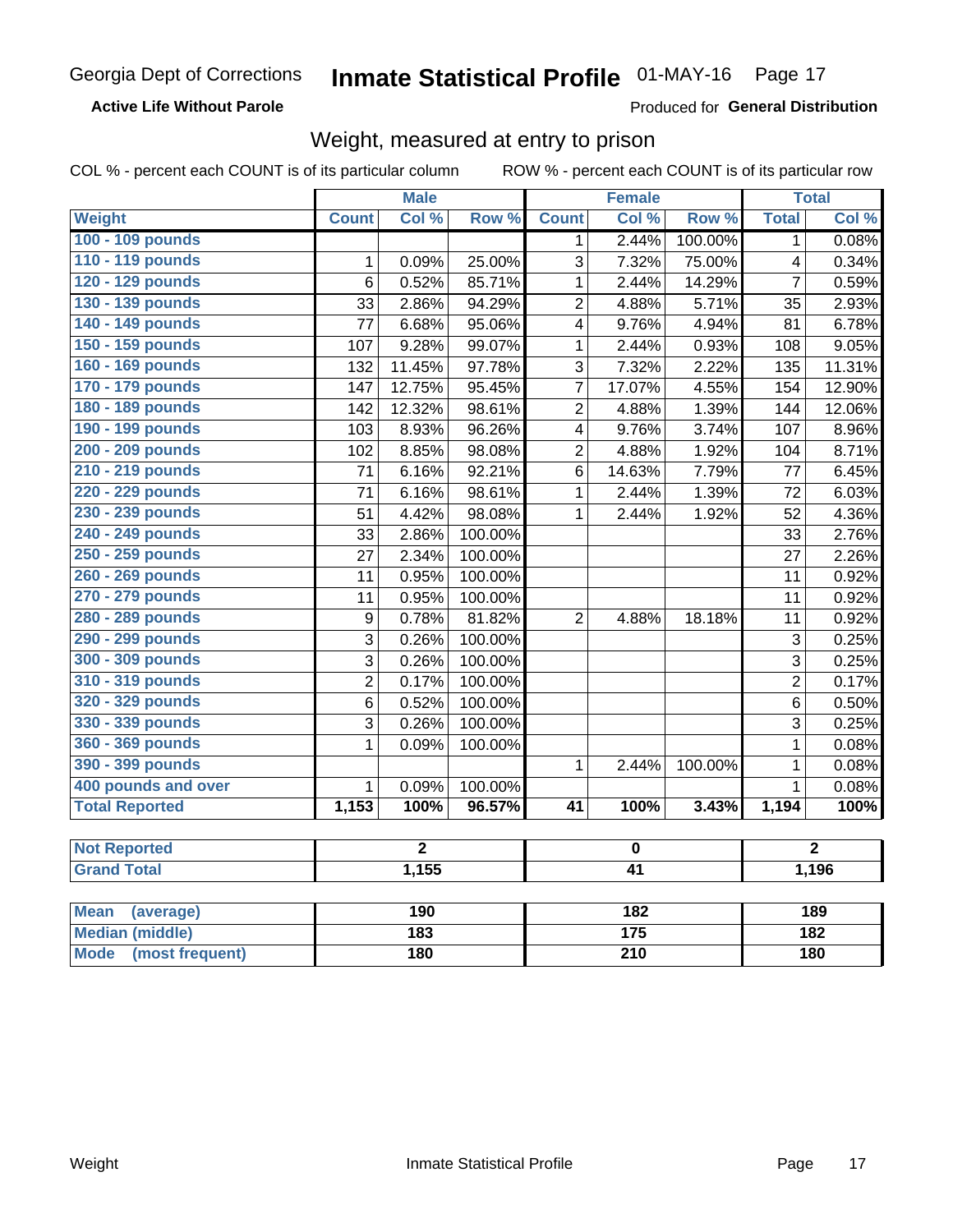Georgia Dept of Corrections

# Inmate Statistical Profile

01-MAY-16

**Active Life Without Parole**

Produced for **General Distribution**

## Weight, measured at entry to prison

COL % - percent each COUNT is of its particular column

ROW % - percent each COUNT is of its particular row

| | Male | | | Female | | | Total | |
|---|---|---|---|---|---|---|---|---|
| **Weight** | **Count** | **Col %** | **Row %** | **Count** | **Col %** | **Row %** | **Total** | **Col %** |
| **100 - 109 pounds** | | | | 1 | 2.44% | 100.00% | 1 | 0.08% |
| **110 - 119 pounds** | 1 | 0.09% | 25.00% | 3 | 7.32% | 75.00% | 4 | 0.34% |
| **120 - 129 pounds** | 6 | 0.52% | 85.71% | 1 | 2.44% | 14.29% | 7 | 0.59% |
| **130 - 139 pounds** | 33 | 2.86% | 94.29% | 2 | 4.88% | 5.71% | 35 | 2.93% |
| **140 - 149 pounds** | 77 | 6.68% | 95.06% | 4 | 9.76% | 4.94% | 81 | 6.78% |
| **150 - 159 pounds** | 107 | 9.28% | 99.07% | 1 | 2.44% | 0.93% | 108 | 9.05% |
| **160 - 169 pounds** | 132 | 11.45% | 97.78% | 3 | 7.32% | 2.22% | 135 | 11.31% |
| **170 - 179 pounds** | 147 | 12.75% | 95.45% | 7 | 17.07% | 4.55% | 154 | 12.90% |
| **180 - 189 pounds** | 142 | 12.32% | 98.61% | 2 | 4.88% | 1.39% | 144 | 12.06% |
| **190 - 199 pounds** | 103 | 8.93% | 96.26% | 4 | 9.76% | 3.74% | 107 | 8.96% |
| **200 - 209 pounds** | 102 | 8.85% | 98.08% | 2 | 4.88% | 1.92% | 104 | 8.71% |
| **210 - 219 pounds** | 71 | 6.16% | 92.21% | 6 | 14.63% | 7.79% | 77 | 6.45% |
| **220 - 229 pounds** | 71 | 6.16% | 98.61% | 1 | 2.44% | 1.39% | 72 | 6.03% |
| **230 - 239 pounds** | 51 | 4.42% | 98.08% | 1 | 2.44% | 1.92% | 52 | 4.36% |
| **240 - 249 pounds** | 33 | 2.86% | 100.00% | | | | 33 | 2.76% |
| **250 - 259 pounds** | 27 | 2.34% | 100.00% | | | | 27 | 2.26% |
| **260 - 269 pounds** | 11 | 0.95% | 100.00% | | | | 11 | 0.92% |
| **270 - 279 pounds** | 11 | 0.95% | 100.00% | | | | 11 | 0.92% |
| **280 - 289 pounds** | 9 | 0.78% | 81.82% | 2 | 4.88% | 18.18% | 11 | 0.92% |
| **290 - 299 pounds** | 3 | 0.26% | 100.00% | | | | 3 | 0.25% |
| **300 - 309 pounds** | 3 | 0.26% | 100.00% | | | | 3 | 0.25% |
| **310 - 319 pounds** | 2 | 0.17% | 100.00% | | | | 2 | 0.17% |
| **320 - 329 pounds** | 6 | 0.52% | 100.00% | | | | 6 | 0.50% |
| **330 - 339 pounds** | 3 | 0.26% | 100.00% | | | | 3 | 0.25% |
| **360 - 369 pounds** | 1 | 0.09% | 100.00% | | | | 1 | 0.08% |
| **390 - 399 pounds** | | | | 1 | 2.44% | 100.00% | 1 | 0.08% |
| **400 pounds and over** | 1 | 0.09% | 100.00% | | | | 1 | 0.08% |
| **Total Reported** | **1,153** | **100%** | **96.57%** | **41** | **100%** | **3.43%** | **1,194** | **100%** |

| | Male | Female | Total |
|---|---|---|---|
| **Not Reported** | **2** | **0** | **2** |
| **Grand Total** | **1,155** | **41** | **1,196** |

| | Male | Female | Total |
|---|---|---|---|
| **Mean (average)** | **190** | **182** | **189** |
| **Median (middle)** | **183** | **175** | **182** |
| **Mode (most frequent)** | **180** | **210** | **180** |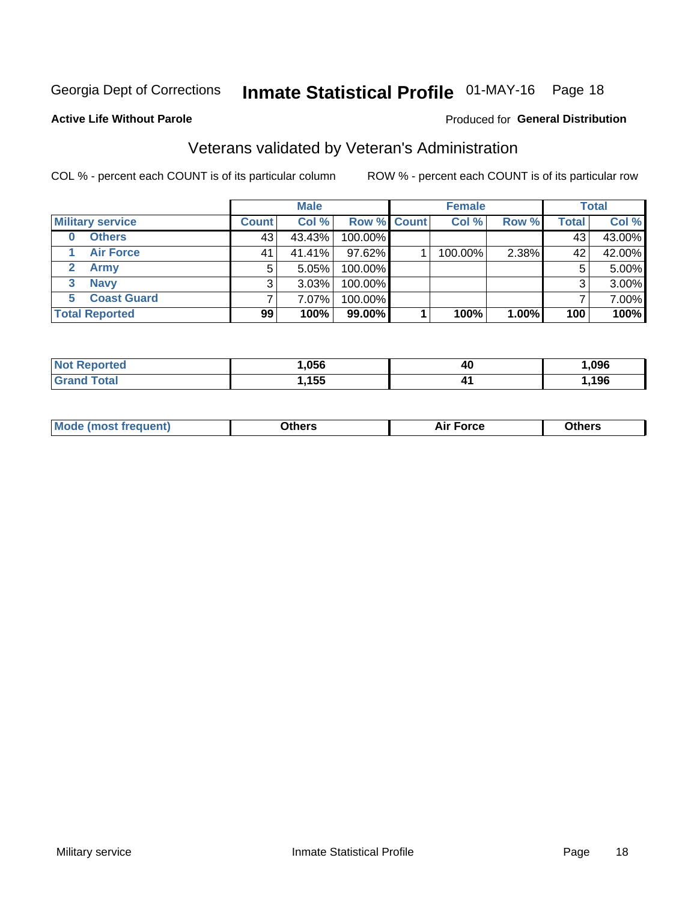Georgia Dept of Corrections **Inmate Statistical Profile** 01-MAY-16 Page 18

**Active Life Without Parole**

Produced for **General Distribution**

## Veterans validated by Veteran's Administration

COL % - percent each COUNT is of its particular column

ROW % - percent each COUNT is of its particular row

| | Male | | | Female | | | Total | |
|---|---|---|---|---|---|---|---|---|
| Military service | Count | Col % | Row % | Count | Col % | Row % | Total | Col % |
| 0 Others | 43 | 43.43% | 100.00% | | | | 43 | 43.00% |
| 1 Air Force | 41 | 41.41% | 97.62% | 1 | 100.00% | 2.38% | 42 | 42.00% |
| 2 Army | 5 | 5.05% | 100.00% | | | | 5 | 5.00% |
| 3 Navy | 3 | 3.03% | 100.00% | | | | 3 | 3.00% |
| 5 Coast Guard | 7 | 7.07% | 100.00% | | | | 7 | 7.00% |
| **Total Reported** | **99** | **100%** | **99.00%** | **1** | **100%** | **1.00%** | **100** | **100%** |

| | Male | Female | Total |
|---|---|---|---|
| Not Reported | 1,056 | 40 | 1,096 |
| Grand Total | 1,155 | 41 | 1,196 |

| | Male | Female | Total |
|---|---|---|---|
| Mode (most frequent) | Others | Air Force | Others |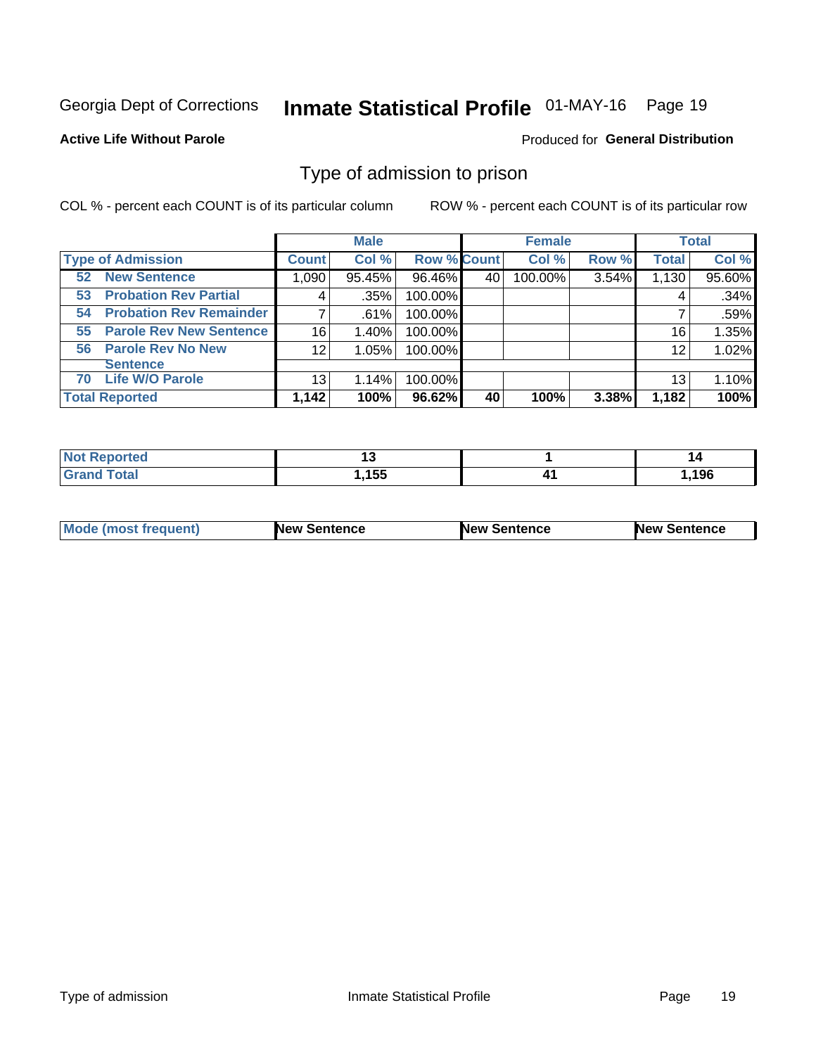Georgia Dept of Corrections **Inmate Statistical Profile** 01-MAY-16

**Active Life Without Parole**

Produced for **General Distribution**

## Type of admission to prison

COL % - percent each COUNT is of its particular column ROW % - percent each COUNT is of its particular row

| | Male | | | Female | | | Total | |
|---|---|---|---|---|---|---|---|---|
| **Type of Admission** | **Count** | **Col %** | **Row %** | **Count** | **Col %** | **Row %** | **Total** | **Col %** |
| 52 New Sentence | 1,090 | 95.45% | 96.46% | 40 | 100.00% | 3.54% | 1,130 | 95.60% |
| 53 Probation Rev Partial | 4 | .35% | 100.00% | | | | 4 | .34% |
| 54 Probation Rev Remainder | 7 | .61% | 100.00% | | | | 7 | .59% |
| 55 Parole Rev New Sentence | 16 | 1.40% | 100.00% | | | | 16 | 1.35% |
| 56 Parole Rev No New Sentence | 12 | 1.05% | 100.00% | | | | 12 | 1.02% |
| 70 Life W/O Parole | 13 | 1.14% | 100.00% | | | | 13 | 1.10% |
| **Total Reported** | **1,142** | **100%** | **96.62%** | **40** | **100%** | **3.38%** | **1,182** | **100%** |

| | Male | Female | Total |
|---|---|---|---|
| Not Reported | 13 | 1 | 14 |
| Grand Total | 1,155 | 41 | 1,196 |

| | Male | Female | Total |
|---|---|---|---|
| Mode (most frequent) | New Sentence | New Sentence | New Sentence |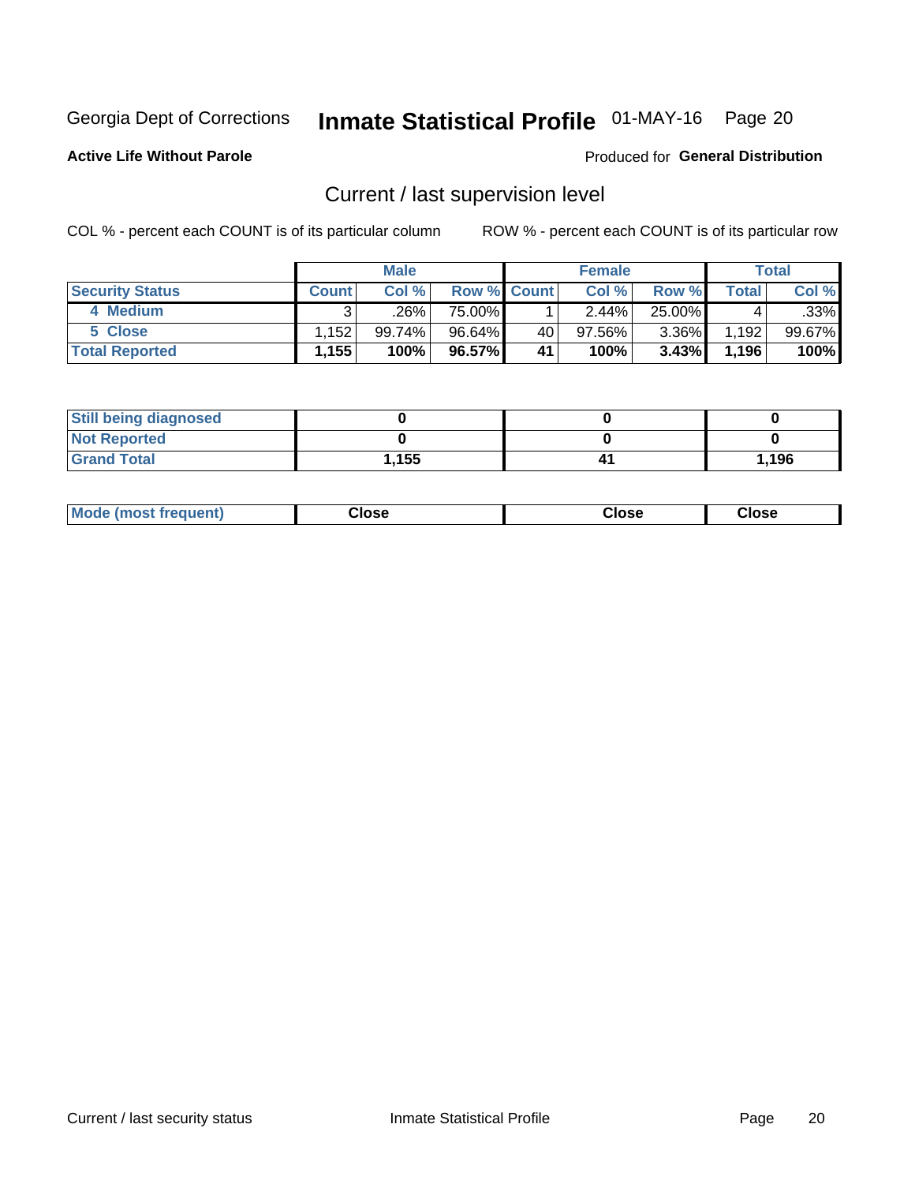Georgia Dept of Corrections **Inmate Statistical Profile** 01-MAY-16 Page 20

**Active Life Without Parole**

Produced for **General Distribution**

## Current / last supervision level

COL % - percent each COUNT is of its particular column

ROW % - percent each COUNT is of its particular row

| | Male | | | Female | | | Total | |
|---|---|---|---|---|---|---|---|---|
| **Security Status** | **Count** | **Col %** | **Row %** | **Count** | **Col %** | **Row %** | **Total** | **Col %** |
| 4 Medium | 3 | .26% | 75.00% | 1 | 2.44% | 25.00% | 4 | .33% |
| 5 Close | 1,152 | 99.74% | 96.64% | 40 | 97.56% | 3.36% | 1,192 | 99.67% |
| **Total Reported** | **1,155** | **100%** | **96.57%** | **41** | **100%** | **3.43%** | **1,196** | **100%** |

| | | | |
|---|---|---|---|
| **Still being diagnosed** | **0** | **0** | **0** |
| **Not Reported** | **0** | **0** | **0** |
| **Grand Total** | **1,155** | **41** | **1,196** |

| | | | |
|---|---|---|---|
| **Mode (most frequent)** | **Close** | **Close** | **Close** |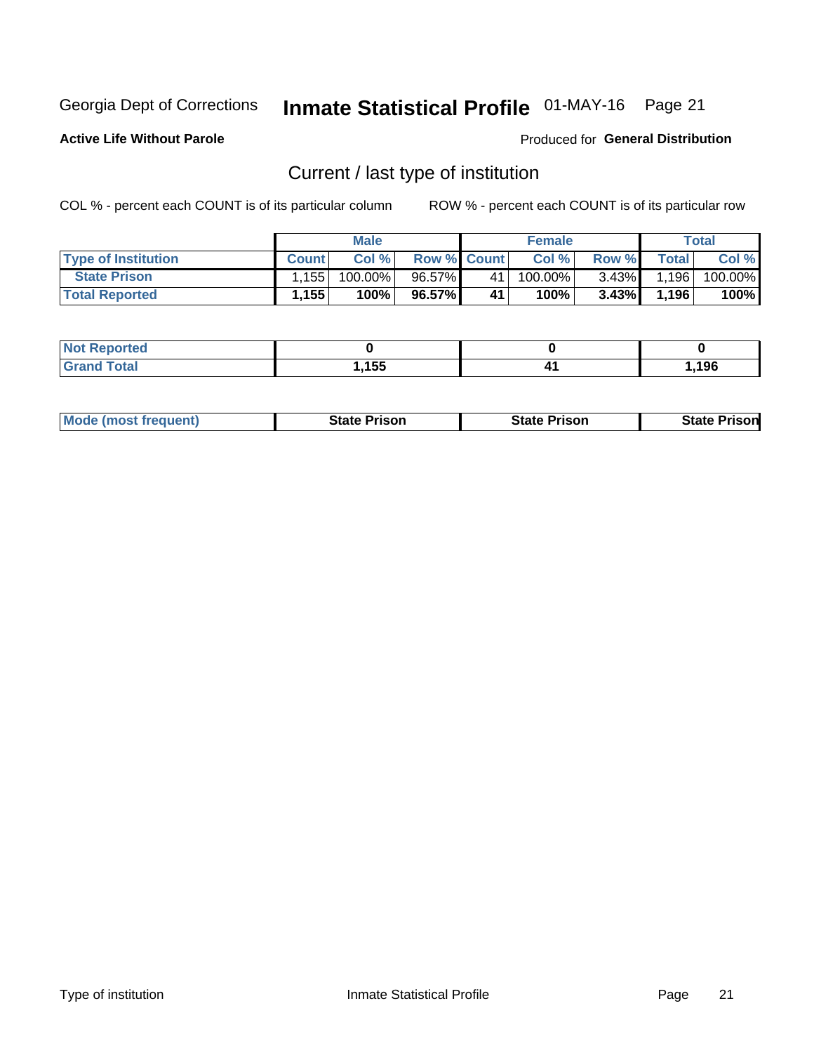Georgia Dept of Corrections **Inmate Statistical Profile** 01-MAY-16

**Active Life Without Parole**

Produced for **General Distribution**

## Current / last type of institution

COL % - percent each COUNT is of its particular column    ROW % - percent each COUNT is of its particular row

| | Male | | | Female | | | Total | |
|---|---|---|---|---|---|---|---|---|
| Type of Institution | Count | Col % | Row % | Count | Col % | Row % | Total | Col % |
| State Prison | 1,155 | 100.00% | 96.57% | 41 | 100.00% | 3.43% | 1,196 | 100.00% |
| **Total Reported** | **1,155** | **100%** | **96.57%** | **41** | **100%** | **3.43%** | **1,196** | **100%** |

| | Male | Female | Total |
|---|---|---|---|
| Not Reported | **0** | **0** | **0** |
| Grand Total | **1,155** | **41** | **1,196** |

| | Male | Female | Total |
|---|---|---|---|
| Mode (most frequent) | **State Prison** | **State Prison** | **State Prison** |

Type of institution    Inmate Statistical Profile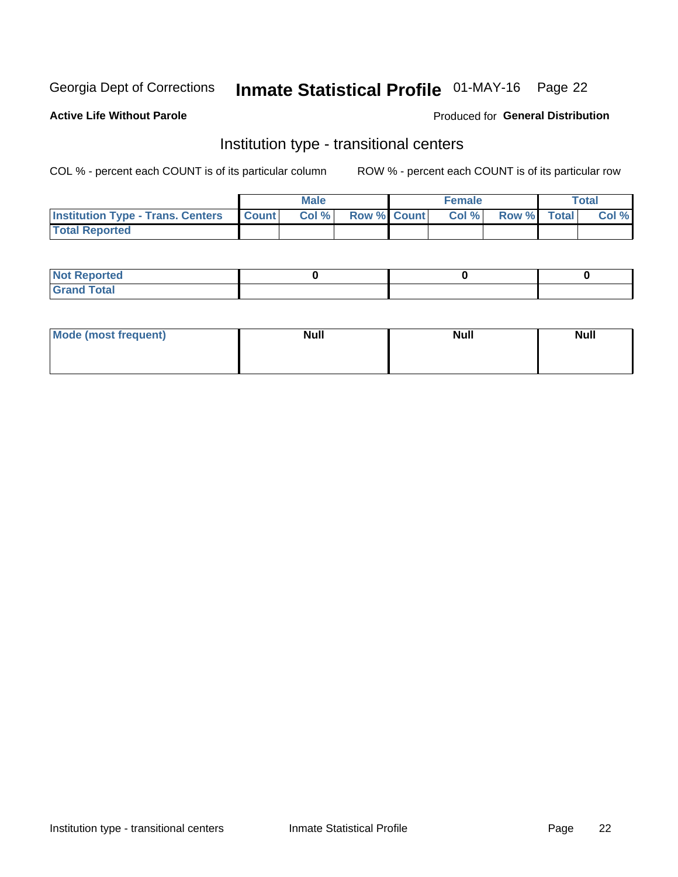Georgia Dept of Corrections **Inmate Statistical Profile** 01-MAY-16

**Active Life Without Parole**

Produced for **General Distribution**

## Institution type - transitional centers

COL % - percent each COUNT is of its particular column ROW % - percent each COUNT is of its particular row

| | Male | | | Female | | | Total | |
|---|---|---|---|---|---|---|---|---|
| **Institution Type - Trans. Centers** | **Count** | **Col %** | **Row %** | **Count** | **Col %** | **Row %** | **Total** | **Col %** |
| **Total Reported** | | | | | | | | |

| | | | |
|---|---|---|---|
| **Not Reported** | 0 | 0 | 0 |
| **Grand Total** | | | |

| | | | |
|---|---|---|---|
| **Mode (most frequent)** | Null | Null | Null |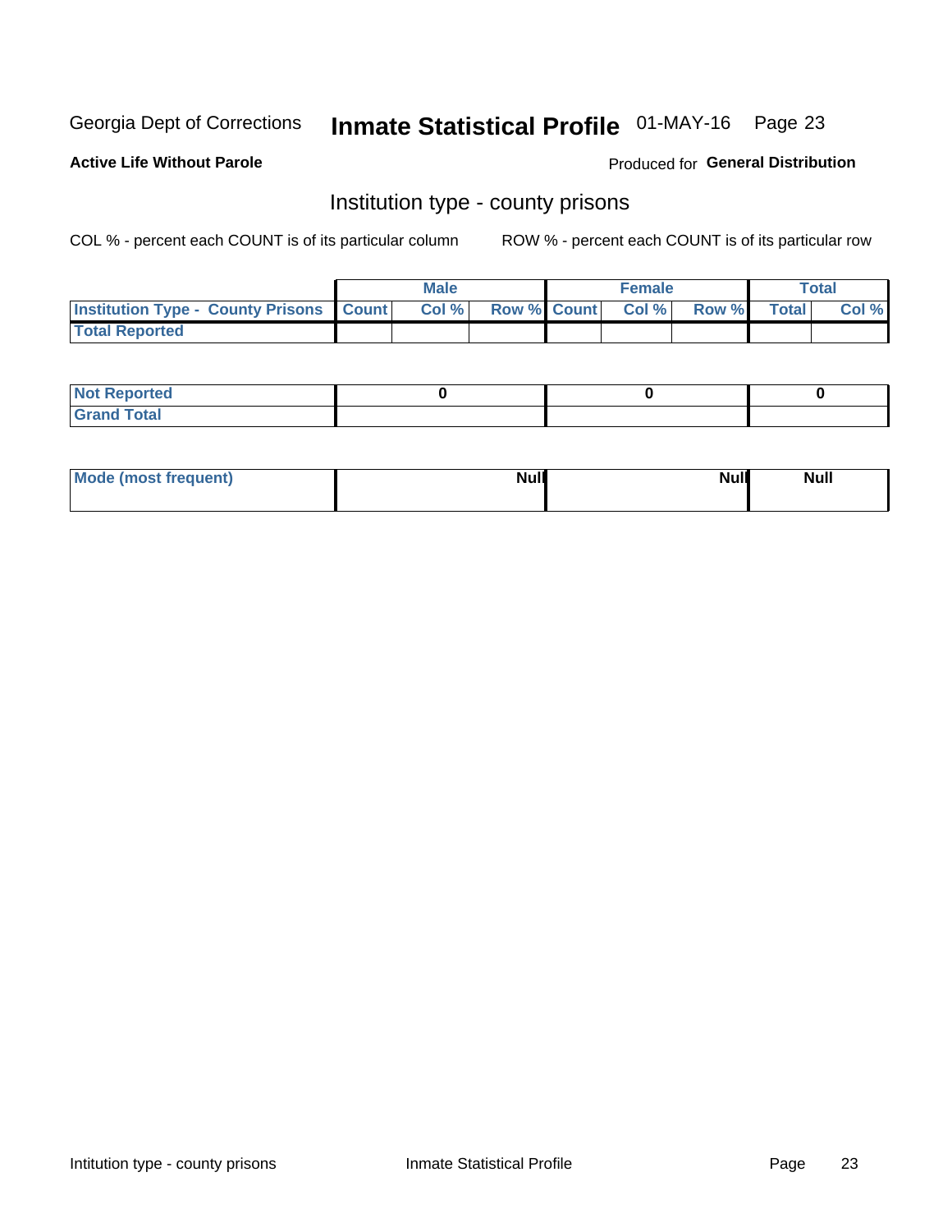Georgia Dept of Corrections **Inmate Statistical Profile** 01-MAY-16 Page 23

**Active Life Without Parole** Produced for **General Distribution**

## Institution type - county prisons

COL % - percent each COUNT is of its particular column ROW % - percent each COUNT is of its particular row

| | Male | | | Female | | | Total | |
|---|---|---|---|---|---|---|---|---|
| **Institution Type - County Prisons** | **Count** | **Col %** | **Row %** | **Count** | **Col %** | **Row %** | **Total** | **Col %** |
| **Total Reported** | | | | | | | | |

| | Male | Female | Total |
|---|---|---|---|
| **Not Reported** | 0 | 0 | 0 |
| **Grand Total** | | | |

| | Male | Female | Total |
|---|---|---|---|
| **Mode (most frequent)** | Null | Null | Null |

Intitution type - county prisons Inmate Statistical Profile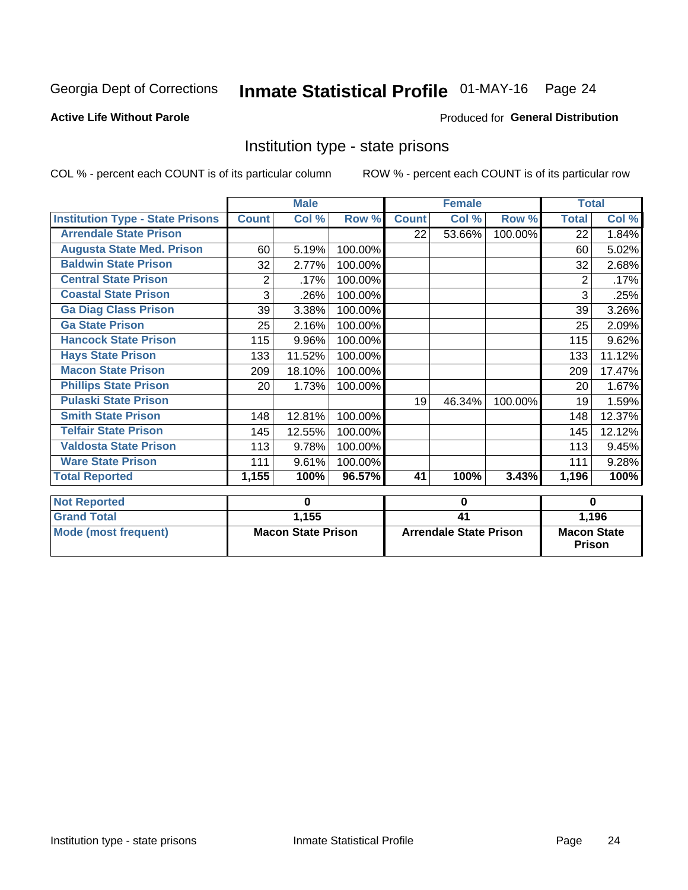Georgia Dept of Corrections **Inmate Statistical Profile** 01-MAY-16

**Active Life Without Parole**

Produced for **General Distribution**

## Institution type - state prisons

COL % - percent each COUNT is of its particular column ROW % - percent each COUNT is of its particular row

| | Male | | | Female | | | Total | |
|---|---|---|---|---|---|---|---|---|
| **Institution Type - State Prisons** | **Count** | **Col %** | **Row %** | **Count** | **Col %** | **Row %** | **Total** | **Col %** |
| **Arrendale State Prison** | | | | 22 | 53.66% | 100.00% | 22 | 1.84% |
| **Augusta State Med. Prison** | 60 | 5.19% | 100.00% | | | | 60 | 5.02% |
| **Baldwin State Prison** | 32 | 2.77% | 100.00% | | | | 32 | 2.68% |
| **Central State Prison** | 2 | .17% | 100.00% | | | | 2 | .17% |
| **Coastal State Prison** | 3 | .26% | 100.00% | | | | 3 | .25% |
| **Ga Diag Class Prison** | 39 | 3.38% | 100.00% | | | | 39 | 3.26% |
| **Ga State Prison** | 25 | 2.16% | 100.00% | | | | 25 | 2.09% |
| **Hancock State Prison** | 115 | 9.96% | 100.00% | | | | 115 | 9.62% |
| **Hays State Prison** | 133 | 11.52% | 100.00% | | | | 133 | 11.12% |
| **Macon State Prison** | 209 | 18.10% | 100.00% | | | | 209 | 17.47% |
| **Phillips State Prison** | 20 | 1.73% | 100.00% | | | | 20 | 1.67% |
| **Pulaski State Prison** | | | | 19 | 46.34% | 100.00% | 19 | 1.59% |
| **Smith State Prison** | 148 | 12.81% | 100.00% | | | | 148 | 12.37% |
| **Telfair State Prison** | 145 | 12.55% | 100.00% | | | | 145 | 12.12% |
| **Valdosta State Prison** | 113 | 9.78% | 100.00% | | | | 113 | 9.45% |
| **Ware State Prison** | 111 | 9.61% | 100.00% | | | | 111 | 9.28% |
| **Total Reported** | **1,155** | **100%** | **96.57%** | **41** | **100%** | **3.43%** | **1,196** | **100%** |

| | Male | Female | Total |
|---|---|---|---|
| **Not Reported** | **0** | **0** | **0** |
| **Grand Total** | **1,155** | **41** | **1,196** |
| **Mode (most frequent)** | **Macon State Prison** | **Arrendale State Prison** | **Macon State Prison** |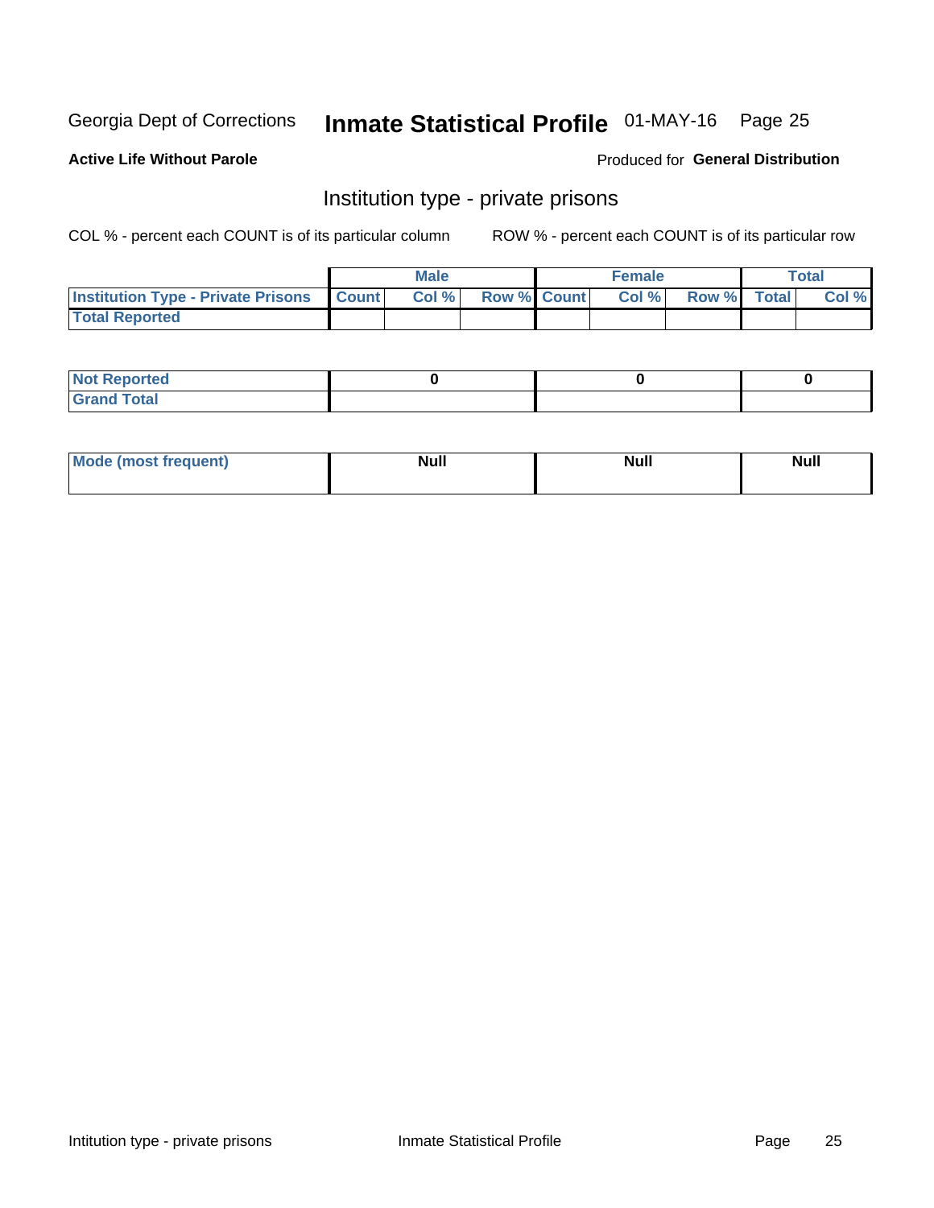Georgia Dept of Corrections **Inmate Statistical Profile** 01-MAY-16

**Active Life Without Parole**

Produced for **General Distribution**

## Institution type - private prisons

COL % - percent each COUNT is of its particular column

ROW % - percent each COUNT is of its particular row

| | Male | | | Female | | | Total | |
|---|---|---|---|---|---|---|---|---|
| Institution Type - Private Prisons | Count | Col % | Row % | Count | Col % | Row % | Total | Col % |
| Total Reported | | | | | | | | |

| | | | |
|---|---|---|---|
| Not Reported | 0 | 0 | 0 |
| Grand Total | | | |

| | | | |
|---|---|---|---|
| Mode (most frequent) | Null | Null | Null |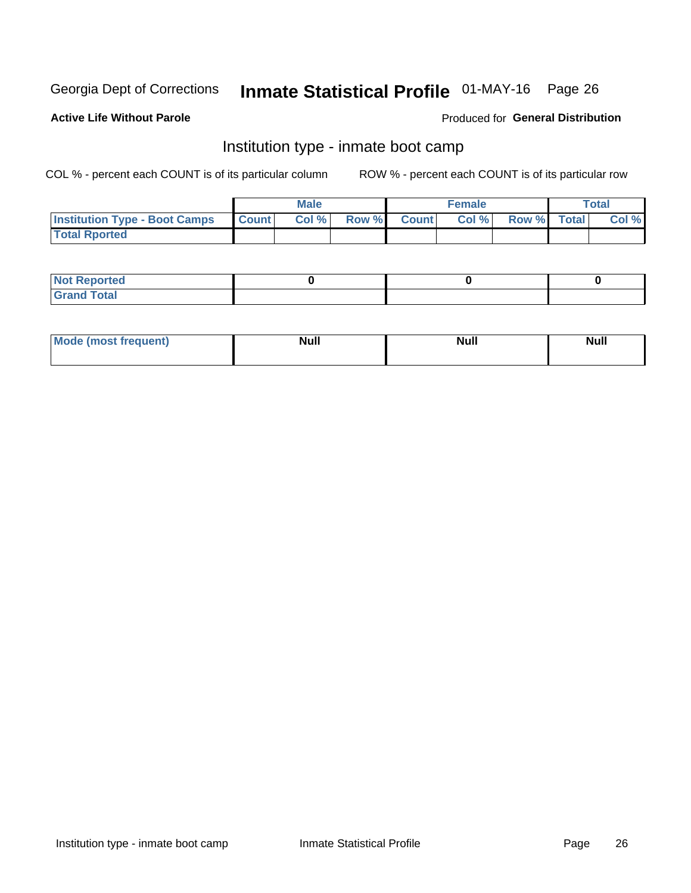Georgia Dept of Corrections **Inmate Statistical Profile** 01-MAY-16

**Active Life Without Parole**

Produced for **General Distribution**

## Institution type - inmate boot camp

COL % - percent each COUNT is of its particular column

ROW % - percent each COUNT is of its particular row

| | Male | | | Female | | | Total | |
|---|---|---|---|---|---|---|---|---|
| Institution Type - Boot Camps | Count | Col % | Row % | Count | Col % | Row % | Total | Col % |
| Total Rported | | | | | | | | |

| | Male | Female | Total |
|---|---|---|---|
| Not Reported | 0 | 0 | 0 |
| Grand Total | | | |

| | Male | Female | Total |
|---|---|---|---|
| Mode (most frequent) | Null | Null | Null |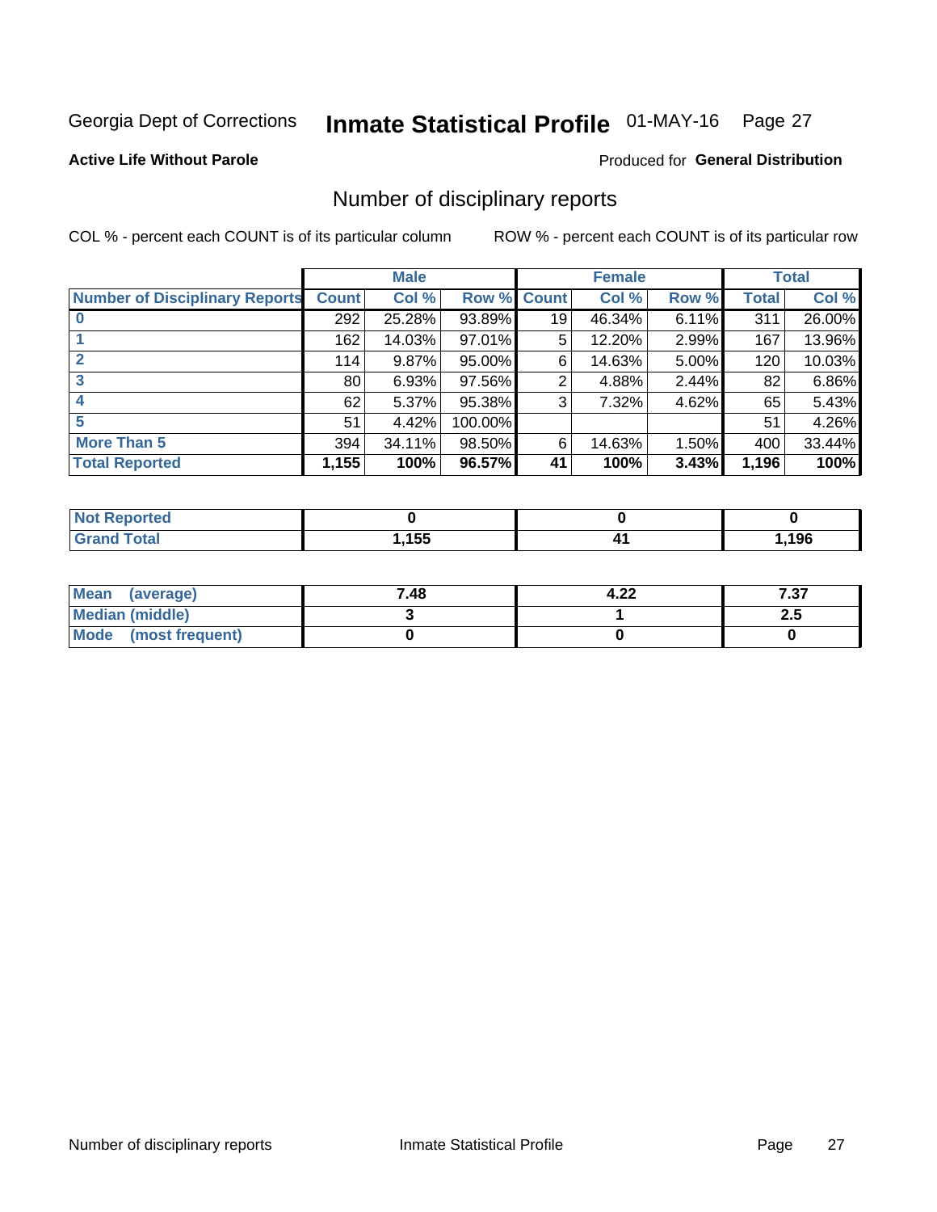Georgia Dept of Corrections **Inmate Statistical Profile** 01-MAY-16 Page 27

**Active Life Without Parole**

Produced for **General Distribution**

## Number of disciplinary reports

COL % - percent each COUNT is of its particular column

ROW % - percent each COUNT is of its particular row

| | Male | | | Female | | | Total | |
|---|---|---|---|---|---|---|---|---|
| **Number of Disciplinary Reports** | **Count** | **Col %** | **Row %** | **Count** | **Col %** | **Row %** | **Total** | **Col %** |
| **0** | 292 | 25.28% | 93.89% | 19 | 46.34% | 6.11% | 311 | 26.00% |
| **1** | 162 | 14.03% | 97.01% | 5 | 12.20% | 2.99% | 167 | 13.96% |
| **2** | 114 | 9.87% | 95.00% | 6 | 14.63% | 5.00% | 120 | 10.03% |
| **3** | 80 | 6.93% | 97.56% | 2 | 4.88% | 2.44% | 82 | 6.86% |
| **4** | 62 | 5.37% | 95.38% | 3 | 7.32% | 4.62% | 65 | 5.43% |
| **5** | 51 | 4.42% | 100.00% | | | | 51 | 4.26% |
| **More Than 5** | 394 | 34.11% | 98.50% | 6 | 14.63% | 1.50% | 400 | 33.44% |
| **Total Reported** | **1,155** | **100%** | **96.57%** | **41** | **100%** | **3.43%** | **1,196** | **100%** |

| | Male | Female | Total |
|---|---|---|---|
| **Not Reported** | **0** | **0** | **0** |
| **Grand Total** | **1,155** | **41** | **1,196** |

| | Male | Female | Total |
|---|---|---|---|
| **Mean (average)** | **7.48** | **4.22** | **7.37** |
| **Median (middle)** | **3** | **1** | **2.5** |
| **Mode (most frequent)** | **0** | **0** | **0** |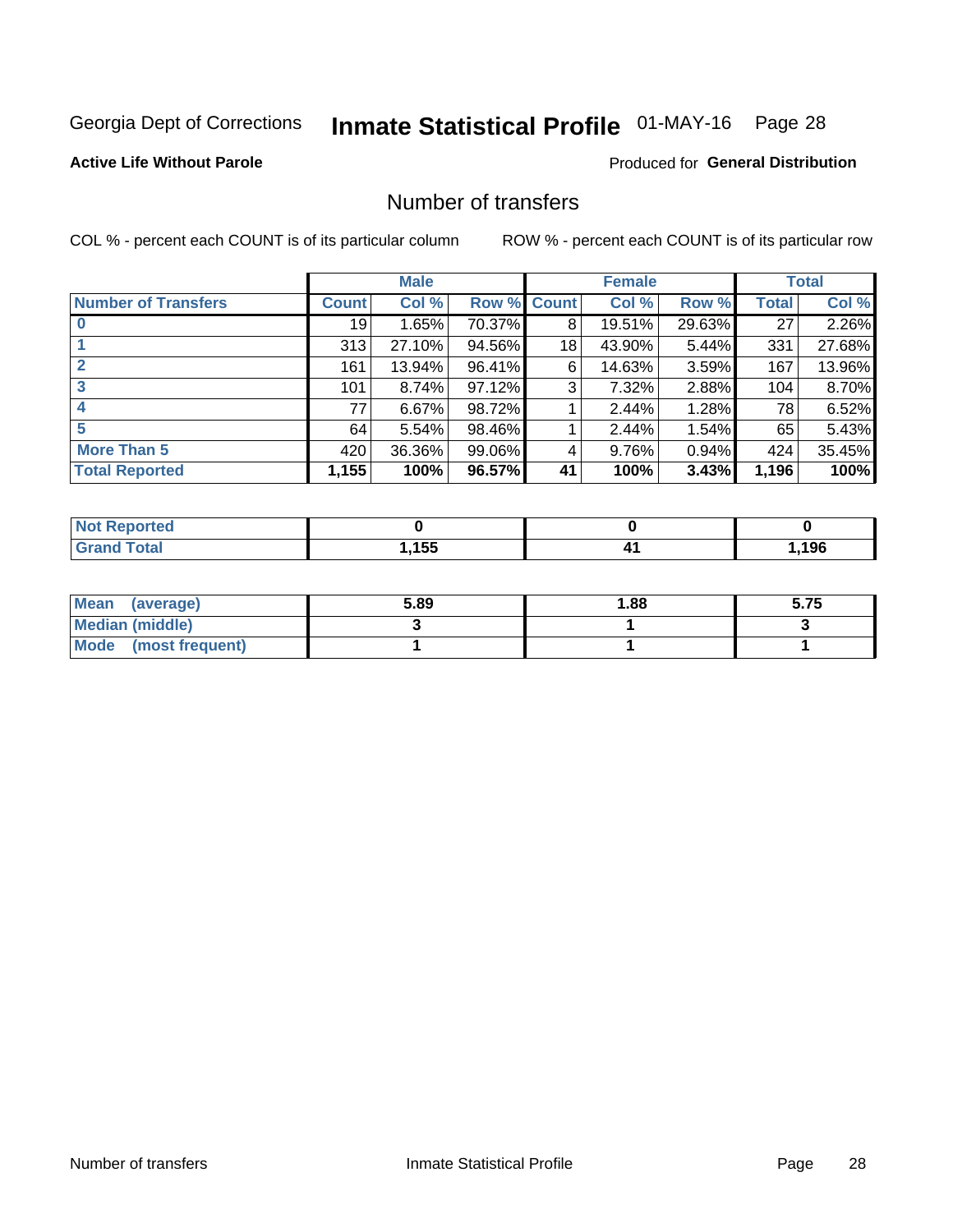Georgia Dept of Corrections **Inmate Statistical Profile** 01-MAY-16

**Active Life Without Parole**

Produced for **General Distribution**

## Number of transfers

COL % - percent each COUNT is of its particular column

ROW % - percent each COUNT is of its particular row

| | Male | | | Female | | | Total | |
|---|---|---|---|---|---|---|---|---|
| **Number of Transfers** | **Count** | **Col %** | **Row %** | **Count** | **Col %** | **Row %** | **Total** | **Col %** |
| **0** | 19 | 1.65% | 70.37% | 8 | 19.51% | 29.63% | 27 | 2.26% |
| **1** | 313 | 27.10% | 94.56% | 18 | 43.90% | 5.44% | 331 | 27.68% |
| **2** | 161 | 13.94% | 96.41% | 6 | 14.63% | 3.59% | 167 | 13.96% |
| **3** | 101 | 8.74% | 97.12% | 3 | 7.32% | 2.88% | 104 | 8.70% |
| **4** | 77 | 6.67% | 98.72% | 1 | 2.44% | 1.28% | 78 | 6.52% |
| **5** | 64 | 5.54% | 98.46% | 1 | 2.44% | 1.54% | 65 | 5.43% |
| **More Than 5** | 420 | 36.36% | 99.06% | 4 | 9.76% | 0.94% | 424 | 35.45% |
| **Total Reported** | **1,155** | **100%** | **96.57%** | **41** | **100%** | **3.43%** | **1,196** | **100%** |

| | | | |
|---|---|---|---|
| **Not Reported** | **0** | **0** | **0** |
| **Grand Total** | **1,155** | **41** | **1,196** |

| | | | |
|---|---|---|---|
| **Mean (average)** | **5.89** | **1.88** | **5.75** |
| **Median (middle)** | **3** | **1** | **3** |
| **Mode (most frequent)** | **1** | **1** | **1** |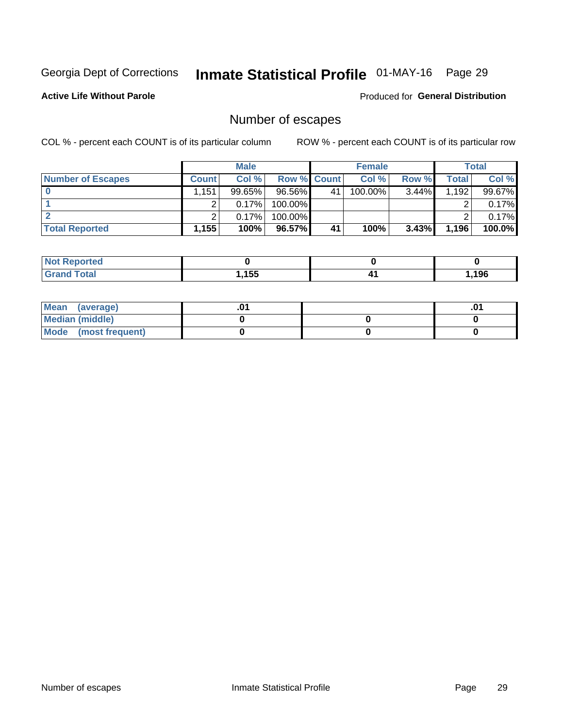Georgia Dept of Corrections **Inmate Statistical Profile** 01-MAY-16

**Active Life Without Parole**

Produced for **General Distribution**

## Number of escapes

COL % - percent each COUNT is of its particular column ROW % - percent each COUNT is of its particular row

| | Male | | | Female | | | Total | |
|---|---|---|---|---|---|---|---|---|
| **Number of Escapes** | **Count** | **Col %** | **Row %** | **Count** | **Col %** | **Row %** | **Total** | **Col %** |
| **0** | 1,151 | 99.65% | 96.56% | 41 | 100.00% | 3.44% | 1,192 | 99.67% |
| **1** | 2 | 0.17% | 100.00% | | | | 2 | 0.17% |
| **2** | 2 | 0.17% | 100.00% | | | | 2 | 0.17% |
| **Total Reported** | **1,155** | **100%** | **96.57%** | **41** | **100%** | **3.43%** | **1,196** | **100.0%** |

| | Male | Female | Total |
|---|---|---|---|
| **Not Reported** | **0** | **0** | **0** |
| **Grand Total** | **1,155** | **41** | **1,196** |

| | Male | Female | Total |
|---|---|---|---|
| **Mean (average)** | **.01** | | **.01** |
| **Median (middle)** | **0** | **0** | **0** |
| **Mode (most frequent)** | **0** | **0** | **0** |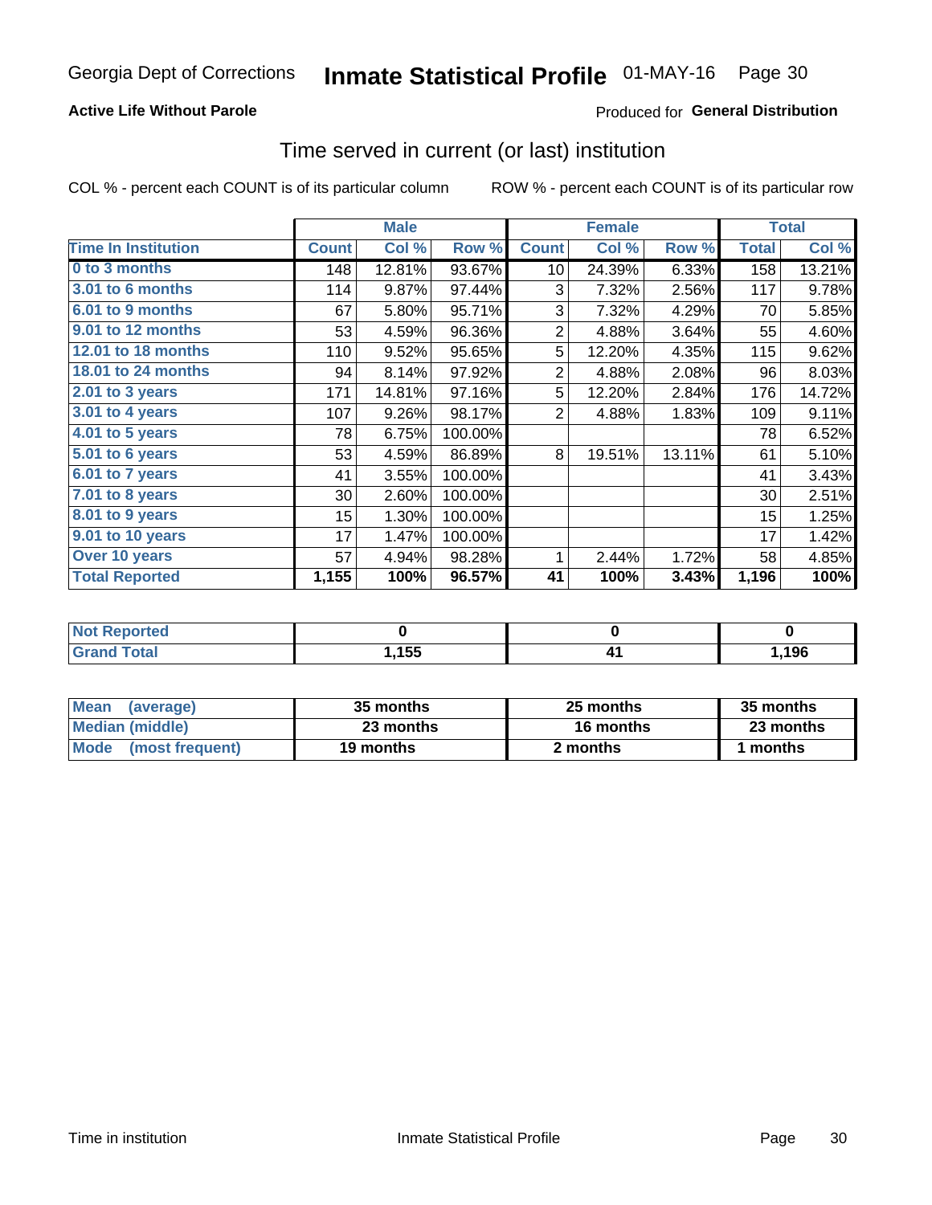Georgia Dept of Corrections **Inmate Statistical Profile** 01-MAY-16 Page 30

**Active Life Without Parole**

Produced for **General Distribution**

## Time served in current (or last) institution

COL % - percent each COUNT is of its particular column ROW % - percent each COUNT is of its particular row

| | Male | | | Female | | | Total | |
|---|---|---|---|---|---|---|---|---|
| **Time In Institution** | **Count** | **Col %** | **Row %** | **Count** | **Col %** | **Row %** | **Total** | **Col %** |
| **0 to 3 months** | 148 | 12.81% | 93.67% | 10 | 24.39% | 6.33% | 158 | 13.21% |
| **3.01 to 6 months** | 114 | 9.87% | 97.44% | 3 | 7.32% | 2.56% | 117 | 9.78% |
| **6.01 to 9 months** | 67 | 5.80% | 95.71% | 3 | 7.32% | 4.29% | 70 | 5.85% |
| **9.01 to 12 months** | 53 | 4.59% | 96.36% | 2 | 4.88% | 3.64% | 55 | 4.60% |
| **12.01 to 18 months** | 110 | 9.52% | 95.65% | 5 | 12.20% | 4.35% | 115 | 9.62% |
| **18.01 to 24 months** | 94 | 8.14% | 97.92% | 2 | 4.88% | 2.08% | 96 | 8.03% |
| **2.01 to 3 years** | 171 | 14.81% | 97.16% | 5 | 12.20% | 2.84% | 176 | 14.72% |
| **3.01 to 4 years** | 107 | 9.26% | 98.17% | 2 | 4.88% | 1.83% | 109 | 9.11% |
| **4.01 to 5 years** | 78 | 6.75% | 100.00% | | | | 78 | 6.52% |
| **5.01 to 6 years** | 53 | 4.59% | 86.89% | 8 | 19.51% | 13.11% | 61 | 5.10% |
| **6.01 to 7 years** | 41 | 3.55% | 100.00% | | | | 41 | 3.43% |
| **7.01 to 8 years** | 30 | 2.60% | 100.00% | | | | 30 | 2.51% |
| **8.01 to 9 years** | 15 | 1.30% | 100.00% | | | | 15 | 1.25% |
| **9.01 to 10 years** | 17 | 1.47% | 100.00% | | | | 17 | 1.42% |
| **Over 10 years** | 57 | 4.94% | 98.28% | 1 | 2.44% | 1.72% | 58 | 4.85% |
| **Total Reported** | **1,155** | **100%** | **96.57%** | **41** | **100%** | **3.43%** | **1,196** | **100%** |

| | Male | Female | Total |
|---|---|---|---|
| **Not Reported** | **0** | **0** | **0** |
| **Grand Total** | **1,155** | **41** | **1,196** |

| | Male | Female | Total |
|---|---|---|---|
| **Mean (average)** | **35 months** | **25 months** | **35 months** |
| **Median (middle)** | **23 months** | **16 months** | **23 months** |
| **Mode (most frequent)** | **19 months** | **2 months** | **1 months** |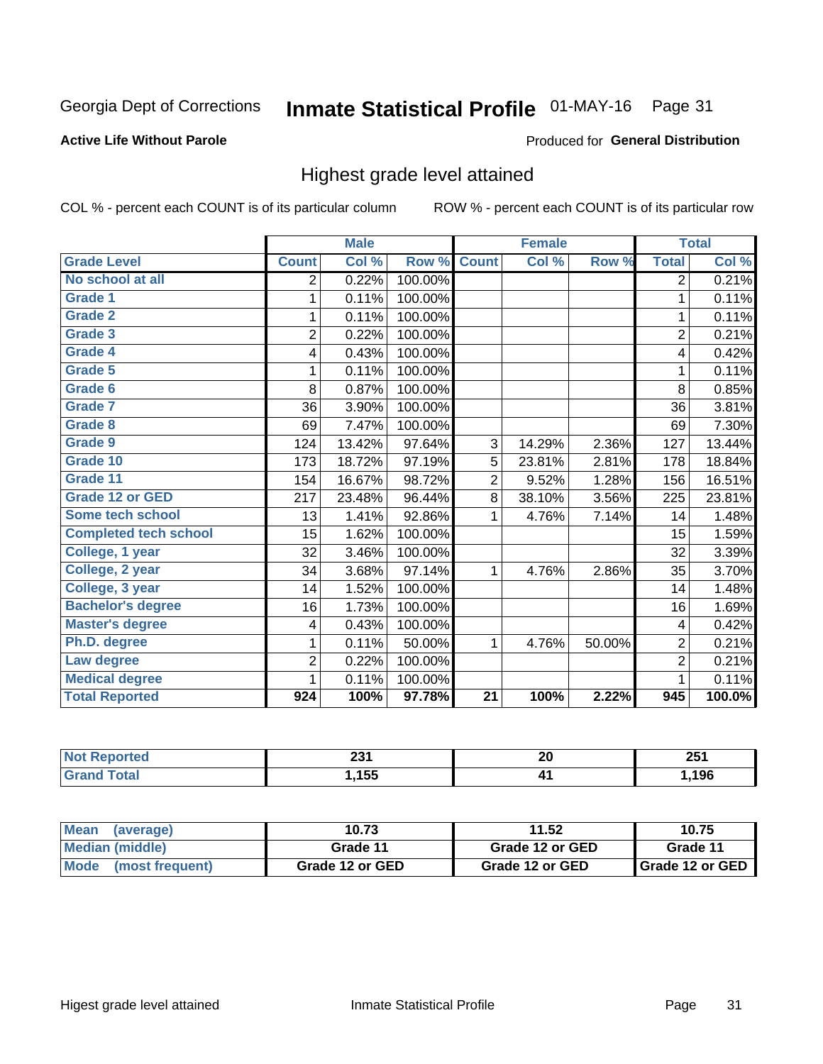Georgia Dept of Corrections **Inmate Statistical Profile** 01-MAY-16

**Active Life Without Parole**

Produced for **General Distribution**

## Highest grade level attained

COL % - percent each COUNT is of its particular column    ROW % - percent each COUNT is of its particular row

| | Male | | | Female | | | Total | |
|---|---|---|---|---|---|---|---|---|
| **Grade Level** | **Count** | **Col %** | **Row %** | **Count** | **Col %** | **Row %** | **Total** | **Col %** |
| No school at all | 2 | 0.22% | 100.00% | | | | 2 | 0.21% |
| Grade 1 | 1 | 0.11% | 100.00% | | | | 1 | 0.11% |
| Grade 2 | 1 | 0.11% | 100.00% | | | | 1 | 0.11% |
| Grade 3 | 2 | 0.22% | 100.00% | | | | 2 | 0.21% |
| Grade 4 | 4 | 0.43% | 100.00% | | | | 4 | 0.42% |
| Grade 5 | 1 | 0.11% | 100.00% | | | | 1 | 0.11% |
| Grade 6 | 8 | 0.87% | 100.00% | | | | 8 | 0.85% |
| Grade 7 | 36 | 3.90% | 100.00% | | | | 36 | 3.81% |
| Grade 8 | 69 | 7.47% | 100.00% | | | | 69 | 7.30% |
| Grade 9 | 124 | 13.42% | 97.64% | 3 | 14.29% | 2.36% | 127 | 13.44% |
| Grade 10 | 173 | 18.72% | 97.19% | 5 | 23.81% | 2.81% | 178 | 18.84% |
| Grade 11 | 154 | 16.67% | 98.72% | 2 | 9.52% | 1.28% | 156 | 16.51% |
| Grade 12 or GED | 217 | 23.48% | 96.44% | 8 | 38.10% | 3.56% | 225 | 23.81% |
| Some tech school | 13 | 1.41% | 92.86% | 1 | 4.76% | 7.14% | 14 | 1.48% |
| Completed tech school | 15 | 1.62% | 100.00% | | | | 15 | 1.59% |
| College, 1 year | 32 | 3.46% | 100.00% | | | | 32 | 3.39% |
| College, 2 year | 34 | 3.68% | 97.14% | 1 | 4.76% | 2.86% | 35 | 3.70% |
| College, 3 year | 14 | 1.52% | 100.00% | | | | 14 | 1.48% |
| Bachelor's degree | 16 | 1.73% | 100.00% | | | | 16 | 1.69% |
| Master's degree | 4 | 0.43% | 100.00% | | | | 4 | 0.42% |
| Ph.D. degree | 1 | 0.11% | 50.00% | 1 | 4.76% | 50.00% | 2 | 0.21% |
| Law degree | 2 | 0.22% | 100.00% | | | | 2 | 0.21% |
| Medical degree | 1 | 0.11% | 100.00% | | | | 1 | 0.11% |
| **Total Reported** | **924** | **100%** | **97.78%** | **21** | **100%** | **2.22%** | **945** | **100.0%** |

| | Male | Female | Total |
|---|---|---|---|
| Not Reported | 231 | 20 | 251 |
| Grand Total | 1,155 | 41 | 1,196 |

| | Male | Female | Total |
|---|---|---|---|
| Mean (average) | 10.73 | 11.52 | 10.75 |
| Median (middle) | Grade 11 | Grade 12 or GED | Grade 11 |
| Mode (most frequent) | Grade 12 or GED | Grade 12 or GED | Grade 12 or GED |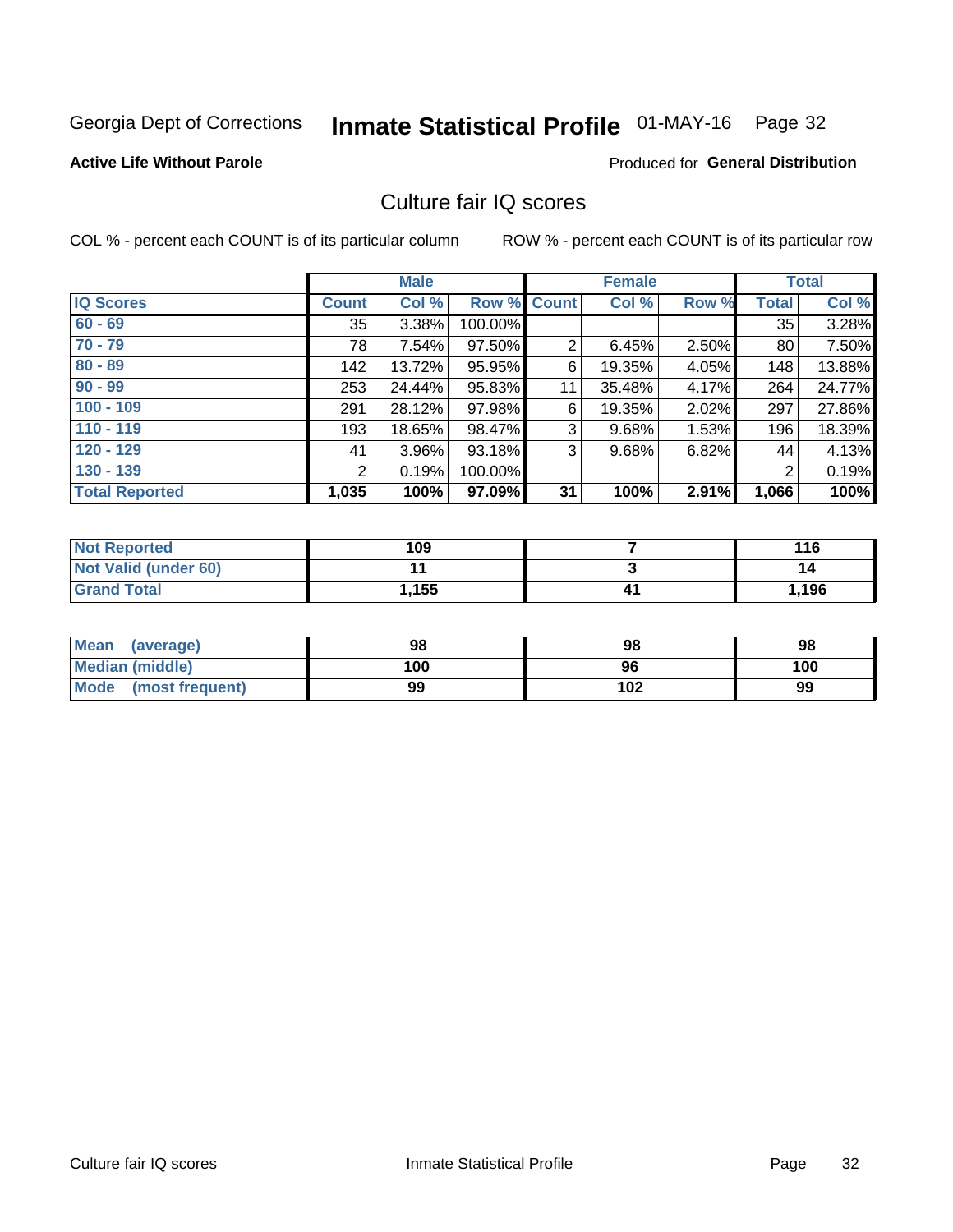Georgia Dept of Corrections **Inmate Statistical Profile** 01-MAY-16 Page 32

**Active Life Without Parole**

Produced for **General Distribution**

## Culture fair IQ scores

COL % - percent each COUNT is of its particular column

ROW % - percent each COUNT is of its particular row

| | Male | | | Female | | | Total | |
|---|---|---|---|---|---|---|---|---|
| **IQ Scores** | **Count** | **Col %** | **Row %** | **Count** | **Col %** | **Row %** | **Total** | **Col %** |
| 60 - 69 | 35 | 3.38% | 100.00% | | | | 35 | 3.28% |
| 70 - 79 | 78 | 7.54% | 97.50% | 2 | 6.45% | 2.50% | 80 | 7.50% |
| 80 - 89 | 142 | 13.72% | 95.95% | 6 | 19.35% | 4.05% | 148 | 13.88% |
| 90 - 99 | 253 | 24.44% | 95.83% | 11 | 35.48% | 4.17% | 264 | 24.77% |
| 100 - 109 | 291 | 28.12% | 97.98% | 6 | 19.35% | 2.02% | 297 | 27.86% |
| 110 - 119 | 193 | 18.65% | 98.47% | 3 | 9.68% | 1.53% | 196 | 18.39% |
| 120 - 129 | 41 | 3.96% | 93.18% | 3 | 9.68% | 6.82% | 44 | 4.13% |
| 130 - 139 | 2 | 0.19% | 100.00% | | | | 2 | 0.19% |
| **Total Reported** | **1,035** | **100%** | **97.09%** | **31** | **100%** | **2.91%** | **1,066** | **100%** |

| | Male | Female | Total |
|---|---|---|---|
| **Not Reported** | **109** | **7** | **116** |
| **Not Valid (under 60)** | **11** | **3** | **14** |
| **Grand Total** | **1,155** | **41** | **1,196** |

| | Male | Female | Total |
|---|---|---|---|
| **Mean (average)** | **98** | **98** | **98** |
| **Median (middle)** | **100** | **96** | **100** |
| **Mode (most frequent)** | **99** | **102** | **99** |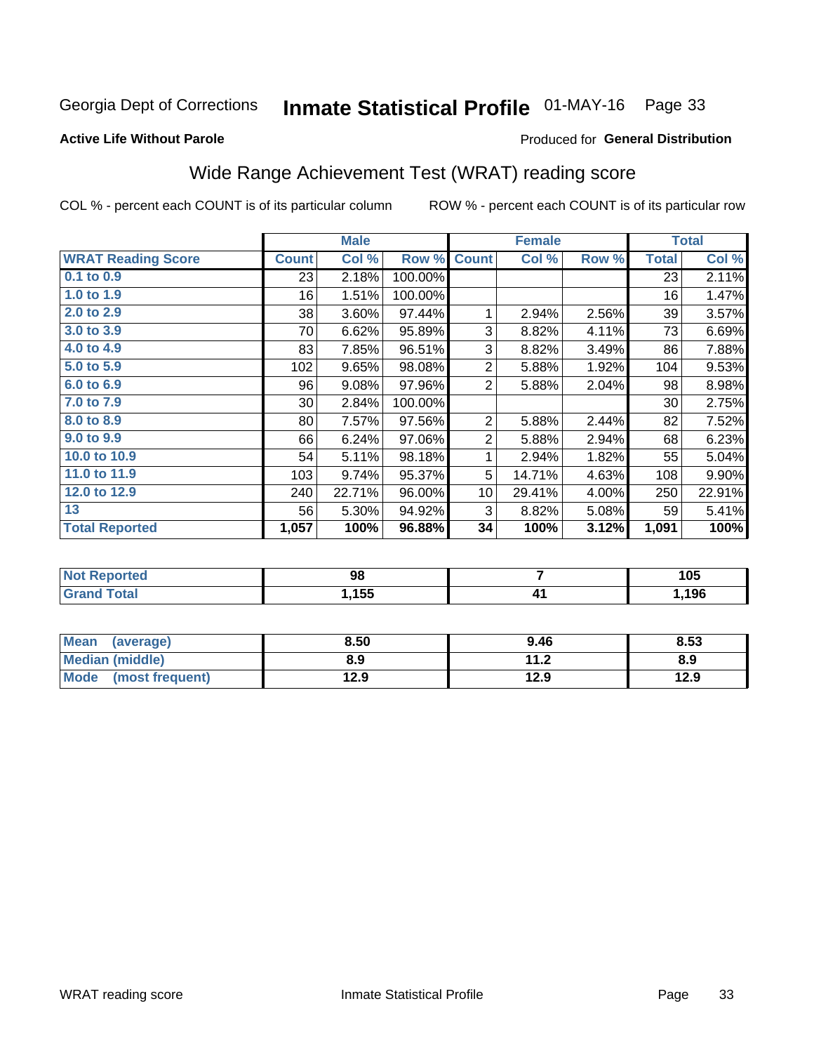Georgia Dept of Corrections **Inmate Statistical Profile** 01-MAY-16 Page 33

**Active Life Without Parole**

Produced for **General Distribution**

## Wide Range Achievement Test (WRAT) reading score

COL % - percent each COUNT is of its particular column ROW % - percent each COUNT is of its particular row

| | Male | | | Female | | | Total | |
|---|---|---|---|---|---|---|---|---|
| **WRAT Reading Score** | **Count** | **Col %** | **Row %** | **Count** | **Col %** | **Row %** | **Total** | **Col %** |
| 0.1 to 0.9 | 23 | 2.18% | 100.00% | | | | 23 | 2.11% |
| 1.0 to 1.9 | 16 | 1.51% | 100.00% | | | | 16 | 1.47% |
| 2.0 to 2.9 | 38 | 3.60% | 97.44% | 1 | 2.94% | 2.56% | 39 | 3.57% |
| 3.0 to 3.9 | 70 | 6.62% | 95.89% | 3 | 8.82% | 4.11% | 73 | 6.69% |
| 4.0 to 4.9 | 83 | 7.85% | 96.51% | 3 | 8.82% | 3.49% | 86 | 7.88% |
| 5.0 to 5.9 | 102 | 9.65% | 98.08% | 2 | 5.88% | 1.92% | 104 | 9.53% |
| 6.0 to 6.9 | 96 | 9.08% | 97.96% | 2 | 5.88% | 2.04% | 98 | 8.98% |
| 7.0 to 7.9 | 30 | 2.84% | 100.00% | | | | 30 | 2.75% |
| 8.0 to 8.9 | 80 | 7.57% | 97.56% | 2 | 5.88% | 2.44% | 82 | 7.52% |
| 9.0 to 9.9 | 66 | 6.24% | 97.06% | 2 | 5.88% | 2.94% | 68 | 6.23% |
| 10.0 to 10.9 | 54 | 5.11% | 98.18% | 1 | 2.94% | 1.82% | 55 | 5.04% |
| 11.0 to 11.9 | 103 | 9.74% | 95.37% | 5 | 14.71% | 4.63% | 108 | 9.90% |
| 12.0 to 12.9 | 240 | 22.71% | 96.00% | 10 | 29.41% | 4.00% | 250 | 22.91% |
| 13 | 56 | 5.30% | 94.92% | 3 | 8.82% | 5.08% | 59 | 5.41% |
| **Total Reported** | **1,057** | **100%** | **96.88%** | **34** | **100%** | **3.12%** | **1,091** | **100%** |

| | Male | Female | Total |
|---|---|---|---|
| Not Reported | 98 | 7 | 105 |
| Grand Total | 1,155 | 41 | 1,196 |

| | Male | Female | Total |
|---|---|---|---|
| Mean (average) | 8.50 | 9.46 | 8.53 |
| Median (middle) | 8.9 | 11.2 | 8.9 |
| Mode (most frequent) | 12.9 | 12.9 | 12.9 |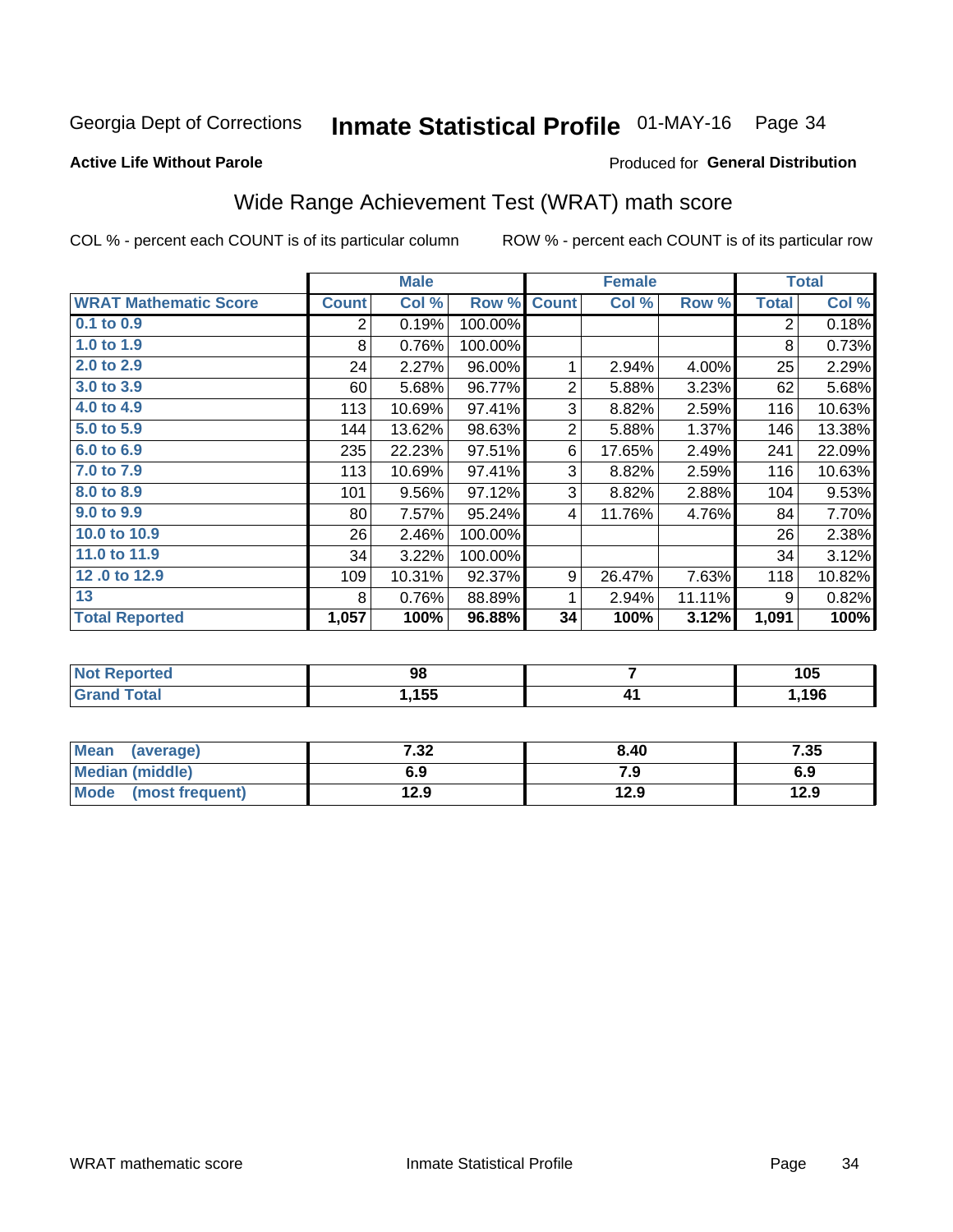Georgia Dept of Corrections **Inmate Statistical Profile** 01-MAY-16 Page 34

**Active Life Without Parole**

Produced for **General Distribution**

## Wide Range Achievement Test (WRAT) math score

COL % - percent each COUNT is of its particular column ROW % - percent each COUNT is of its particular row

| | Male | | | Female | | | Total | |
|---|---|---|---|---|---|---|---|---|
| **WRAT Mathematic Score** | **Count** | **Col %** | **Row %** | **Count** | **Col %** | **Row %** | **Total** | **Col %** |
| 0.1 to 0.9 | 2 | 0.19% | 100.00% | | | | 2 | 0.18% |
| 1.0 to 1.9 | 8 | 0.76% | 100.00% | | | | 8 | 0.73% |
| 2.0 to 2.9 | 24 | 2.27% | 96.00% | 1 | 2.94% | 4.00% | 25 | 2.29% |
| 3.0 to 3.9 | 60 | 5.68% | 96.77% | 2 | 5.88% | 3.23% | 62 | 5.68% |
| 4.0 to 4.9 | 113 | 10.69% | 97.41% | 3 | 8.82% | 2.59% | 116 | 10.63% |
| 5.0 to 5.9 | 144 | 13.62% | 98.63% | 2 | 5.88% | 1.37% | 146 | 13.38% |
| 6.0 to 6.9 | 235 | 22.23% | 97.51% | 6 | 17.65% | 2.49% | 241 | 22.09% |
| 7.0 to 7.9 | 113 | 10.69% | 97.41% | 3 | 8.82% | 2.59% | 116 | 10.63% |
| 8.0 to 8.9 | 101 | 9.56% | 97.12% | 3 | 8.82% | 2.88% | 104 | 9.53% |
| 9.0 to 9.9 | 80 | 7.57% | 95.24% | 4 | 11.76% | 4.76% | 84 | 7.70% |
| 10.0 to 10.9 | 26 | 2.46% | 100.00% | | | | 26 | 2.38% |
| 11.0 to 11.9 | 34 | 3.22% | 100.00% | | | | 34 | 3.12% |
| 12 .0 to 12.9 | 109 | 10.31% | 92.37% | 9 | 26.47% | 7.63% | 118 | 10.82% |
| 13 | 8 | 0.76% | 88.89% | 1 | 2.94% | 11.11% | 9 | 0.82% |
| **Total Reported** | **1,057** | **100%** | **96.88%** | **34** | **100%** | **3.12%** | **1,091** | **100%** |

| | Male | Female | Total |
|---|---|---|---|
| Not Reported | 98 | 7 | 105 |
| Grand Total | 1,155 | 41 | 1,196 |

| | Male | Female | Total |
|---|---|---|---|
| Mean (average) | 7.32 | 8.40 | 7.35 |
| Median (middle) | 6.9 | 7.9 | 6.9 |
| Mode (most frequent) | 12.9 | 12.9 | 12.9 |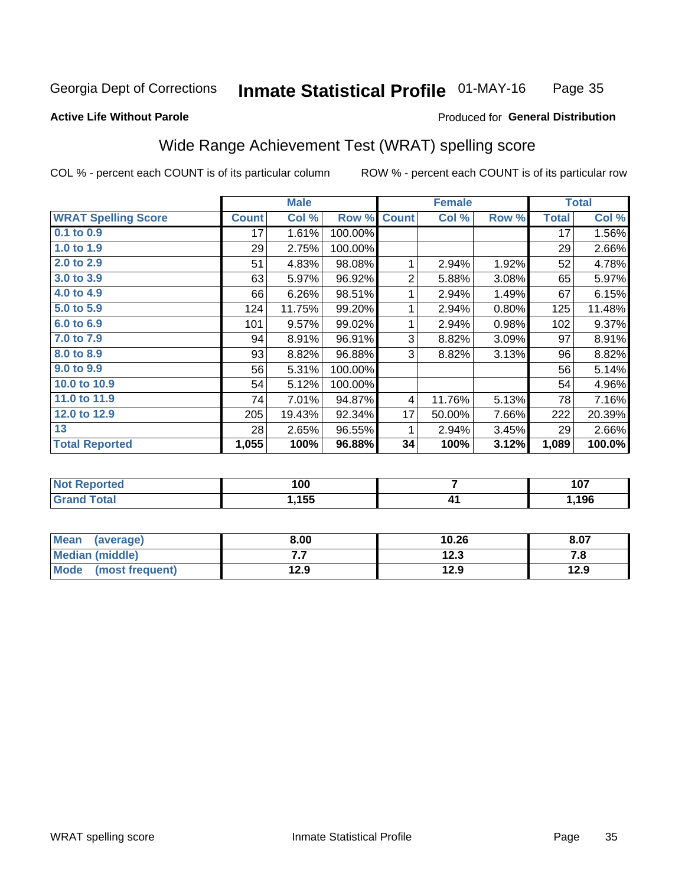Georgia Dept of Corrections **Inmate Statistical Profile** 01-MAY-16

**Active Life Without Parole**

Produced for **General Distribution**

## Wide Range Achievement Test (WRAT) spelling score

COL % - percent each COUNT is of its particular column ROW % - percent each COUNT is of its particular row

| | Male | | | Female | | | Total | |
|---|---|---|---|---|---|---|---|---|
| **WRAT Spelling Score** | **Count** | **Col %** | **Row %** | **Count** | **Col %** | **Row %** | **Total** | **Col %** |
| **0.1 to 0.9** | 17 | 1.61% | 100.00% | | | | 17 | 1.56% |
| **1.0 to 1.9** | 29 | 2.75% | 100.00% | | | | 29 | 2.66% |
| **2.0 to 2.9** | 51 | 4.83% | 98.08% | 1 | 2.94% | 1.92% | 52 | 4.78% |
| **3.0 to 3.9** | 63 | 5.97% | 96.92% | 2 | 5.88% | 3.08% | 65 | 5.97% |
| **4.0 to 4.9** | 66 | 6.26% | 98.51% | 1 | 2.94% | 1.49% | 67 | 6.15% |
| **5.0 to 5.9** | 124 | 11.75% | 99.20% | 1 | 2.94% | 0.80% | 125 | 11.48% |
| **6.0 to 6.9** | 101 | 9.57% | 99.02% | 1 | 2.94% | 0.98% | 102 | 9.37% |
| **7.0 to 7.9** | 94 | 8.91% | 96.91% | 3 | 8.82% | 3.09% | 97 | 8.91% |
| **8.0 to 8.9** | 93 | 8.82% | 96.88% | 3 | 8.82% | 3.13% | 96 | 8.82% |
| **9.0 to 9.9** | 56 | 5.31% | 100.00% | | | | 56 | 5.14% |
| **10.0 to 10.9** | 54 | 5.12% | 100.00% | | | | 54 | 4.96% |
| **11.0 to 11.9** | 74 | 7.01% | 94.87% | 4 | 11.76% | 5.13% | 78 | 7.16% |
| **12.0 to 12.9** | 205 | 19.43% | 92.34% | 17 | 50.00% | 7.66% | 222 | 20.39% |
| **13** | 28 | 2.65% | 96.55% | 1 | 2.94% | 3.45% | 29 | 2.66% |
| **Total Reported** | **1,055** | **100%** | **96.88%** | **34** | **100%** | **3.12%** | **1,089** | **100.0%** |

| | Male | Female | Total |
|---|---|---|---|
| **Not Reported** | **100** | **7** | **107** |
| **Grand Total** | **1,155** | **41** | **1,196** |

| | Male | Female | Total |
|---|---|---|---|
| **Mean (average)** | **8.00** | **10.26** | **8.07** |
| **Median (middle)** | **7.7** | **12.3** | **7.8** |
| **Mode (most frequent)** | **12.9** | **12.9** | **12.9** |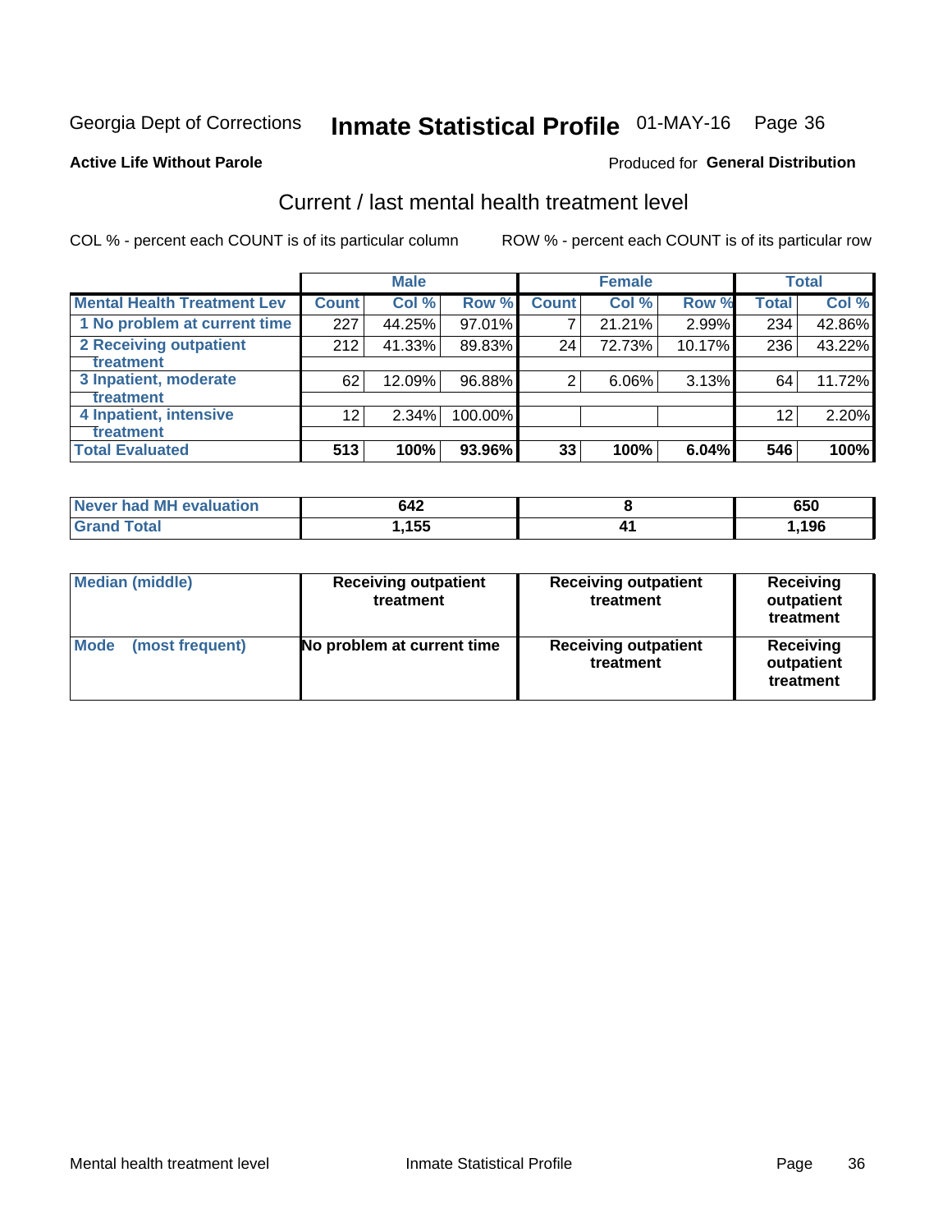Georgia Dept of Corrections **Inmate Statistical Profile** 01-MAY-16 Page 36

**Active Life Without Parole**

Produced for **General Distribution**

## Current / last mental health treatment level

COL % - percent each COUNT is of its particular column

ROW % - percent each COUNT is of its particular row

| | Male | | | Female | | | Total | |
|---|---|---|---|---|---|---|---|---|
| **Mental Health Treatment Lev** | **Count** | **Col %** | **Row %** | **Count** | **Col %** | **Row %** | **Total** | **Col %** |
| 1 No problem at current time | 227 | 44.25% | 97.01% | 7 | 21.21% | 2.99% | 234 | 42.86% |
| 2 Receiving outpatient treatment | 212 | 41.33% | 89.83% | 24 | 72.73% | 10.17% | 236 | 43.22% |
| 3 Inpatient, moderate treatment | 62 | 12.09% | 96.88% | 2 | 6.06% | 3.13% | 64 | 11.72% |
| 4 Inpatient, intensive treatment | 12 | 2.34% | 100.00% | | | | 12 | 2.20% |
| **Total Evaluated** | **513** | **100%** | **93.96%** | **33** | **100%** | **6.04%** | **546** | **100%** |

| | Male | Female | Total |
|---|---|---|---|
| Never had MH evaluation | 642 | 8 | 650 |
| Grand Total | 1,155 | 41 | 1,196 |

| | | | |
|---|---|---|---|
| Median (middle) | Receiving outpatient treatment | Receiving outpatient treatment | Receiving outpatient treatment |
| Mode (most frequent) | No problem at current time | Receiving outpatient treatment | Receiving outpatient treatment |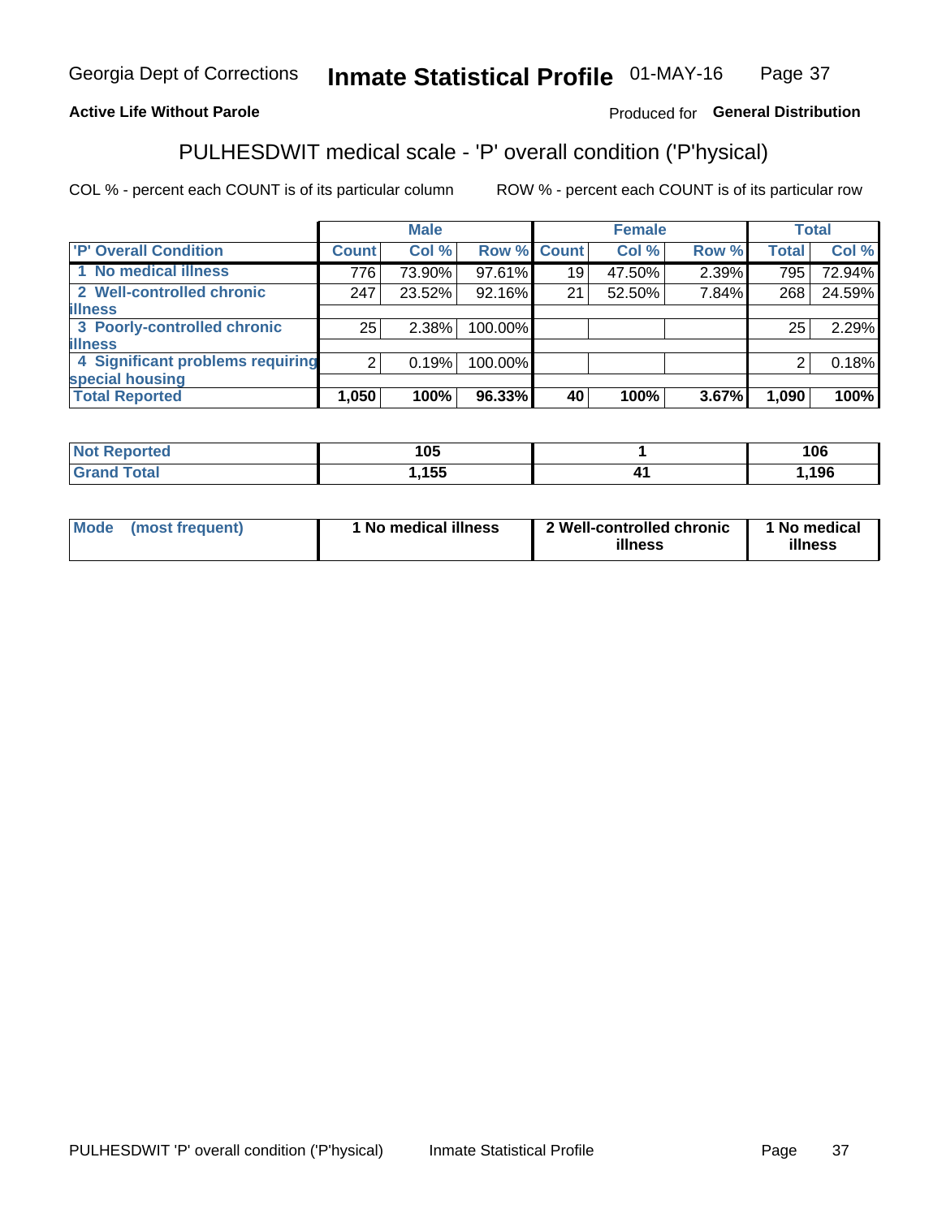Georgia Dept of Corrections **Inmate Statistical Profile** 01-MAY-16

**Active Life Without Parole**

Produced for **General Distribution**

## PULHESDWIT medical scale - 'P' overall condition ('P'hysical)

COL % - percent each COUNT is of its particular column

ROW % - percent each COUNT is of its particular row

| | Male | | | Female | | | Total | |
|---|---|---|---|---|---|---|---|---|
| 'P' Overall Condition | Count | Col % | Row % | Count | Col % | Row % | Total | Col % |
| 1 No medical illness | 776 | 73.90% | 97.61% | 19 | 47.50% | 2.39% | 795 | 72.94% |
| 2 Well-controlled chronic illness | 247 | 23.52% | 92.16% | 21 | 52.50% | 7.84% | 268 | 24.59% |
| 3 Poorly-controlled chronic illness | 25 | 2.38% | 100.00% | | | | 25 | 2.29% |
| 4 Significant problems requiring special housing | 2 | 0.19% | 100.00% | | | | 2 | 0.18% |
| **Total Reported** | **1,050** | **100%** | **96.33%** | **40** | **100%** | **3.67%** | **1,090** | **100%** |

| | Male | Female | Total |
|---|---|---|---|
| Not Reported | 105 | 1 | 106 |
| Grand Total | 1,155 | 41 | 1,196 |

| | Male | Female | Total |
|---|---|---|---|
| Mode (most frequent) | 1 No medical illness | 2 Well-controlled chronic illness | 1 No medical illness |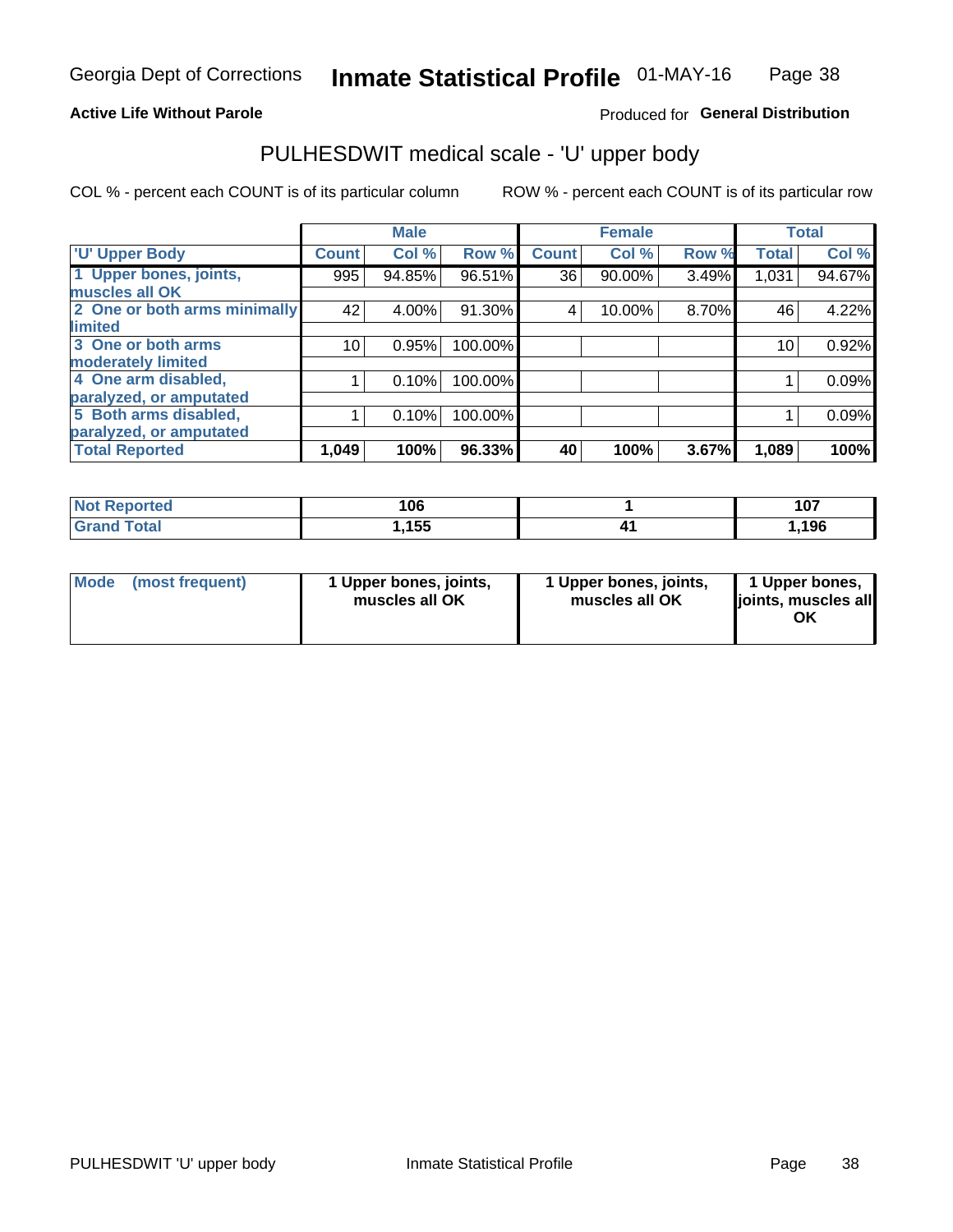Georgia Dept of Corrections **Inmate Statistical Profile** 01-MAY-16

**Active Life Without Parole**

Produced for **General Distribution**

## PULHESDWIT medical scale - 'U' upper body

COL % - percent each COUNT is of its particular column

ROW % - percent each COUNT is of its particular row

| | Male | | | Female | | | Total | |
|---|---|---|---|---|---|---|---|---|
| 'U' Upper Body | Count | Col % | Row % | Count | Col % | Row % | Total | Col % |
| 1 Upper bones, joints, muscles all OK | 995 | 94.85% | 96.51% | 36 | 90.00% | 3.49% | 1,031 | 94.67% |
| 2 One or both arms minimally limited | 42 | 4.00% | 91.30% | 4 | 10.00% | 8.70% | 46 | 4.22% |
| 3 One or both arms moderately limited | 10 | 0.95% | 100.00% | | | | 10 | 0.92% |
| 4 One arm disabled, paralyzed, or amputated | 1 | 0.10% | 100.00% | | | | 1 | 0.09% |
| 5 Both arms disabled, paralyzed, or amputated | 1 | 0.10% | 100.00% | | | | 1 | 0.09% |
| **Total Reported** | **1,049** | **100%** | **96.33%** | **40** | **100%** | **3.67%** | **1,089** | **100%** |

| | Male | Female | Total |
|---|---|---|---|
| **Not Reported** | **106** | **1** | **107** |
| **Grand Total** | **1,155** | **41** | **1,196** |

| | Male | Female | Total |
|---|---|---|---|
| **Mode (most frequent)** | **1 Upper bones, joints, muscles all OK** | **1 Upper bones, joints, muscles all OK** | **1 Upper bones, joints, muscles all OK** |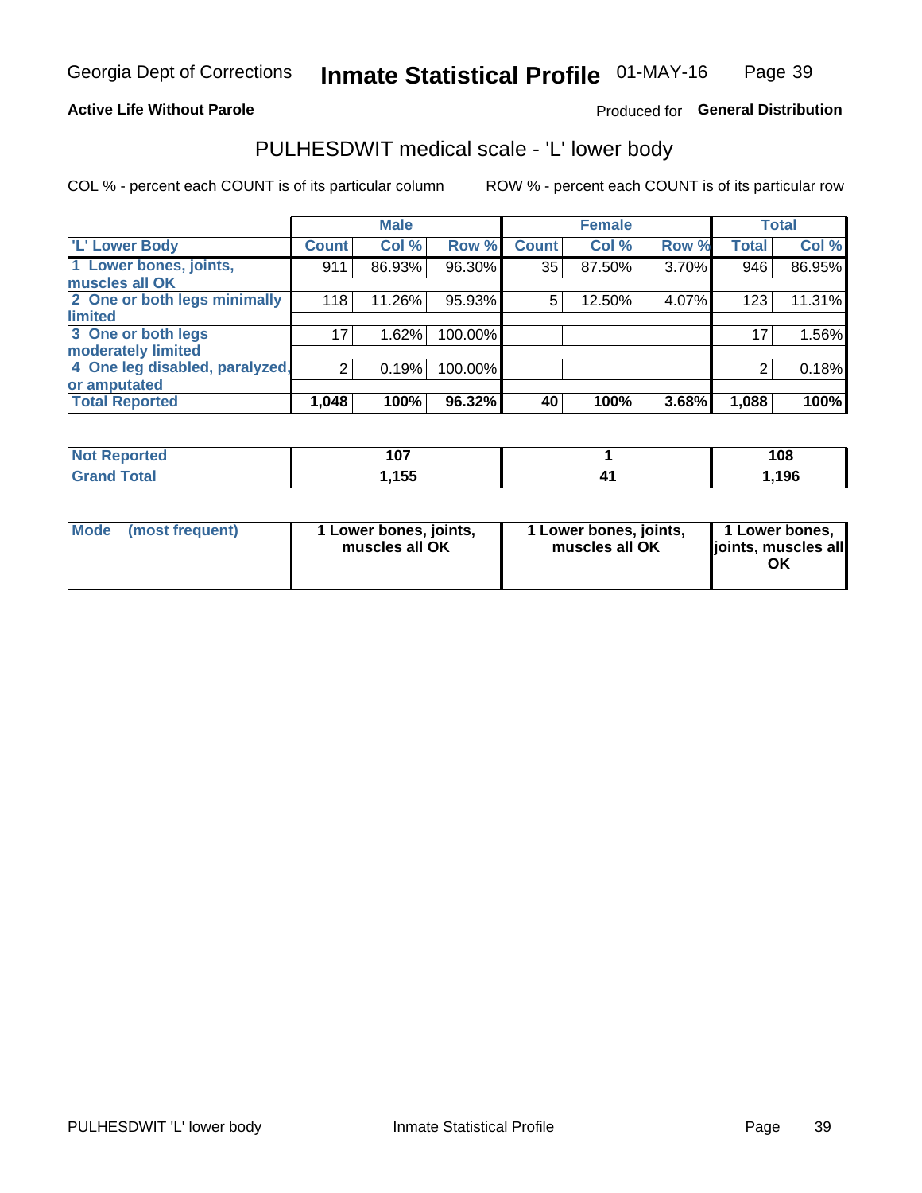Georgia Dept of Corrections **Inmate Statistical Profile** 01-MAY-16

**Active Life Without Parole**

Produced for **General Distribution**

## PULHESDWIT medical scale - 'L' lower body

COL % - percent each COUNT is of its particular column ROW % - percent each COUNT is of its particular row

| | Male | | | Female | | | Total | |
|---|---|---|---|---|---|---|---|---|
| 'L' Lower Body | Count | Col % | Row % | Count | Col % | Row % | Total | Col % |
| 1 Lower bones, joints, muscles all OK | 911 | 86.93% | 96.30% | 35 | 87.50% | 3.70% | 946 | 86.95% |
| 2 One or both legs minimally limited | 118 | 11.26% | 95.93% | 5 | 12.50% | 4.07% | 123 | 11.31% |
| 3 One or both legs moderately limited | 17 | 1.62% | 100.00% | | | | 17 | 1.56% |
| 4 One leg disabled, paralyzed, or amputated | 2 | 0.19% | 100.00% | | | | 2 | 0.18% |
| **Total Reported** | **1,048** | **100%** | **96.32%** | **40** | **100%** | **3.68%** | **1,088** | **100%** |

| | Male | Female | Total |
|---|---|---|---|
| Not Reported | 107 | 1 | 108 |
| Grand Total | 1,155 | 41 | 1,196 |

| | Male | Female | Total |
|---|---|---|---|
| Mode (most frequent) | 1 Lower bones, joints, muscles all OK | 1 Lower bones, joints, muscles all OK | 1 Lower bones, joints, muscles all OK |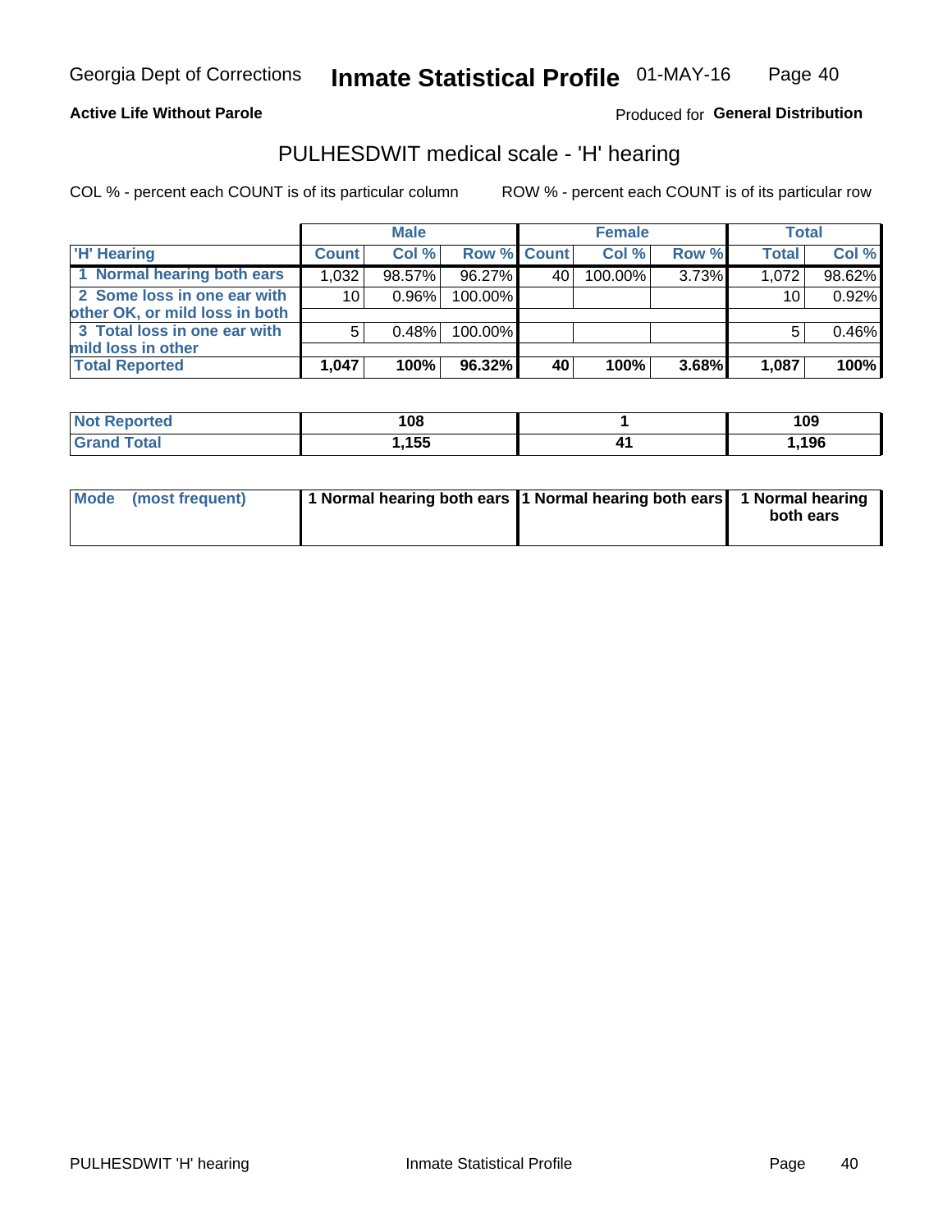Georgia Dept of Corrections **Inmate Statistical Profile** 01-MAY-16

**Active Life Without Parole**

Produced for **General Distribution**

## PULHESDWIT medical scale - 'H' hearing

COL % - percent each COUNT is of its particular column

ROW % - percent each COUNT is of its particular row

| | Male | | | Female | | | Total | |
|---|---|---|---|---|---|---|---|---|
| 'H' Hearing | Count | Col % | Row % | Count | Col % | Row % | Total | Col % |
| 1 Normal hearing both ears | 1,032 | 98.57% | 96.27% | 40 | 100.00% | 3.73% | 1,072 | 98.62% |
| 2 Some loss in one ear with other OK, or mild loss in both | 10 | 0.96% | 100.00% | | | | 10 | 0.92% |
| 3 Total loss in one ear with mild loss in other | 5 | 0.48% | 100.00% | | | | 5 | 0.46% |
| **Total Reported** | **1,047** | **100%** | **96.32%** | **40** | **100%** | **3.68%** | **1,087** | **100%** |

| | Male | Female | Total |
|---|---|---|---|
| Not Reported | 108 | 1 | 109 |
| Grand Total | 1,155 | 41 | 1,196 |

| | Male | Female | Total |
|---|---|---|---|
| Mode (most frequent) | 1 Normal hearing both ears | 1 Normal hearing both ears | 1 Normal hearing both ears |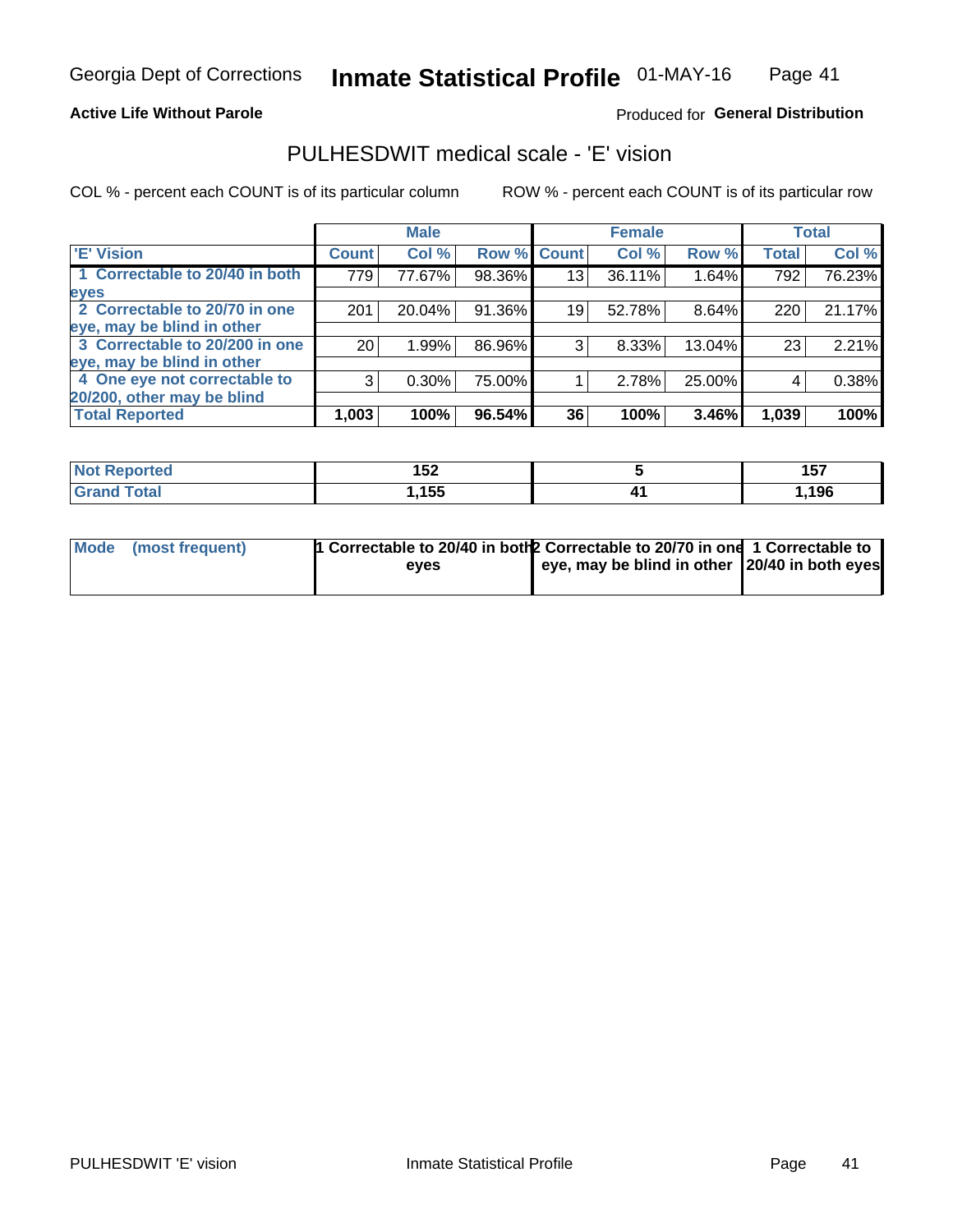Georgia Dept of Corrections **Inmate Statistical Profile** 01-MAY-16

**Active Life Without Parole**

Produced for **General Distribution**

## PULHESDWIT medical scale - 'E' vision

COL % - percent each COUNT is of its particular column

ROW % - percent each COUNT is of its particular row

| | Male | | | Female | | | Total | |
|---|---|---|---|---|---|---|---|---|
| 'E' Vision | Count | Col % | Row % | Count | Col % | Row % | Total | Col % |
| 1 Correctable to 20/40 in both eyes | 779 | 77.67% | 98.36% | 13 | 36.11% | 1.64% | 792 | 76.23% |
| 2 Correctable to 20/70 in one eye, may be blind in other | 201 | 20.04% | 91.36% | 19 | 52.78% | 8.64% | 220 | 21.17% |
| 3 Correctable to 20/200 in one eye, may be blind in other | 20 | 1.99% | 86.96% | 3 | 8.33% | 13.04% | 23 | 2.21% |
| 4 One eye not correctable to 20/200, other may be blind | 3 | 0.30% | 75.00% | 1 | 2.78% | 25.00% | 4 | 0.38% |
| **Total Reported** | **1,003** | **100%** | **96.54%** | **36** | **100%** | **3.46%** | **1,039** | **100%** |

| | Male | Female | Total |
|---|---|---|---|
| Not Reported | 152 | 5 | 157 |
| Grand Total | 1,155 | 41 | 1,196 |

| | Male | Female | Total |
|---|---|---|---|
| Mode (most frequent) | 1 Correctable to 20/40 in both eyes | 2 Correctable to 20/70 in one eye, may be blind in other | 1 Correctable to 20/40 in both eyes |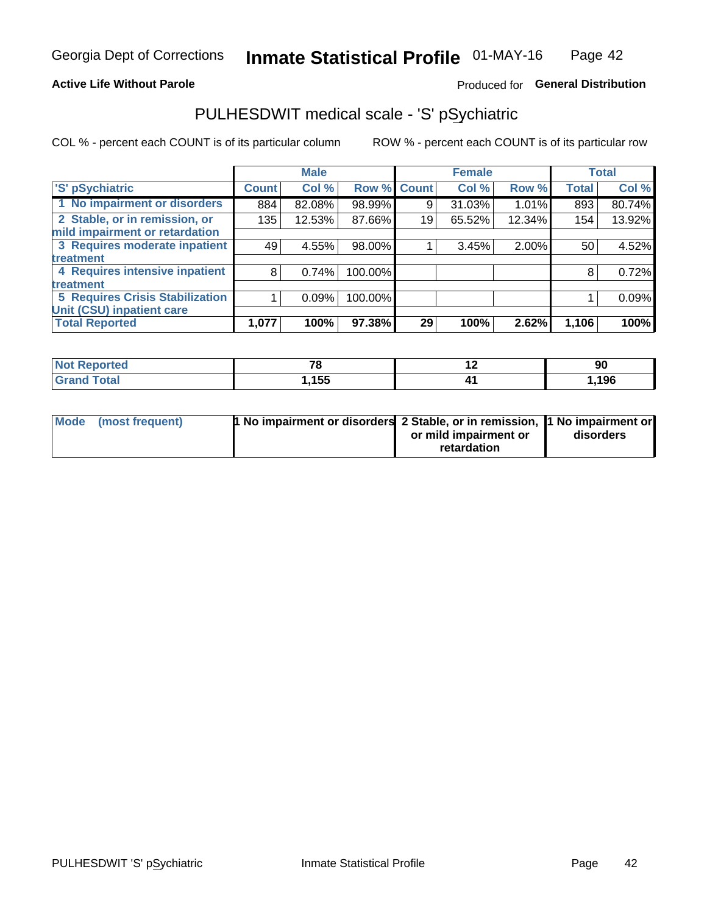Georgia Dept of Corrections **Inmate Statistical Profile** 01-MAY-16

**Active Life Without Parole**

Produced for **General Distribution**

## PULHESDWIT medical scale - 'S' pSychiatric

COL % - percent each COUNT is of its particular column

ROW % - percent each COUNT is of its particular row

| | Male | | | Female | | | Total | |
|---|---|---|---|---|---|---|---|---|
| 'S' pSychiatric | Count | Col % | Row % | Count | Col % | Row % | Total | Col % |
| 1 No impairment or disorders | 884 | 82.08% | 98.99% | 9 | 31.03% | 1.01% | 893 | 80.74% |
| 2 Stable, or in remission, or mild impairment or retardation | 135 | 12.53% | 87.66% | 19 | 65.52% | 12.34% | 154 | 13.92% |
| 3 Requires moderate inpatient treatment | 49 | 4.55% | 98.00% | 1 | 3.45% | 2.00% | 50 | 4.52% |
| 4 Requires intensive inpatient treatment | 8 | 0.74% | 100.00% | | | | 8 | 0.72% |
| 5 Requires Crisis Stabilization Unit (CSU) inpatient care | 1 | 0.09% | 100.00% | | | | 1 | 0.09% |
| **Total Reported** | **1,077** | **100%** | **97.38%** | **29** | **100%** | **2.62%** | **1,106** | **100%** |

| | Male | Female | Total |
|---|---|---|---|
| Not Reported | 78 | 12 | 90 |
| Grand Total | 1,155 | 41 | 1,196 |

| | Male | Female | Total |
|---|---|---|---|
| Mode (most frequent) | 1 No impairment or disorders | 2 Stable, or in remission, or mild impairment or retardation | 1 No impairment or disorders |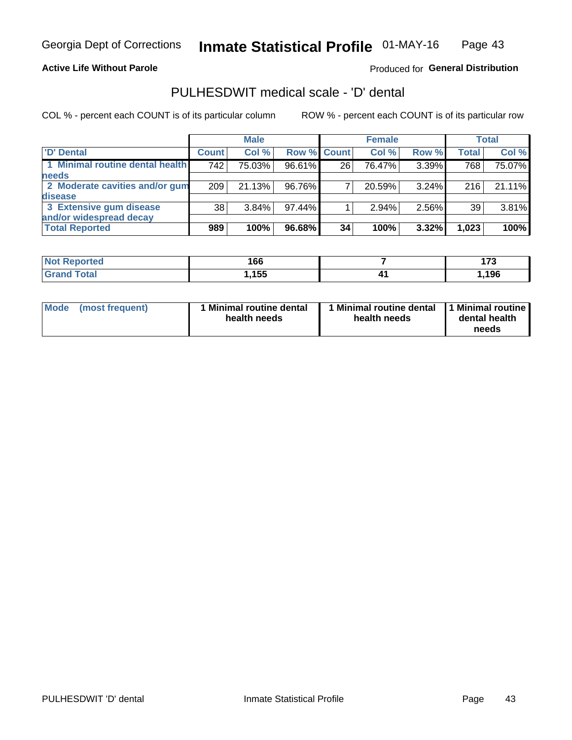# Inmate Statistical Profile

Georgia Dept of Corrections — 01-MAY-16

**Active Life Without Parole** — Produced for **General Distribution**

## PULHESDWIT medical scale - 'D' dental

COL % - percent each COUNT is of its particular column — ROW % - percent each COUNT is of its particular row

| | Male | | | Female | | | Total | |
|---|---|---|---|---|---|---|---|---|
| **'D' Dental** | **Count** | **Col %** | **Row %** | **Count** | **Col %** | **Row %** | **Total** | **Col %** |
| 1 Minimal routine dental health needs | 742 | 75.03% | 96.61% | 26 | 76.47% | 3.39% | 768 | 75.07% |
| 2 Moderate cavities and/or gum disease | 209 | 21.13% | 96.76% | 7 | 20.59% | 3.24% | 216 | 21.11% |
| 3 Extensive gum disease and/or widespread decay | 38 | 3.84% | 97.44% | 1 | 2.94% | 2.56% | 39 | 3.81% |
| **Total Reported** | **989** | **100%** | **96.68%** | **34** | **100%** | **3.32%** | **1,023** | **100%** |

| | Male | Female | Total |
|---|---|---|---|
| **Not Reported** | **166** | **7** | **173** |
| **Grand Total** | **1,155** | **41** | **1,196** |

| | Male | Female | Total |
|---|---|---|---|
| **Mode (most frequent)** | **1 Minimal routine dental health needs** | **1 Minimal routine dental health needs** | **1 Minimal routine dental health needs** |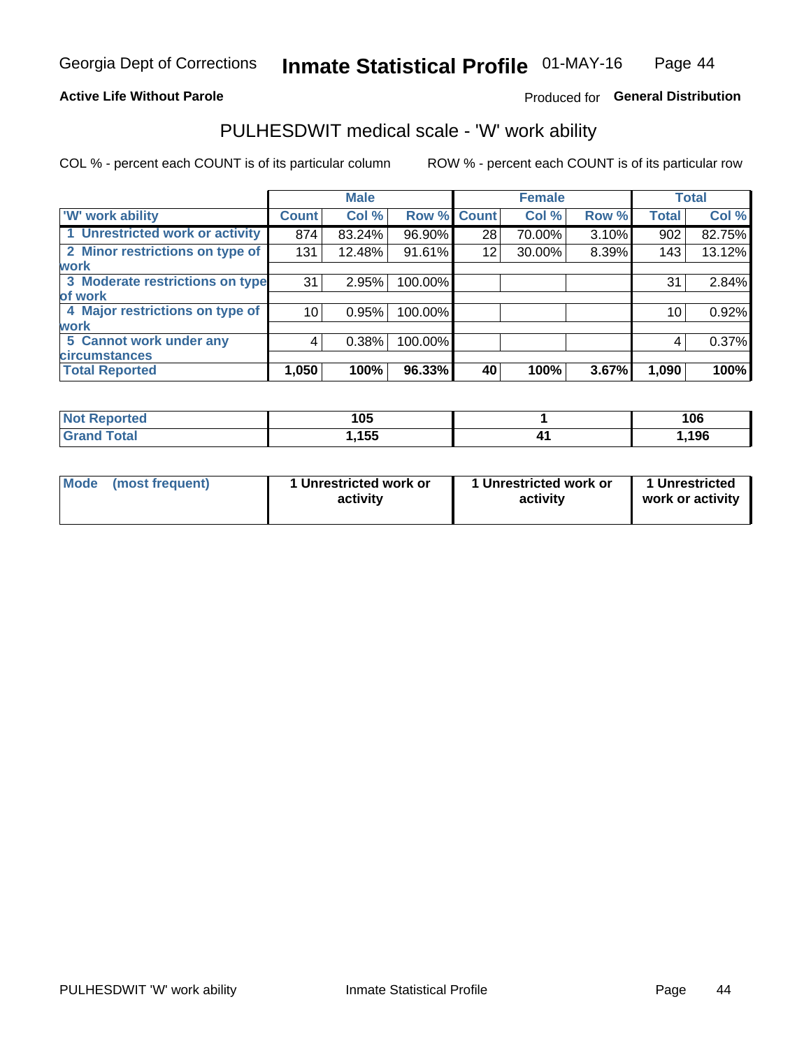Georgia Dept of Corrections **Inmate Statistical Profile** 01-MAY-16

**Active Life Without Parole**

Produced for **General Distribution**

## PULHESDWIT medical scale - 'W' work ability

COL % - percent each COUNT is of its particular column

ROW % - percent each COUNT is of its particular row

| | Male | | | Female | | | Total | |
|---|---|---|---|---|---|---|---|---|
| 'W' work ability | Count | Col % | Row % | Count | Col % | Row % | Total | Col % |
| 1 Unrestricted work or activity | 874 | 83.24% | 96.90% | 28 | 70.00% | 3.10% | 902 | 82.75% |
| 2 Minor restrictions on type of work | 131 | 12.48% | 91.61% | 12 | 30.00% | 8.39% | 143 | 13.12% |
| 3 Moderate restrictions on type of work | 31 | 2.95% | 100.00% | | | | 31 | 2.84% |
| 4 Major restrictions on type of work | 10 | 0.95% | 100.00% | | | | 10 | 0.92% |
| 5 Cannot work under any circumstances | 4 | 0.38% | 100.00% | | | | 4 | 0.37% |
| **Total Reported** | **1,050** | **100%** | **96.33%** | **40** | **100%** | **3.67%** | **1,090** | **100%** |

| | Male | Female | Total |
|---|---|---|---|
| Not Reported | 105 | 1 | 106 |
| Grand Total | 1,155 | 41 | 1,196 |

| | Male | Female | Total |
|---|---|---|---|
| Mode (most frequent) | 1 Unrestricted work or activity | 1 Unrestricted work or activity | 1 Unrestricted work or activity |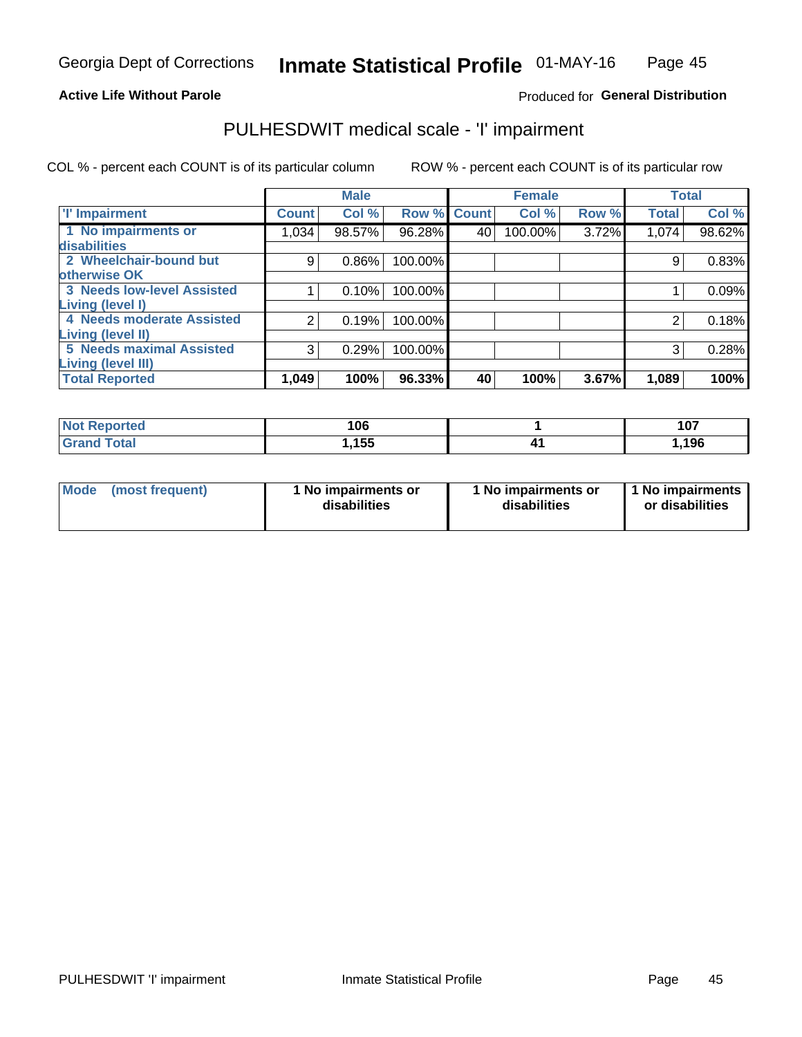Georgia Dept of Corrections **Inmate Statistical Profile** 01-MAY-16

**Active Life Without Parole**

Produced for **General Distribution**

# PULHESDWIT medical scale - 'I' impairment

COL % - percent each COUNT is of its particular column ROW % - percent each COUNT is of its particular row

| | Male | | | Female | | | Total | |
|---|---|---|---|---|---|---|---|---|
| 'I' Impairment | Count | Col % | Row % | Count | Col % | Row % | Total | Col % |
| 1 No impairments or disabilities | 1,034 | 98.57% | 96.28% | 40 | 100.00% | 3.72% | 1,074 | 98.62% |
| 2 Wheelchair-bound but otherwise OK | 9 | 0.86% | 100.00% | | | | 9 | 0.83% |
| 3 Needs low-level Assisted Living (level I) | 1 | 0.10% | 100.00% | | | | 1 | 0.09% |
| 4 Needs moderate Assisted Living (level II) | 2 | 0.19% | 100.00% | | | | 2 | 0.18% |
| 5 Needs maximal Assisted Living (level III) | 3 | 0.29% | 100.00% | | | | 3 | 0.28% |
| **Total Reported** | **1,049** | **100%** | **96.33%** | **40** | **100%** | **3.67%** | **1,089** | **100%** |

| | Male | Female | Total |
|---|---|---|---|
| Not Reported | 106 | 1 | 107 |
| Grand Total | 1,155 | 41 | 1,196 |

| | Male | Female | Total |
|---|---|---|---|
| Mode (most frequent) | 1 No impairments or disabilities | 1 No impairments or disabilities | 1 No impairments or disabilities |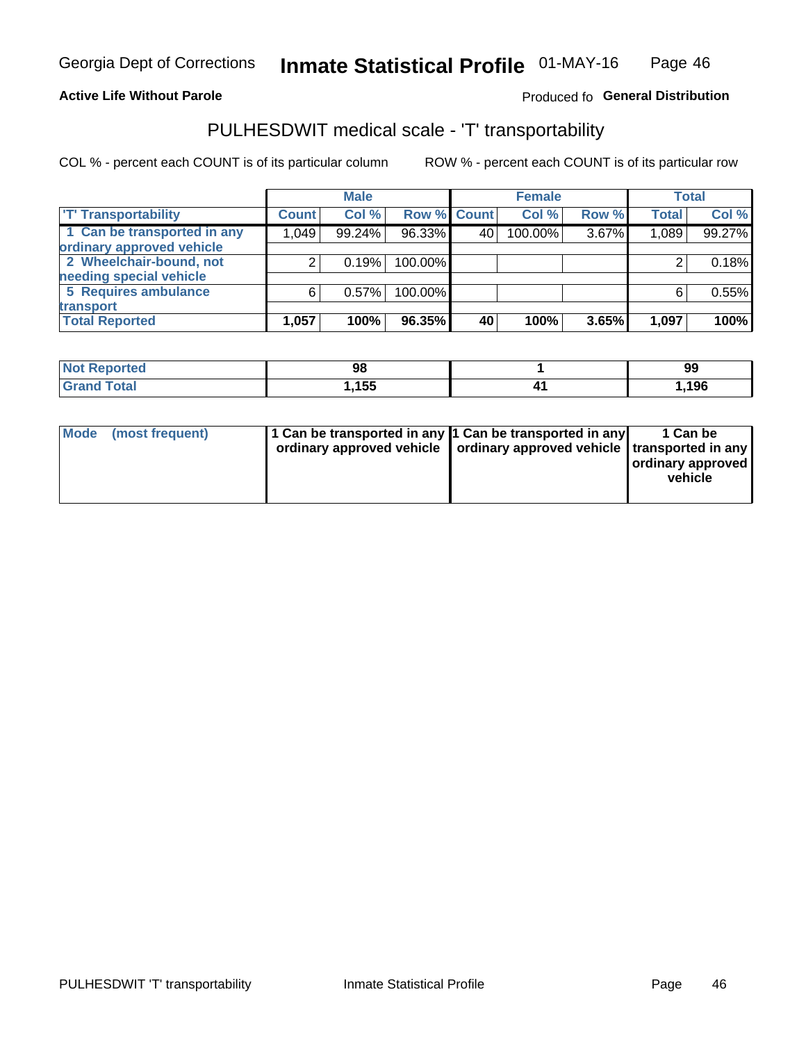Georgia Dept of Corrections **Inmate Statistical Profile** 01-MAY-16

**Active Life Without Parole**

Produced fo **General Distribution**

## PULHESDWIT medical scale - 'T' transportability

COL % - percent each COUNT is of its particular column

ROW % - percent each COUNT is of its particular row

| | Male | | | Female | | | Total | |
|---|---|---|---|---|---|---|---|---|
| 'T' Transportability | Count | Col % | Row % | Count | Col % | Row % | Total | Col % |
| 1 Can be transported in any ordinary approved vehicle | 1,049 | 99.24% | 96.33% | 40 | 100.00% | 3.67% | 1,089 | 99.27% |
| 2 Wheelchair-bound, not needing special vehicle | 2 | 0.19% | 100.00% | | | | 2 | 0.18% |
| 5 Requires ambulance transport | 6 | 0.57% | 100.00% | | | | 6 | 0.55% |
| **Total Reported** | **1,057** | **100%** | **96.35%** | **40** | **100%** | **3.65%** | **1,097** | **100%** |

| | Male | Female | Total |
|---|---|---|---|
| Not Reported | 98 | 1 | 99 |
| Grand Total | 1,155 | 41 | 1,196 |

| | Male | Female | Total |
|---|---|---|---|
| Mode (most frequent) | 1 Can be transported in any ordinary approved vehicle | 1 Can be transported in any ordinary approved vehicle | 1 Can be transported in any ordinary approved vehicle |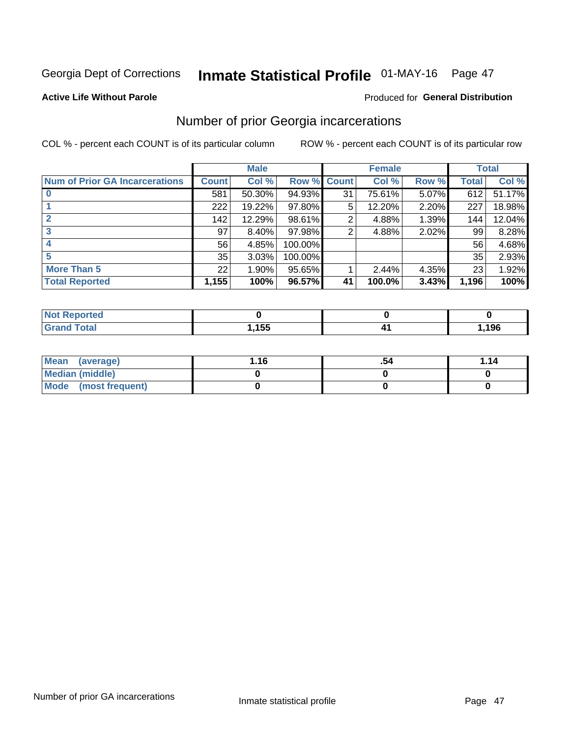Georgia Dept of Corrections **Inmate Statistical Profile** 01-MAY-16

**Active Life Without Parole**

Produced for **General Distribution**

## Number of prior Georgia incarcerations

COL % - percent each COUNT is of its particular column

ROW % - percent each COUNT is of its particular row

| | Male | | | Female | | | Total | |
|---|---|---|---|---|---|---|---|---|
| **Num of Prior GA Incarcerations** | **Count** | **Col %** | **Row %** | **Count** | **Col %** | **Row %** | **Total** | **Col %** |
| **0** | 581 | 50.30% | 94.93% | 31 | 75.61% | 5.07% | 612 | 51.17% |
| **1** | 222 | 19.22% | 97.80% | 5 | 12.20% | 2.20% | 227 | 18.98% |
| **2** | 142 | 12.29% | 98.61% | 2 | 4.88% | 1.39% | 144 | 12.04% |
| **3** | 97 | 8.40% | 97.98% | 2 | 4.88% | 2.02% | 99 | 8.28% |
| **4** | 56 | 4.85% | 100.00% | | | | 56 | 4.68% |
| **5** | 35 | 3.03% | 100.00% | | | | 35 | 2.93% |
| **More Than 5** | 22 | 1.90% | 95.65% | 1 | 2.44% | 4.35% | 23 | 1.92% |
| **Total Reported** | **1,155** | **100%** | **96.57%** | **41** | **100.0%** | **3.43%** | **1,196** | **100%** |

| | Male | Female | Total |
|---|---|---|---|
| **Not Reported** | **0** | **0** | **0** |
| **Grand Total** | **1,155** | **41** | **1,196** |

| | Male | Female | Total |
|---|---|---|---|
| **Mean (average)** | **1.16** | **.54** | **1.14** |
| **Median (middle)** | **0** | **0** | **0** |
| **Mode (most frequent)** | **0** | **0** | **0** |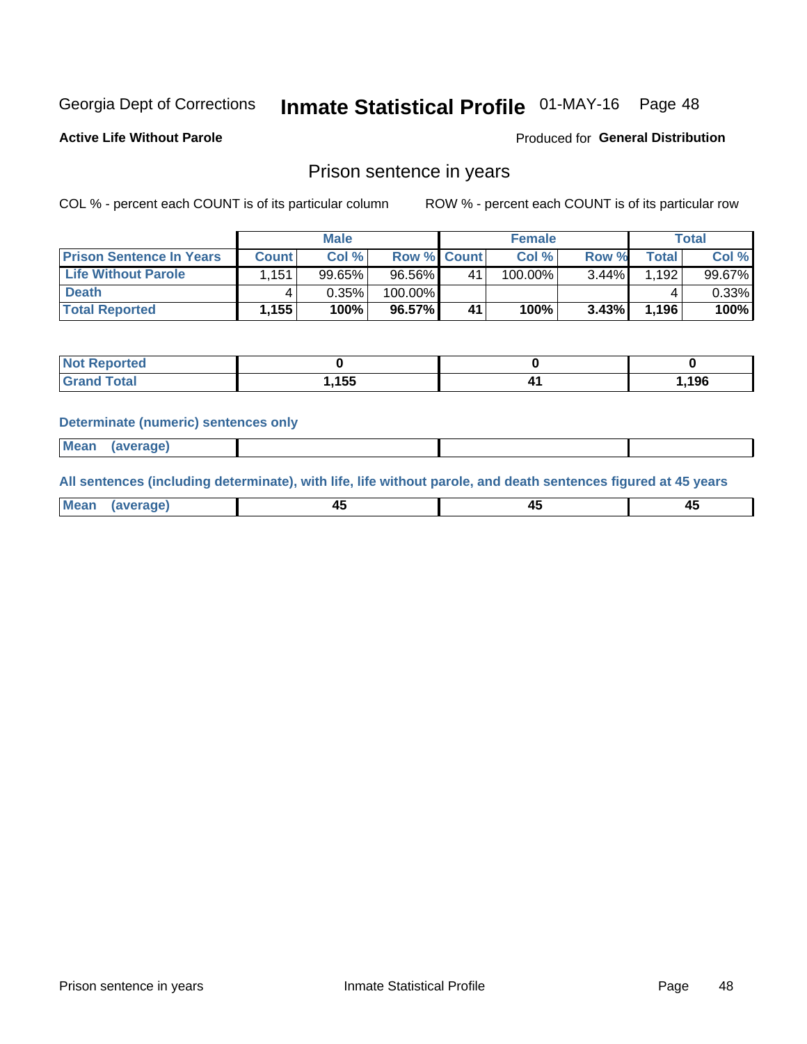Georgia Dept of Corrections **Inmate Statistical Profile** 01-MAY-16

**Active Life Without Parole**

Produced for **General Distribution**

## Prison sentence in years

COL % - percent each COUNT is of its particular column

ROW % - percent each COUNT is of its particular row

| | Male | | | Female | | | Total | |
|---|---|---|---|---|---|---|---|---|
| **Prison Sentence In Years** | **Count** | **Col %** | **Row %** | **Count** | **Col %** | **Row %** | **Total** | **Col %** |
| **Life Without Parole** | 1,151 | 99.65% | 96.56% | 41 | 100.00% | 3.44% | 1,192 | 99.67% |
| **Death** | 4 | 0.35% | 100.00% | | | | 4 | 0.33% |
| **Total Reported** | **1,155** | **100%** | **96.57%** | **41** | **100%** | **3.43%** | **1,196** | **100%** |

| | Male | Female | Total |
|---|---|---|---|
| **Not Reported** | **0** | **0** | **0** |
| **Grand Total** | **1,155** | **41** | **1,196** |

**Determinate (numeric) sentences only**

| | Male | Female | Total |
|---|---|---|---|
| **Mean (average)** | | | |

**All sentences (including determinate), with life, life without parole, and death sentences figured at 45 years**

| | Male | Female | Total |
|---|---|---|---|
| **Mean (average)** | **45** | **45** | **45** |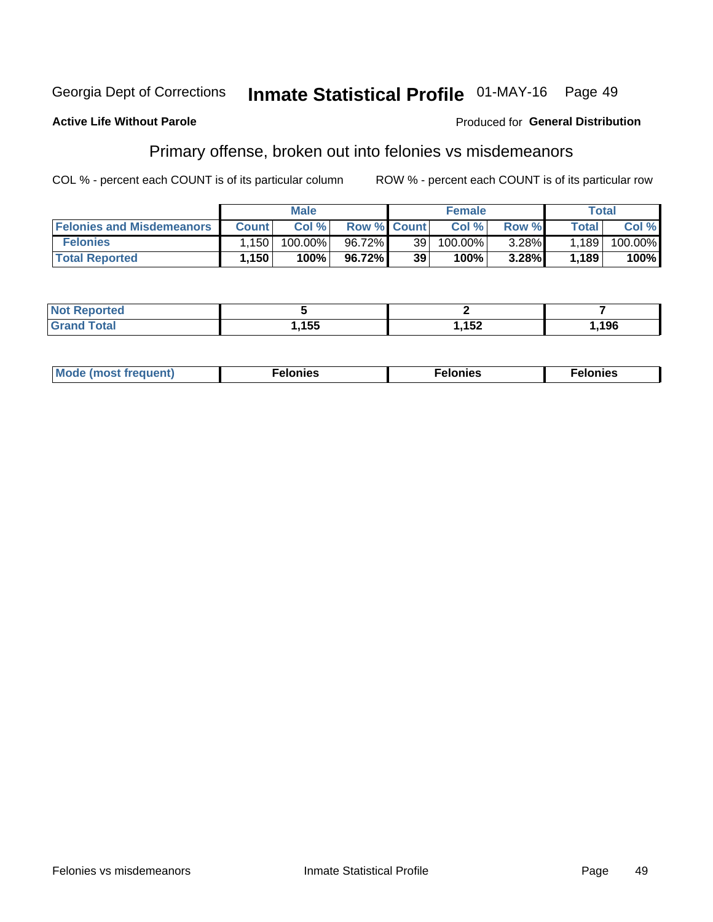Georgia Dept of Corrections **Inmate Statistical Profile** 01-MAY-16

**Active Life Without Parole** Produced for **General Distribution**

## Primary offense, broken out into felonies vs misdemeanors

COL % - percent each COUNT is of its particular column ROW % - percent each COUNT is of its particular row

| | Male | | | Female | | | Total | |
|---|---|---|---|---|---|---|---|---|
| Felonies and Misdemeanors | Count | Col % | Row % | Count | Col % | Row % | Total | Col % |
| Felonies | 1,150 | 100.00% | 96.72% | 39 | 100.00% | 3.28% | 1,189 | 100.00% |
| **Total Reported** | **1,150** | **100%** | **96.72%** | **39** | **100%** | **3.28%** | **1,189** | **100%** |

| | Male | Female | Total |
|---|---|---|---|
| Not Reported | 5 | 2 | 7 |
| Grand Total | 1,155 | 1,152 | 1,196 |

| | | | |
|---|---|---|---|
| Mode (most frequent) | Felonies | Felonies | Felonies |

Felonies vs misdemeanors Inmate Statistical Profile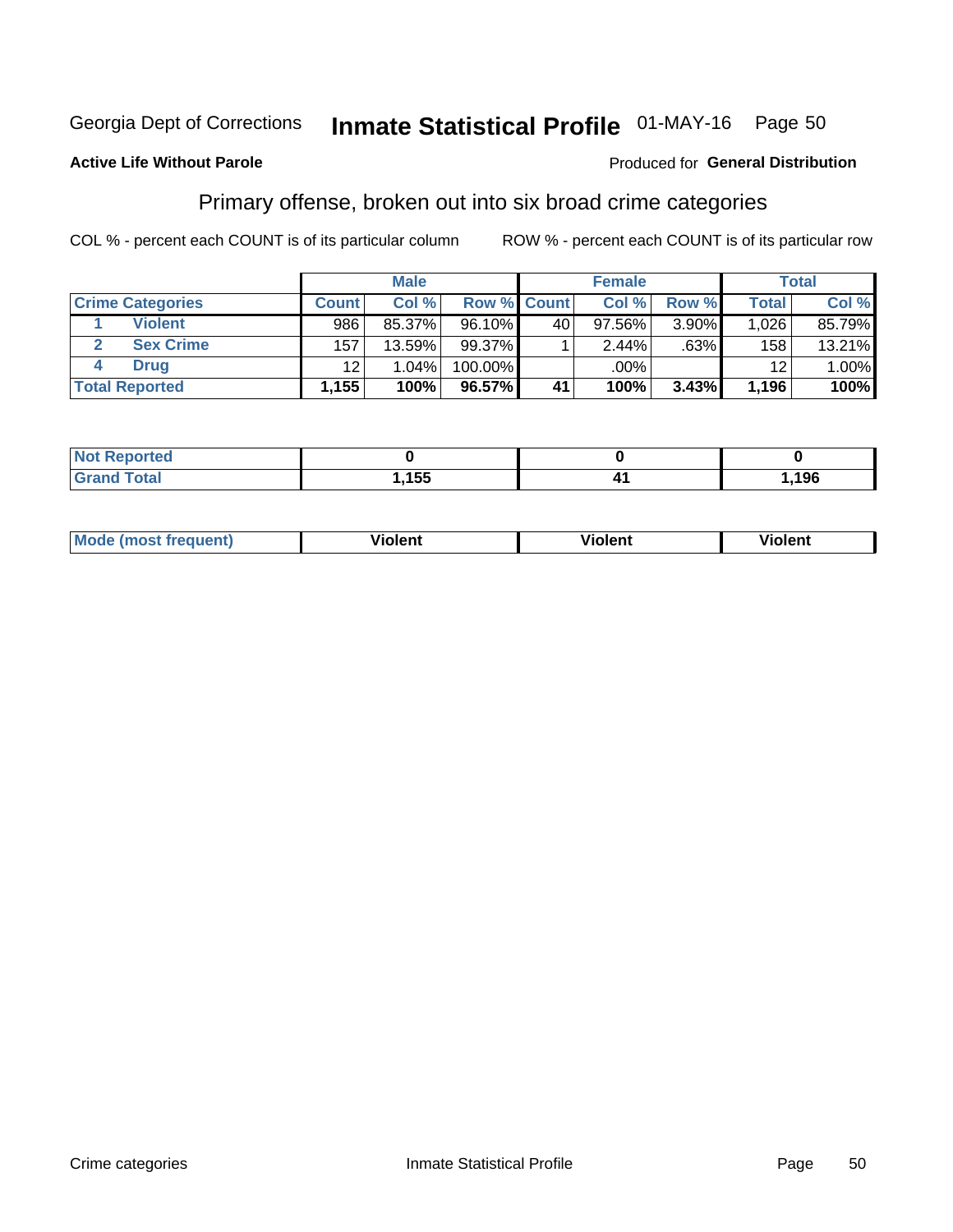Georgia Dept of Corrections **Inmate Statistical Profile** 01-MAY-16 Page 50

**Active Life Without Parole**

Produced for **General Distribution**

## Primary offense, broken out into six broad crime categories

COL % - percent each COUNT is of its particular column

ROW % - percent each COUNT is of its particular row

| | | Male | | | Female | | | Total | |
|---|---|---|---|---|---|---|---|---|---|
| Crime Categories | | Count | Col % | Row % | Count | Col % | Row % | Total | Col % |
| 1 | Violent | 986 | 85.37% | 96.10% | 40 | 97.56% | 3.90% | 1,026 | 85.79% |
| 2 | Sex Crime | 157 | 13.59% | 99.37% | 1 | 2.44% | .63% | 158 | 13.21% |
| 4 | Drug | 12 | 1.04% | 100.00% | | .00% | | 12 | 1.00% |
| Total Reported | | **1,155** | **100%** | **96.57%** | **41** | **100%** | **3.43%** | **1,196** | **100%** |

| | Male | Female | Total |
|---|---|---|---|
| Not Reported | **0** | **0** | **0** |
| Grand Total | **1,155** | **41** | **1,196** |

| | Male | Female | Total |
|---|---|---|---|
| Mode (most frequent) | **Violent** | **Violent** | **Violent** |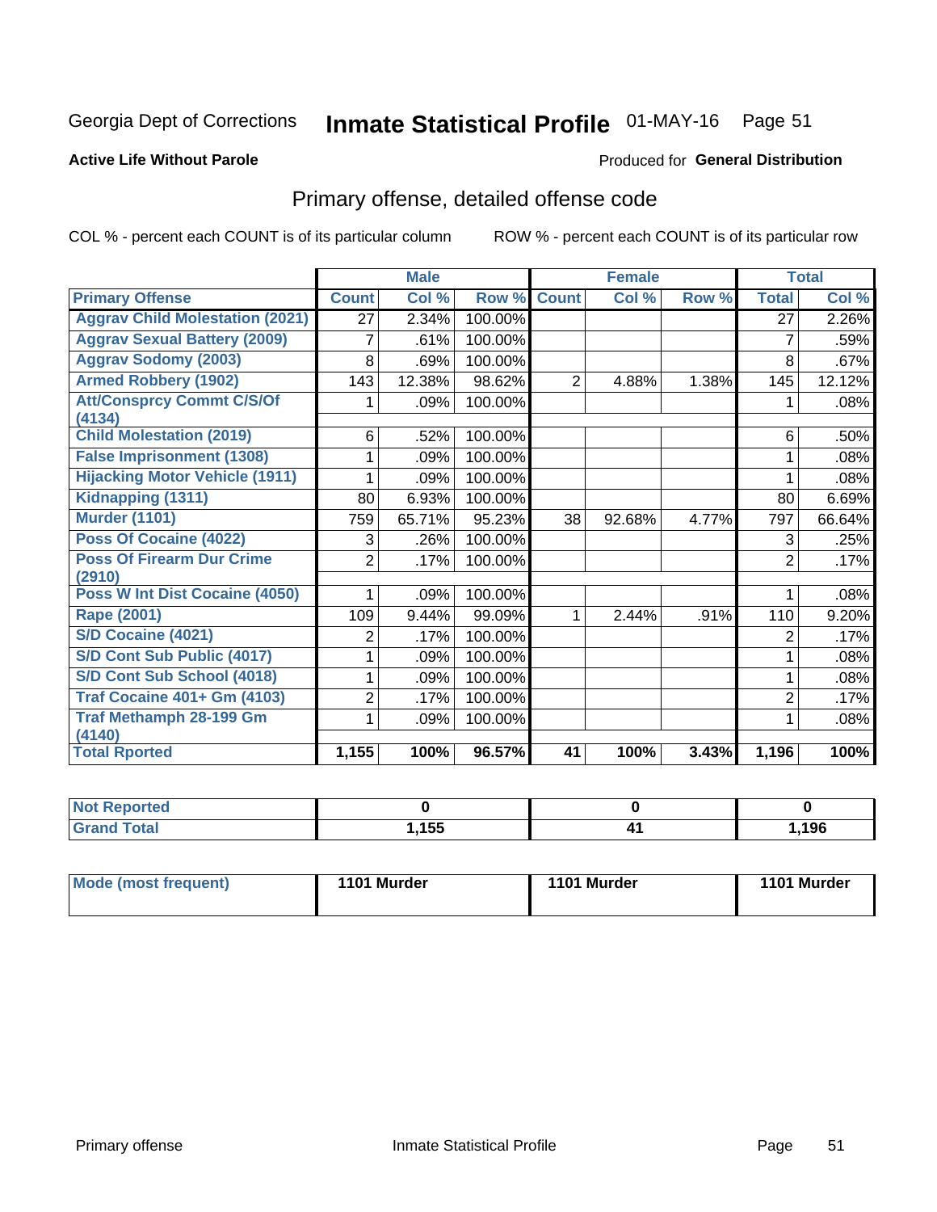Georgia Dept of Corrections **Inmate Statistical Profile** 01-MAY-16 Page 51

**Active Life Without Parole**

Produced for **General Distribution**

## Primary offense, detailed offense code

COL % - percent each COUNT is of its particular column    ROW % - percent each COUNT is of its particular row

| | Male | | | Female | | | Total | |
|---|---|---|---|---|---|---|---|---|
| **Primary Offense** | **Count** | **Col %** | **Row %** | **Count** | **Col %** | **Row %** | **Total** | **Col %** |
| Aggrav Child Molestation (2021) | 27 | 2.34% | 100.00% | | | | 27 | 2.26% |
| Aggrav Sexual Battery (2009) | 7 | .61% | 100.00% | | | | 7 | .59% |
| Aggrav Sodomy (2003) | 8 | .69% | 100.00% | | | | 8 | .67% |
| Armed Robbery (1902) | 143 | 12.38% | 98.62% | 2 | 4.88% | 1.38% | 145 | 12.12% |
| Att/Consprcy Commt C/S/Of (4134) | 1 | .09% | 100.00% | | | | 1 | .08% |
| Child Molestation (2019) | 6 | .52% | 100.00% | | | | 6 | .50% |
| False Imprisonment (1308) | 1 | .09% | 100.00% | | | | 1 | .08% |
| Hijacking Motor Vehicle (1911) | 1 | .09% | 100.00% | | | | 1 | .08% |
| Kidnapping (1311) | 80 | 6.93% | 100.00% | | | | 80 | 6.69% |
| Murder (1101) | 759 | 65.71% | 95.23% | 38 | 92.68% | 4.77% | 797 | 66.64% |
| Poss Of Cocaine (4022) | 3 | .26% | 100.00% | | | | 3 | .25% |
| Poss Of Firearm Dur Crime (2910) | 2 | .17% | 100.00% | | | | 2 | .17% |
| Poss W Int Dist Cocaine (4050) | 1 | .09% | 100.00% | | | | 1 | .08% |
| Rape (2001) | 109 | 9.44% | 99.09% | 1 | 2.44% | .91% | 110 | 9.20% |
| S/D Cocaine (4021) | 2 | .17% | 100.00% | | | | 2 | .17% |
| S/D Cont Sub Public (4017) | 1 | .09% | 100.00% | | | | 1 | .08% |
| S/D Cont Sub School (4018) | 1 | .09% | 100.00% | | | | 1 | .08% |
| Traf Cocaine 401+ Gm (4103) | 2 | .17% | 100.00% | | | | 2 | .17% |
| Traf Methamph 28-199 Gm (4140) | 1 | .09% | 100.00% | | | | 1 | .08% |
| **Total Rported** | **1,155** | **100%** | **96.57%** | **41** | **100%** | **3.43%** | **1,196** | **100%** |

| | Male | Female | Total |
|---|---|---|---|
| Not Reported | 0 | 0 | 0 |
| Grand Total | 1,155 | 41 | 1,196 |

| | Male | Female | Total |
|---|---|---|---|
| Mode (most frequent) | 1101 Murder | 1101 Murder | 1101 Murder |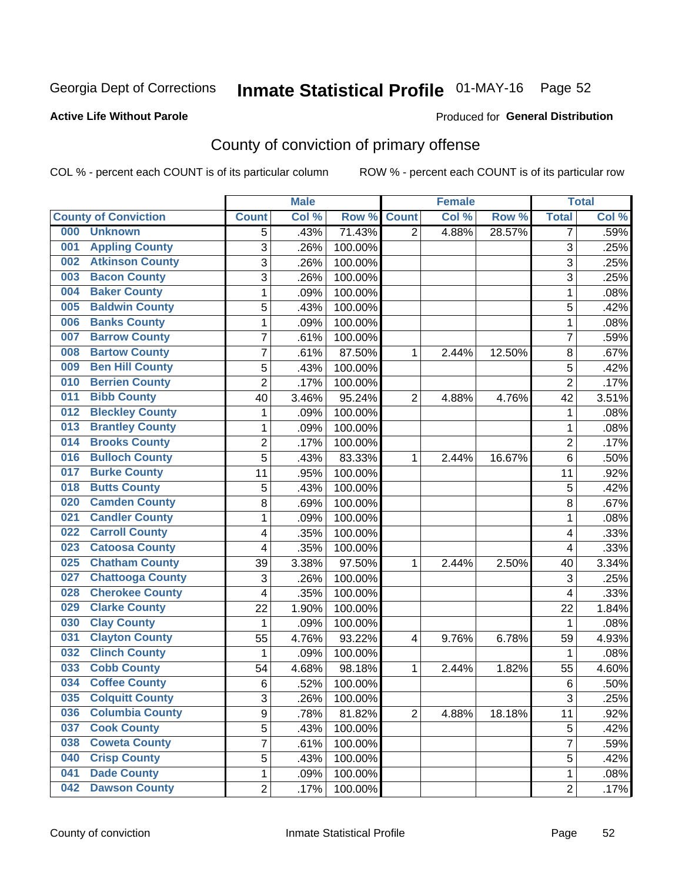Georgia Dept of Corrections **Inmate Statistical Profile** 01-MAY-16 Page 52

**Active Life Without Parole**

Produced for **General Distribution**

## County of conviction of primary offense

COL % - percent each COUNT is of its particular column ROW % - percent each COUNT is of its particular row

| | Male | | | Female | | | Total | |
|---|---|---|---|---|---|---|---|---|
| County of Conviction | Count | Col % | Row % | Count | Col % | Row % | Total | Col % |
| 000 Unknown | 5 | .43% | 71.43% | 2 | 4.88% | 28.57% | 7 | .59% |
| 001 Appling County | 3 | .26% | 100.00% | | | | 3 | .25% |
| 002 Atkinson County | 3 | .26% | 100.00% | | | | 3 | .25% |
| 003 Bacon County | 3 | .26% | 100.00% | | | | 3 | .25% |
| 004 Baker County | 1 | .09% | 100.00% | | | | 1 | .08% |
| 005 Baldwin County | 5 | .43% | 100.00% | | | | 5 | .42% |
| 006 Banks County | 1 | .09% | 100.00% | | | | 1 | .08% |
| 007 Barrow County | 7 | .61% | 100.00% | | | | 7 | .59% |
| 008 Bartow County | 7 | .61% | 87.50% | 1 | 2.44% | 12.50% | 8 | .67% |
| 009 Ben Hill County | 5 | .43% | 100.00% | | | | 5 | .42% |
| 010 Berrien County | 2 | .17% | 100.00% | | | | 2 | .17% |
| 011 Bibb County | 40 | 3.46% | 95.24% | 2 | 4.88% | 4.76% | 42 | 3.51% |
| 012 Bleckley County | 1 | .09% | 100.00% | | | | 1 | .08% |
| 013 Brantley County | 1 | .09% | 100.00% | | | | 1 | .08% |
| 014 Brooks County | 2 | .17% | 100.00% | | | | 2 | .17% |
| 016 Bulloch County | 5 | .43% | 83.33% | 1 | 2.44% | 16.67% | 6 | .50% |
| 017 Burke County | 11 | .95% | 100.00% | | | | 11 | .92% |
| 018 Butts County | 5 | .43% | 100.00% | | | | 5 | .42% |
| 020 Camden County | 8 | .69% | 100.00% | | | | 8 | .67% |
| 021 Candler County | 1 | .09% | 100.00% | | | | 1 | .08% |
| 022 Carroll County | 4 | .35% | 100.00% | | | | 4 | .33% |
| 023 Catoosa County | 4 | .35% | 100.00% | | | | 4 | .33% |
| 025 Chatham County | 39 | 3.38% | 97.50% | 1 | 2.44% | 2.50% | 40 | 3.34% |
| 027 Chattooga County | 3 | .26% | 100.00% | | | | 3 | .25% |
| 028 Cherokee County | 4 | .35% | 100.00% | | | | 4 | .33% |
| 029 Clarke County | 22 | 1.90% | 100.00% | | | | 22 | 1.84% |
| 030 Clay County | 1 | .09% | 100.00% | | | | 1 | .08% |
| 031 Clayton County | 55 | 4.76% | 93.22% | 4 | 9.76% | 6.78% | 59 | 4.93% |
| 032 Clinch County | 1 | .09% | 100.00% | | | | 1 | .08% |
| 033 Cobb County | 54 | 4.68% | 98.18% | 1 | 2.44% | 1.82% | 55 | 4.60% |
| 034 Coffee County | 6 | .52% | 100.00% | | | | 6 | .50% |
| 035 Colquitt County | 3 | .26% | 100.00% | | | | 3 | .25% |
| 036 Columbia County | 9 | .78% | 81.82% | 2 | 4.88% | 18.18% | 11 | .92% |
| 037 Cook County | 5 | .43% | 100.00% | | | | 5 | .42% |
| 038 Coweta County | 7 | .61% | 100.00% | | | | 7 | .59% |
| 040 Crisp County | 5 | .43% | 100.00% | | | | 5 | .42% |
| 041 Dade County | 1 | .09% | 100.00% | | | | 1 | .08% |
| 042 Dawson County | 2 | .17% | 100.00% | | | | 2 | .17% |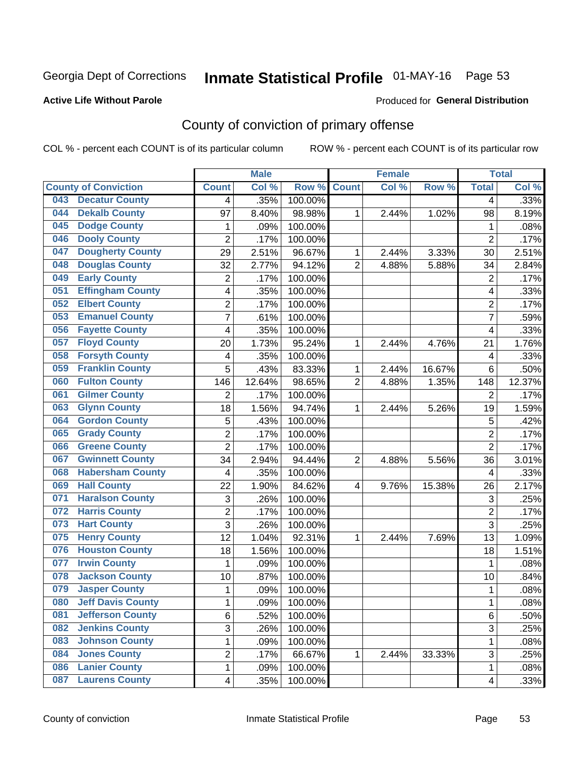Georgia Dept of Corrections **Inmate Statistical Profile** 01-MAY-16

**Active Life Without Parole**

Produced for **General Distribution**

## County of conviction of primary offense

COL % - percent each COUNT is of its particular column ROW % - percent each COUNT is of its particular row

| | | Male | | | Female | | | Total | |
|---|---|---|---|---|---|---|---|---|---|
| County of Conviction | | Count | Col % | Row % | Count | Col % | Row % | Total | Col % |
| 043 | Decatur County | 4 | .35% | 100.00% | | | | 4 | .33% |
| 044 | Dekalb County | 97 | 8.40% | 98.98% | 1 | 2.44% | 1.02% | 98 | 8.19% |
| 045 | Dodge County | 1 | .09% | 100.00% | | | | 1 | .08% |
| 046 | Dooly County | 2 | .17% | 100.00% | | | | 2 | .17% |
| 047 | Dougherty County | 29 | 2.51% | 96.67% | 1 | 2.44% | 3.33% | 30 | 2.51% |
| 048 | Douglas County | 32 | 2.77% | 94.12% | 2 | 4.88% | 5.88% | 34 | 2.84% |
| 049 | Early County | 2 | .17% | 100.00% | | | | 2 | .17% |
| 051 | Effingham County | 4 | .35% | 100.00% | | | | 4 | .33% |
| 052 | Elbert County | 2 | .17% | 100.00% | | | | 2 | .17% |
| 053 | Emanuel County | 7 | .61% | 100.00% | | | | 7 | .59% |
| 056 | Fayette County | 4 | .35% | 100.00% | | | | 4 | .33% |
| 057 | Floyd County | 20 | 1.73% | 95.24% | 1 | 2.44% | 4.76% | 21 | 1.76% |
| 058 | Forsyth County | 4 | .35% | 100.00% | | | | 4 | .33% |
| 059 | Franklin County | 5 | .43% | 83.33% | 1 | 2.44% | 16.67% | 6 | .50% |
| 060 | Fulton County | 146 | 12.64% | 98.65% | 2 | 4.88% | 1.35% | 148 | 12.37% |
| 061 | Gilmer County | 2 | .17% | 100.00% | | | | 2 | .17% |
| 063 | Glynn County | 18 | 1.56% | 94.74% | 1 | 2.44% | 5.26% | 19 | 1.59% |
| 064 | Gordon County | 5 | .43% | 100.00% | | | | 5 | .42% |
| 065 | Grady County | 2 | .17% | 100.00% | | | | 2 | .17% |
| 066 | Greene County | 2 | .17% | 100.00% | | | | 2 | .17% |
| 067 | Gwinnett County | 34 | 2.94% | 94.44% | 2 | 4.88% | 5.56% | 36 | 3.01% |
| 068 | Habersham County | 4 | .35% | 100.00% | | | | 4 | .33% |
| 069 | Hall County | 22 | 1.90% | 84.62% | 4 | 9.76% | 15.38% | 26 | 2.17% |
| 071 | Haralson County | 3 | .26% | 100.00% | | | | 3 | .25% |
| 072 | Harris County | 2 | .17% | 100.00% | | | | 2 | .17% |
| 073 | Hart County | 3 | .26% | 100.00% | | | | 3 | .25% |
| 075 | Henry County | 12 | 1.04% | 92.31% | 1 | 2.44% | 7.69% | 13 | 1.09% |
| 076 | Houston County | 18 | 1.56% | 100.00% | | | | 18 | 1.51% |
| 077 | Irwin County | 1 | .09% | 100.00% | | | | 1 | .08% |
| 078 | Jackson County | 10 | .87% | 100.00% | | | | 10 | .84% |
| 079 | Jasper County | 1 | .09% | 100.00% | | | | 1 | .08% |
| 080 | Jeff Davis County | 1 | .09% | 100.00% | | | | 1 | .08% |
| 081 | Jefferson County | 6 | .52% | 100.00% | | | | 6 | .50% |
| 082 | Jenkins County | 3 | .26% | 100.00% | | | | 3 | .25% |
| 083 | Johnson County | 1 | .09% | 100.00% | | | | 1 | .08% |
| 084 | Jones County | 2 | .17% | 66.67% | 1 | 2.44% | 33.33% | 3 | .25% |
| 086 | Lanier County | 1 | .09% | 100.00% | | | | 1 | .08% |
| 087 | Laurens County | 4 | .35% | 100.00% | | | | 4 | .33% |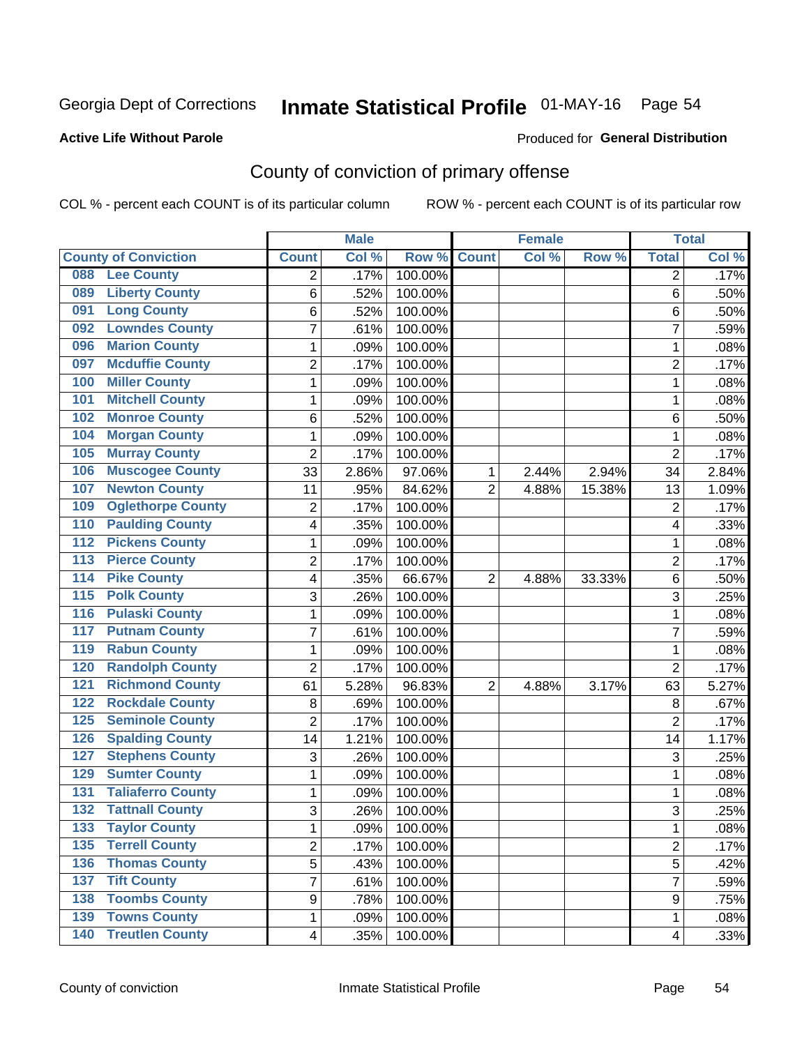Georgia Dept of Corrections **Inmate Statistical Profile** 01-MAY-16 Page 54

**Active Life Without Parole**

Produced for **General Distribution**

## County of conviction of primary offense

COL % - percent each COUNT is of its particular column ROW % - percent each COUNT is of its particular row

| County of Conviction | Male | | | Female | | | Total | |
|---|---|---|---|---|---|---|---|---|
| | Count | Col % | Row % | Count | Col % | Row % | Total | Col % |
| 088 Lee County | 2 | .17% | 100.00% | | | | 2 | .17% |
| 089 Liberty County | 6 | .52% | 100.00% | | | | 6 | .50% |
| 091 Long County | 6 | .52% | 100.00% | | | | 6 | .50% |
| 092 Lowndes County | 7 | .61% | 100.00% | | | | 7 | .59% |
| 096 Marion County | 1 | .09% | 100.00% | | | | 1 | .08% |
| 097 Mcduffie County | 2 | .17% | 100.00% | | | | 2 | .17% |
| 100 Miller County | 1 | .09% | 100.00% | | | | 1 | .08% |
| 101 Mitchell County | 1 | .09% | 100.00% | | | | 1 | .08% |
| 102 Monroe County | 6 | .52% | 100.00% | | | | 6 | .50% |
| 104 Morgan County | 1 | .09% | 100.00% | | | | 1 | .08% |
| 105 Murray County | 2 | .17% | 100.00% | | | | 2 | .17% |
| 106 Muscogee County | 33 | 2.86% | 97.06% | 1 | 2.44% | 2.94% | 34 | 2.84% |
| 107 Newton County | 11 | .95% | 84.62% | 2 | 4.88% | 15.38% | 13 | 1.09% |
| 109 Oglethorpe County | 2 | .17% | 100.00% | | | | 2 | .17% |
| 110 Paulding County | 4 | .35% | 100.00% | | | | 4 | .33% |
| 112 Pickens County | 1 | .09% | 100.00% | | | | 1 | .08% |
| 113 Pierce County | 2 | .17% | 100.00% | | | | 2 | .17% |
| 114 Pike County | 4 | .35% | 66.67% | 2 | 4.88% | 33.33% | 6 | .50% |
| 115 Polk County | 3 | .26% | 100.00% | | | | 3 | .25% |
| 116 Pulaski County | 1 | .09% | 100.00% | | | | 1 | .08% |
| 117 Putnam County | 7 | .61% | 100.00% | | | | 7 | .59% |
| 119 Rabun County | 1 | .09% | 100.00% | | | | 1 | .08% |
| 120 Randolph County | 2 | .17% | 100.00% | | | | 2 | .17% |
| 121 Richmond County | 61 | 5.28% | 96.83% | 2 | 4.88% | 3.17% | 63 | 5.27% |
| 122 Rockdale County | 8 | .69% | 100.00% | | | | 8 | .67% |
| 125 Seminole County | 2 | .17% | 100.00% | | | | 2 | .17% |
| 126 Spalding County | 14 | 1.21% | 100.00% | | | | 14 | 1.17% |
| 127 Stephens County | 3 | .26% | 100.00% | | | | 3 | .25% |
| 129 Sumter County | 1 | .09% | 100.00% | | | | 1 | .08% |
| 131 Taliaferro County | 1 | .09% | 100.00% | | | | 1 | .08% |
| 132 Tattnall County | 3 | .26% | 100.00% | | | | 3 | .25% |
| 133 Taylor County | 1 | .09% | 100.00% | | | | 1 | .08% |
| 135 Terrell County | 2 | .17% | 100.00% | | | | 2 | .17% |
| 136 Thomas County | 5 | .43% | 100.00% | | | | 5 | .42% |
| 137 Tift County | 7 | .61% | 100.00% | | | | 7 | .59% |
| 138 Toombs County | 9 | .78% | 100.00% | | | | 9 | .75% |
| 139 Towns County | 1 | .09% | 100.00% | | | | 1 | .08% |
| 140 Treutlen County | 4 | .35% | 100.00% | | | | 4 | .33% |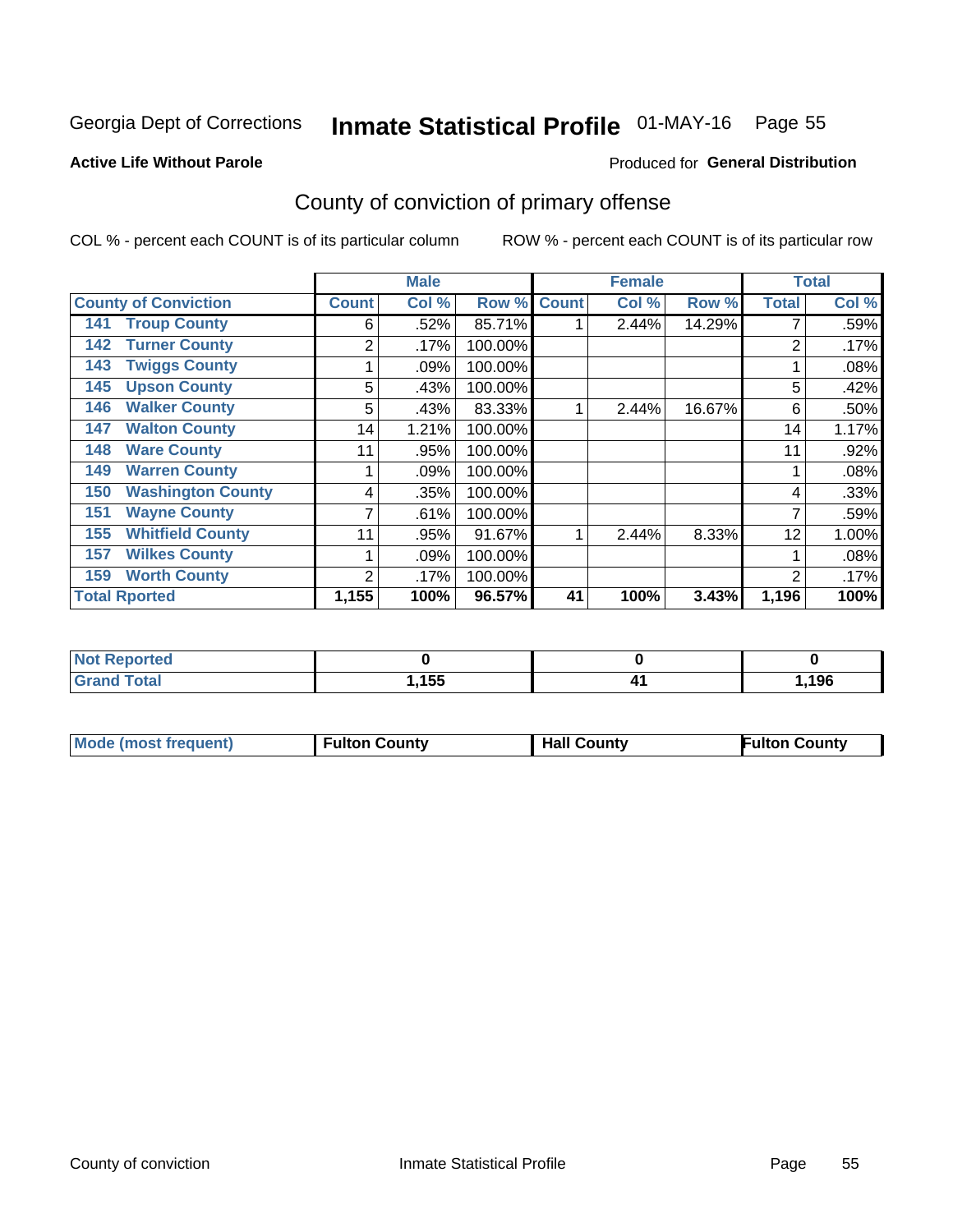Georgia Dept of Corrections **Inmate Statistical Profile** 01-MAY-16 Page 55

**Active Life Without Parole**

Produced for **General Distribution**

## County of conviction of primary offense

COL % - percent each COUNT is of its particular column

ROW % - percent each COUNT is of its particular row

| | Male | | | Female | | | Total | |
|---|---|---|---|---|---|---|---|---|
| County of Conviction | Count | Col % | Row % | Count | Col % | Row % | Total | Col % |
| 141 Troup County | 6 | .52% | 85.71% | 1 | 2.44% | 14.29% | 7 | .59% |
| 142 Turner County | 2 | .17% | 100.00% | | | | 2 | .17% |
| 143 Twiggs County | 1 | .09% | 100.00% | | | | 1 | .08% |
| 145 Upson County | 5 | .43% | 100.00% | | | | 5 | .42% |
| 146 Walker County | 5 | .43% | 83.33% | 1 | 2.44% | 16.67% | 6 | .50% |
| 147 Walton County | 14 | 1.21% | 100.00% | | | | 14 | 1.17% |
| 148 Ware County | 11 | .95% | 100.00% | | | | 11 | .92% |
| 149 Warren County | 1 | .09% | 100.00% | | | | 1 | .08% |
| 150 Washington County | 4 | .35% | 100.00% | | | | 4 | .33% |
| 151 Wayne County | 7 | .61% | 100.00% | | | | 7 | .59% |
| 155 Whitfield County | 11 | .95% | 91.67% | 1 | 2.44% | 8.33% | 12 | 1.00% |
| 157 Wilkes County | 1 | .09% | 100.00% | | | | 1 | .08% |
| 159 Worth County | 2 | .17% | 100.00% | | | | 2 | .17% |
| **Total Rported** | **1,155** | **100%** | **96.57%** | **41** | **100%** | **3.43%** | **1,196** | **100%** |

| | Male | Female | Total |
|---|---|---|---|
| Not Reported | 0 | 0 | 0 |
| Grand Total | 1,155 | 41 | 1,196 |

| | Male | Female | Total |
|---|---|---|---|
| Mode (most frequent) | Fulton County | Hall County | Fulton County |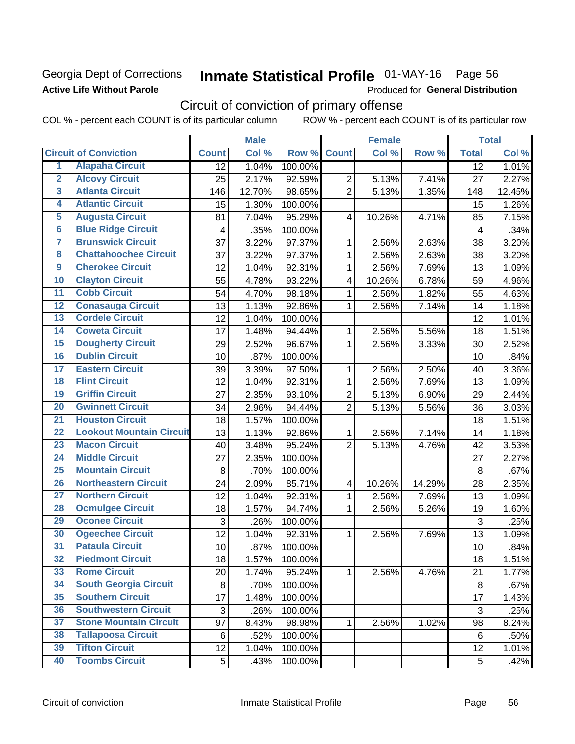Georgia Dept of Corrections

**Active Life Without Parole**

# Inmate Statistical Profile 01-MAY-16 Page 56

Produced for **General Distribution**

## Circuit of conviction of primary offense

COL % - percent each COUNT is of its particular column ROW % - percent each COUNT is of its particular row

| | | Male | | | Female | | | Total | |
|---|---|---|---|---|---|---|---|---|---|
| | **Circuit of Conviction** | **Count** | **Col %** | **Row %** | **Count** | **Col %** | **Row %** | **Total** | **Col %** |
| 1 | Alapaha Circuit | 12 | 1.04% | 100.00% | | | | 12 | 1.01% |
| 2 | Alcovy Circuit | 25 | 2.17% | 92.59% | 2 | 5.13% | 7.41% | 27 | 2.27% |
| 3 | Atlanta Circuit | 146 | 12.70% | 98.65% | 2 | 5.13% | 1.35% | 148 | 12.45% |
| 4 | Atlantic Circuit | 15 | 1.30% | 100.00% | | | | 15 | 1.26% |
| 5 | Augusta Circuit | 81 | 7.04% | 95.29% | 4 | 10.26% | 4.71% | 85 | 7.15% |
| 6 | Blue Ridge Circuit | 4 | .35% | 100.00% | | | | 4 | .34% |
| 7 | Brunswick Circuit | 37 | 3.22% | 97.37% | 1 | 2.56% | 2.63% | 38 | 3.20% |
| 8 | Chattahoochee Circuit | 37 | 3.22% | 97.37% | 1 | 2.56% | 2.63% | 38 | 3.20% |
| 9 | Cherokee Circuit | 12 | 1.04% | 92.31% | 1 | 2.56% | 7.69% | 13 | 1.09% |
| 10 | Clayton Circuit | 55 | 4.78% | 93.22% | 4 | 10.26% | 6.78% | 59 | 4.96% |
| 11 | Cobb Circuit | 54 | 4.70% | 98.18% | 1 | 2.56% | 1.82% | 55 | 4.63% |
| 12 | Conasauga Circuit | 13 | 1.13% | 92.86% | 1 | 2.56% | 7.14% | 14 | 1.18% |
| 13 | Cordele Circuit | 12 | 1.04% | 100.00% | | | | 12 | 1.01% |
| 14 | Coweta Circuit | 17 | 1.48% | 94.44% | 1 | 2.56% | 5.56% | 18 | 1.51% |
| 15 | Dougherty Circuit | 29 | 2.52% | 96.67% | 1 | 2.56% | 3.33% | 30 | 2.52% |
| 16 | Dublin Circuit | 10 | .87% | 100.00% | | | | 10 | .84% |
| 17 | Eastern Circuit | 39 | 3.39% | 97.50% | 1 | 2.56% | 2.50% | 40 | 3.36% |
| 18 | Flint Circuit | 12 | 1.04% | 92.31% | 1 | 2.56% | 7.69% | 13 | 1.09% |
| 19 | Griffin Circuit | 27 | 2.35% | 93.10% | 2 | 5.13% | 6.90% | 29 | 2.44% |
| 20 | Gwinnett Circuit | 34 | 2.96% | 94.44% | 2 | 5.13% | 5.56% | 36 | 3.03% |
| 21 | Houston Circuit | 18 | 1.57% | 100.00% | | | | 18 | 1.51% |
| 22 | Lookout Mountain Circuit | 13 | 1.13% | 92.86% | 1 | 2.56% | 7.14% | 14 | 1.18% |
| 23 | Macon Circuit | 40 | 3.48% | 95.24% | 2 | 5.13% | 4.76% | 42 | 3.53% |
| 24 | Middle Circuit | 27 | 2.35% | 100.00% | | | | 27 | 2.27% |
| 25 | Mountain Circuit | 8 | .70% | 100.00% | | | | 8 | .67% |
| 26 | Northeastern Circuit | 24 | 2.09% | 85.71% | 4 | 10.26% | 14.29% | 28 | 2.35% |
| 27 | Northern Circuit | 12 | 1.04% | 92.31% | 1 | 2.56% | 7.69% | 13 | 1.09% |
| 28 | Ocmulgee Circuit | 18 | 1.57% | 94.74% | 1 | 2.56% | 5.26% | 19 | 1.60% |
| 29 | Oconee Circuit | 3 | .26% | 100.00% | | | | 3 | .25% |
| 30 | Ogeechee Circuit | 12 | 1.04% | 92.31% | 1 | 2.56% | 7.69% | 13 | 1.09% |
| 31 | Pataula Circuit | 10 | .87% | 100.00% | | | | 10 | .84% |
| 32 | Piedmont Circuit | 18 | 1.57% | 100.00% | | | | 18 | 1.51% |
| 33 | Rome Circuit | 20 | 1.74% | 95.24% | 1 | 2.56% | 4.76% | 21 | 1.77% |
| 34 | South Georgia Circuit | 8 | .70% | 100.00% | | | | 8 | .67% |
| 35 | Southern Circuit | 17 | 1.48% | 100.00% | | | | 17 | 1.43% |
| 36 | Southwestern Circuit | 3 | .26% | 100.00% | | | | 3 | .25% |
| 37 | Stone Mountain Circuit | 97 | 8.43% | 98.98% | 1 | 2.56% | 1.02% | 98 | 8.24% |
| 38 | Tallapoosa Circuit | 6 | .52% | 100.00% | | | | 6 | .50% |
| 39 | Tifton Circuit | 12 | 1.04% | 100.00% | | | | 12 | 1.01% |
| 40 | Toombs Circuit | 5 | .43% | 100.00% | | | | 5 | .42% |

Circuit of conviction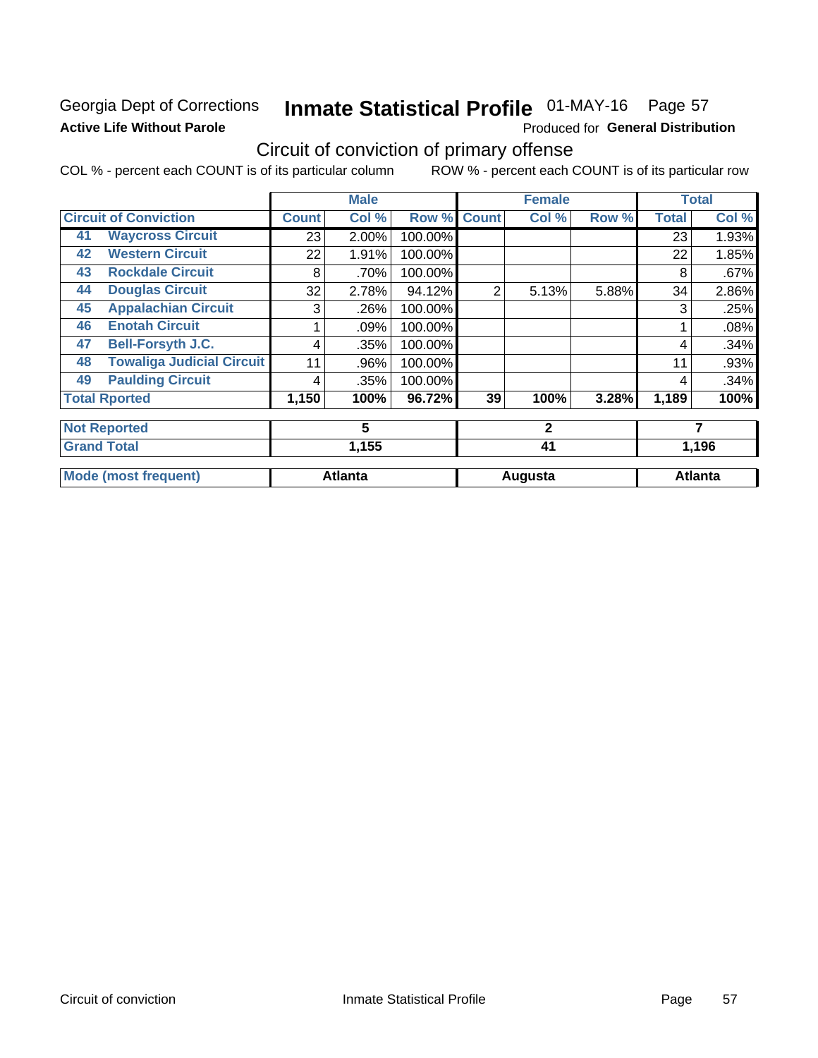Georgia Dept of Corrections
**Active Life Without Parole**

# Inmate Statistical Profile 01-MAY-16 Page 57

Produced for **General Distribution**

## Circuit of conviction of primary offense

COL % - percent each COUNT is of its particular column ROW % - percent each COUNT is of its particular row

| | | Male | | | Female | | | Total | |
|---|---|---|---|---|---|---|---|---|---|
| **Circuit of Conviction** | | **Count** | **Col %** | **Row %** | **Count** | **Col %** | **Row %** | **Total** | **Col %** |
| 41 | **Waycross Circuit** | 23 | 2.00% | 100.00% | | | | 23 | 1.93% |
| 42 | **Western Circuit** | 22 | 1.91% | 100.00% | | | | 22 | 1.85% |
| 43 | **Rockdale Circuit** | 8 | .70% | 100.00% | | | | 8 | .67% |
| 44 | **Douglas Circuit** | 32 | 2.78% | 94.12% | 2 | 5.13% | 5.88% | 34 | 2.86% |
| 45 | **Appalachian Circuit** | 3 | .26% | 100.00% | | | | 3 | .25% |
| 46 | **Enotah Circuit** | 1 | .09% | 100.00% | | | | 1 | .08% |
| 47 | **Bell-Forsyth J.C.** | 4 | .35% | 100.00% | | | | 4 | .34% |
| 48 | **Towaliga Judicial Circuit** | 11 | .96% | 100.00% | | | | 11 | .93% |
| 49 | **Paulding Circuit** | 4 | .35% | 100.00% | | | | 4 | .34% |
| **Total Rported** | | **1,150** | **100%** | **96.72%** | **39** | **100%** | **3.28%** | **1,189** | **100%** |

| | Male | Female | Total |
|---|---|---|---|
| **Not Reported** | **5** | **2** | **7** |
| **Grand Total** | **1,155** | **41** | **1,196** |

| | Male | Female | Total |
|---|---|---|---|
| **Mode (most frequent)** | **Atlanta** | **Augusta** | **Atlanta** |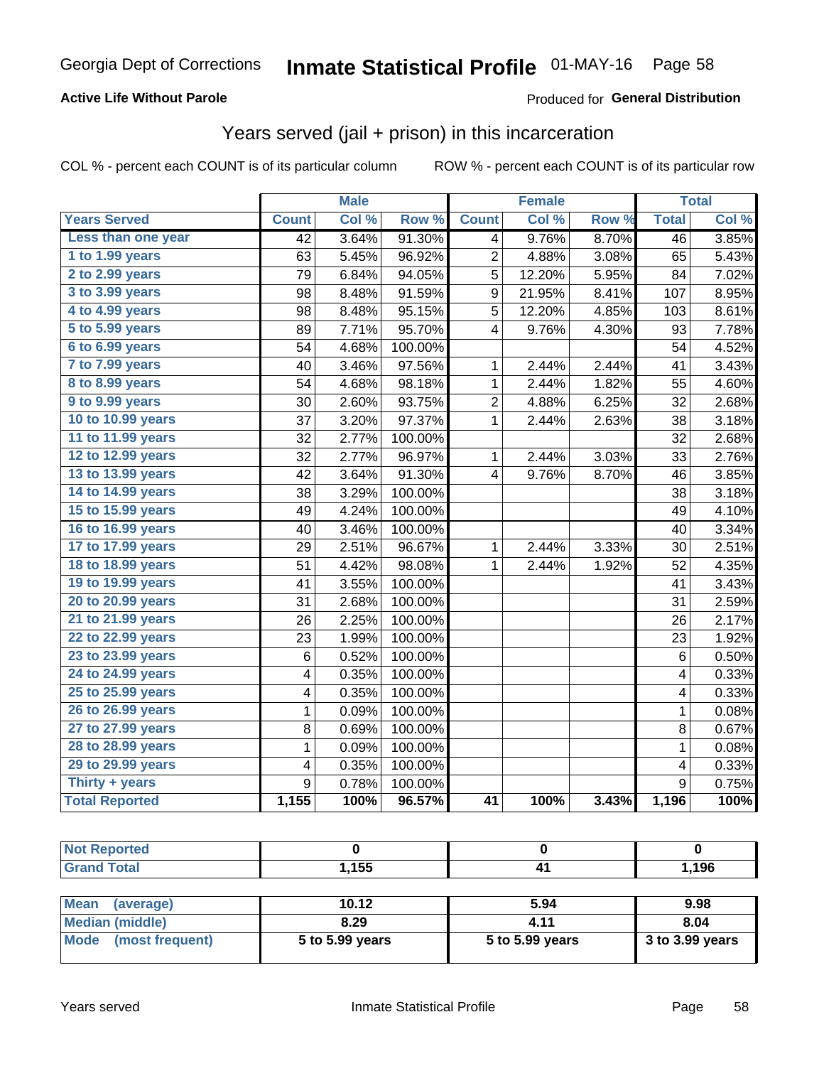Georgia Dept of Corrections **Inmate Statistical Profile** 01-MAY-16

**Active Life Without Parole**

Produced for **General Distribution**

## Years served (jail + prison) in this incarceration

COL % - percent each COUNT is of its particular column ROW % - percent each COUNT is of its particular row

| | Male | | | Female | | | Total | |
|---|---|---|---|---|---|---|---|---|
| **Years Served** | **Count** | **Col %** | **Row %** | **Count** | **Col %** | **Row %** | **Total** | **Col %** |
| Less than one year | 42 | 3.64% | 91.30% | 4 | 9.76% | 8.70% | 46 | 3.85% |
| 1 to 1.99 years | 63 | 5.45% | 96.92% | 2 | 4.88% | 3.08% | 65 | 5.43% |
| 2 to 2.99 years | 79 | 6.84% | 94.05% | 5 | 12.20% | 5.95% | 84 | 7.02% |
| 3 to 3.99 years | 98 | 8.48% | 91.59% | 9 | 21.95% | 8.41% | 107 | 8.95% |
| 4 to 4.99 years | 98 | 8.48% | 95.15% | 5 | 12.20% | 4.85% | 103 | 8.61% |
| 5 to 5.99 years | 89 | 7.71% | 95.70% | 4 | 9.76% | 4.30% | 93 | 7.78% |
| 6 to 6.99 years | 54 | 4.68% | 100.00% | | | | 54 | 4.52% |
| 7 to 7.99 years | 40 | 3.46% | 97.56% | 1 | 2.44% | 2.44% | 41 | 3.43% |
| 8 to 8.99 years | 54 | 4.68% | 98.18% | 1 | 2.44% | 1.82% | 55 | 4.60% |
| 9 to 9.99 years | 30 | 2.60% | 93.75% | 2 | 4.88% | 6.25% | 32 | 2.68% |
| 10 to 10.99 years | 37 | 3.20% | 97.37% | 1 | 2.44% | 2.63% | 38 | 3.18% |
| 11 to 11.99 years | 32 | 2.77% | 100.00% | | | | 32 | 2.68% |
| 12 to 12.99 years | 32 | 2.77% | 96.97% | 1 | 2.44% | 3.03% | 33 | 2.76% |
| 13 to 13.99 years | 42 | 3.64% | 91.30% | 4 | 9.76% | 8.70% | 46 | 3.85% |
| 14 to 14.99 years | 38 | 3.29% | 100.00% | | | | 38 | 3.18% |
| 15 to 15.99 years | 49 | 4.24% | 100.00% | | | | 49 | 4.10% |
| 16 to 16.99 years | 40 | 3.46% | 100.00% | | | | 40 | 3.34% |
| 17 to 17.99 years | 29 | 2.51% | 96.67% | 1 | 2.44% | 3.33% | 30 | 2.51% |
| 18 to 18.99 years | 51 | 4.42% | 98.08% | 1 | 2.44% | 1.92% | 52 | 4.35% |
| 19 to 19.99 years | 41 | 3.55% | 100.00% | | | | 41 | 3.43% |
| 20 to 20.99 years | 31 | 2.68% | 100.00% | | | | 31 | 2.59% |
| 21 to 21.99 years | 26 | 2.25% | 100.00% | | | | 26 | 2.17% |
| 22 to 22.99 years | 23 | 1.99% | 100.00% | | | | 23 | 1.92% |
| 23 to 23.99 years | 6 | 0.52% | 100.00% | | | | 6 | 0.50% |
| 24 to 24.99 years | 4 | 0.35% | 100.00% | | | | 4 | 0.33% |
| 25 to 25.99 years | 4 | 0.35% | 100.00% | | | | 4 | 0.33% |
| 26 to 26.99 years | 1 | 0.09% | 100.00% | | | | 1 | 0.08% |
| 27 to 27.99 years | 8 | 0.69% | 100.00% | | | | 8 | 0.67% |
| 28 to 28.99 years | 1 | 0.09% | 100.00% | | | | 1 | 0.08% |
| 29 to 29.99 years | 4 | 0.35% | 100.00% | | | | 4 | 0.33% |
| Thirty + years | 9 | 0.78% | 100.00% | | | | 9 | 0.75% |
| **Total Reported** | **1,155** | **100%** | **96.57%** | **41** | **100%** | **3.43%** | **1,196** | **100%** |

| | Male | Female | Total |
|---|---|---|---|
| Not Reported | 0 | 0 | 0 |
| Grand Total | 1,155 | 41 | 1,196 |

| | Male | Female | Total |
|---|---|---|---|
| Mean (average) | 10.12 | 5.94 | 9.98 |
| Median (middle) | 8.29 | 4.11 | 8.04 |
| Mode (most frequent) | 5 to 5.99 years | 5 to 5.99 years | 3 to 3.99 years |

Years served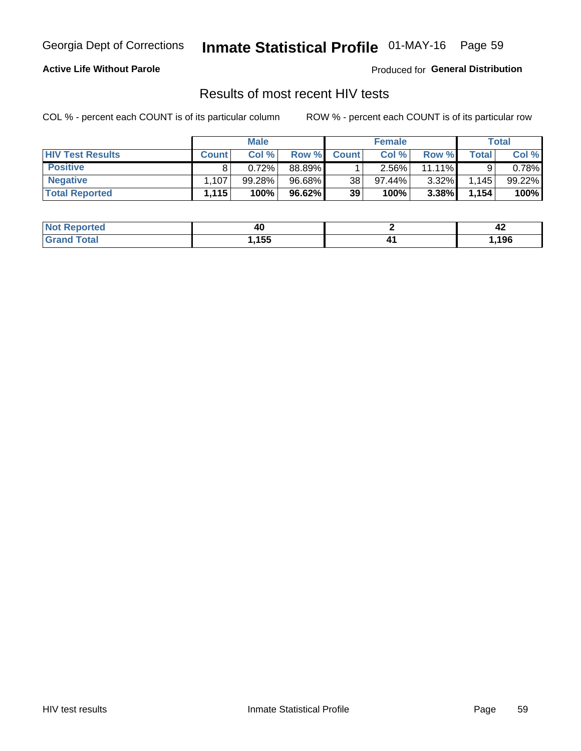Georgia Dept of Corrections **Inmate Statistical Profile** 01-MAY-16 Page 59

**Active Life Without Parole**

Produced for **General Distribution**

## Results of most recent HIV tests

COL % - percent each COUNT is of its particular column ROW % - percent each COUNT is of its particular row

| | Male | | | Female | | | Total | |
|---|---|---|---|---|---|---|---|---|
| **HIV Test Results** | **Count** | **Col %** | **Row %** | **Count** | **Col %** | **Row %** | **Total** | **Col %** |
| **Positive** | 8 | 0.72% | 88.89% | 1 | 2.56% | 11.11% | 9 | 0.78% |
| **Negative** | 1,107 | 99.28% | 96.68% | 38 | 97.44% | 3.32% | 1,145 | 99.22% |
| **Total Reported** | **1,115** | **100%** | **96.62%** | **39** | **100%** | **3.38%** | **1,154** | **100%** |

| | Male | Female | Total |
|---|---|---|---|
| **Not Reported** | **40** | **2** | **42** |
| **Grand Total** | **1,155** | **41** | **1,196** |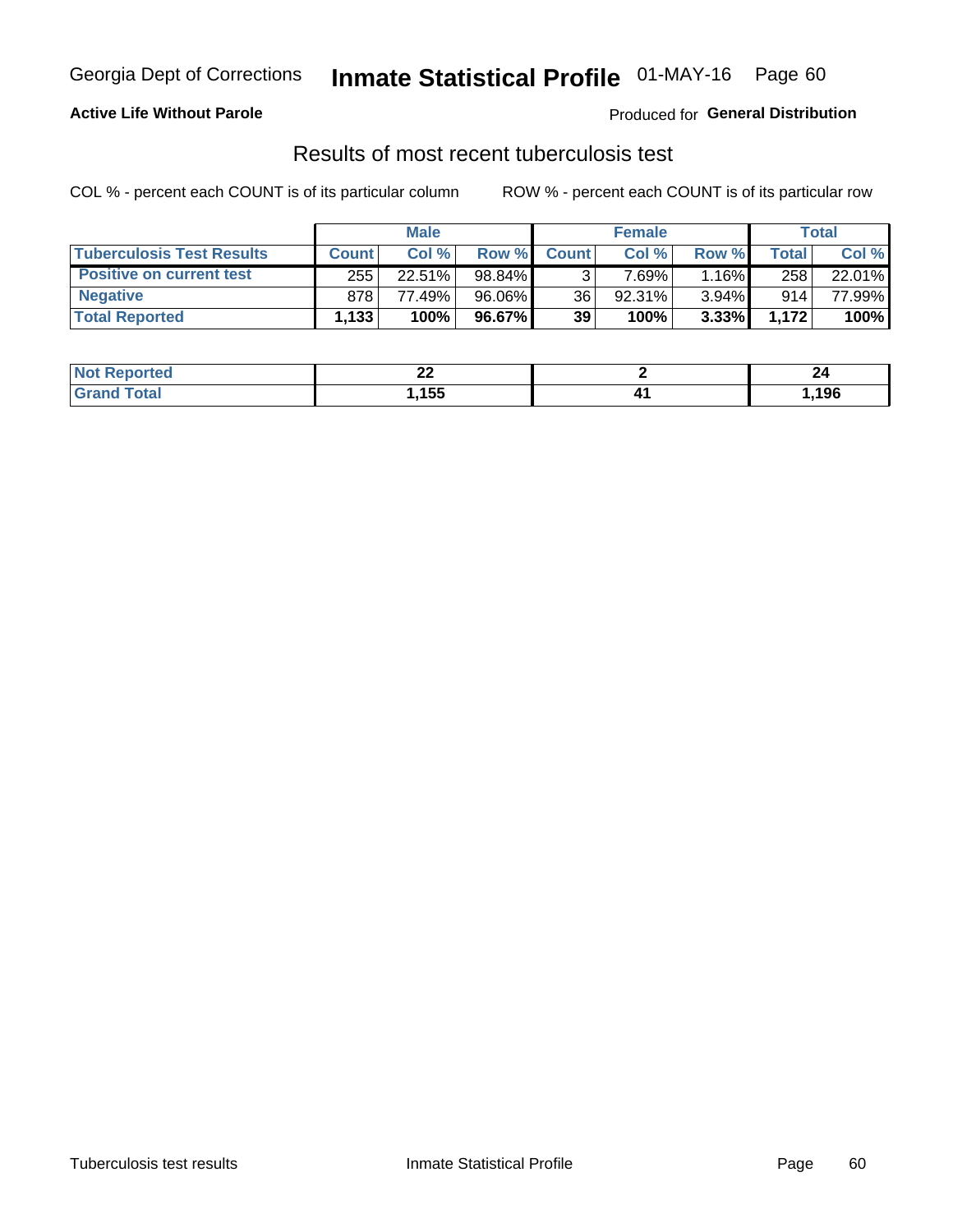Georgia Dept of Corrections **Inmate Statistical Profile** 01-MAY-16 Page 60

**Active Life Without Parole**

Produced for **General Distribution**

## Results of most recent tuberculosis test

COL % - percent each COUNT is of its particular column ROW % - percent each COUNT is of its particular row

| | Male | | | Female | | | Total | |
|---|---|---|---|---|---|---|---|---|
| **Tuberculosis Test Results** | **Count** | **Col %** | **Row %** | **Count** | **Col %** | **Row %** | **Total** | **Col %** |
| **Positive on current test** | 255 | 22.51% | 98.84% | 3 | 7.69% | 1.16% | 258 | 22.01% |
| **Negative** | 878 | 77.49% | 96.06% | 36 | 92.31% | 3.94% | 914 | 77.99% |
| **Total Reported** | **1,133** | **100%** | **96.67%** | **39** | **100%** | **3.33%** | **1,172** | **100%** |

| | Male | Female | Total |
|---|---|---|---|
| **Not Reported** | **22** | **2** | **24** |
| **Grand Total** | **1,155** | **41** | **1,196** |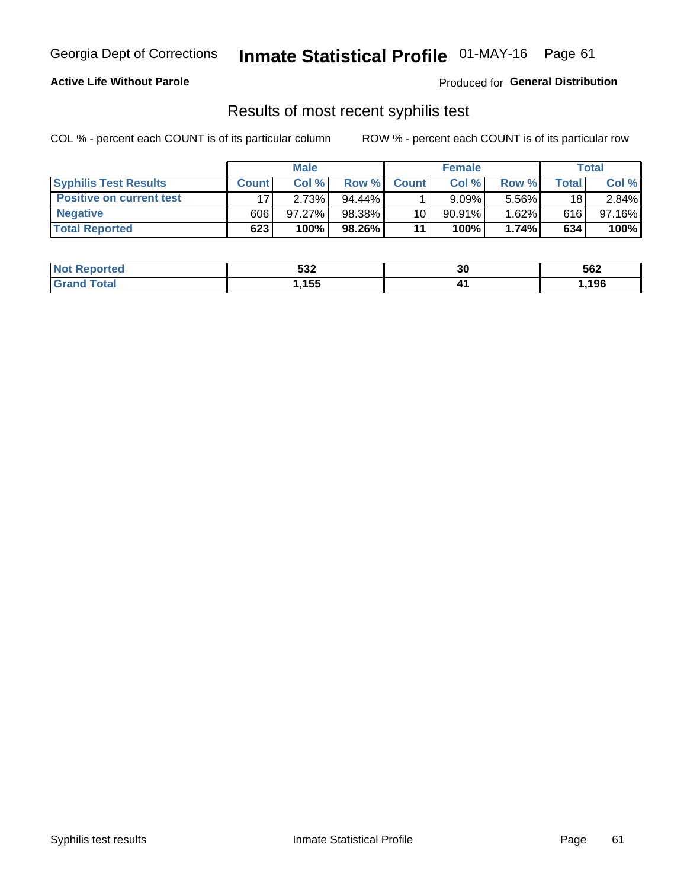Georgia Dept of Corrections **Inmate Statistical Profile** 01-MAY-16

**Active Life Without Parole**

Produced for **General Distribution**

## Results of most recent syphilis test

COL % - percent each COUNT is of its particular column

ROW % - percent each COUNT is of its particular row

| | Male | | | Female | | | Total | |
|---|---|---|---|---|---|---|---|---|
| **Syphilis Test Results** | **Count** | **Col %** | **Row %** | **Count** | **Col %** | **Row %** | **Total** | **Col %** |
| **Positive on current test** | 17 | 2.73% | 94.44% | 1 | 9.09% | 5.56% | 18 | 2.84% |
| **Negative** | 606 | 97.27% | 98.38% | 10 | 90.91% | 1.62% | 616 | 97.16% |
| **Total Reported** | **623** | **100%** | **98.26%** | **11** | **100%** | **1.74%** | **634** | **100%** |

| | Male | Female | Total |
|---|---|---|---|
| **Not Reported** | **532** | **30** | **562** |
| **Grand Total** | **1,155** | **41** | **1,196** |

Syphilis test results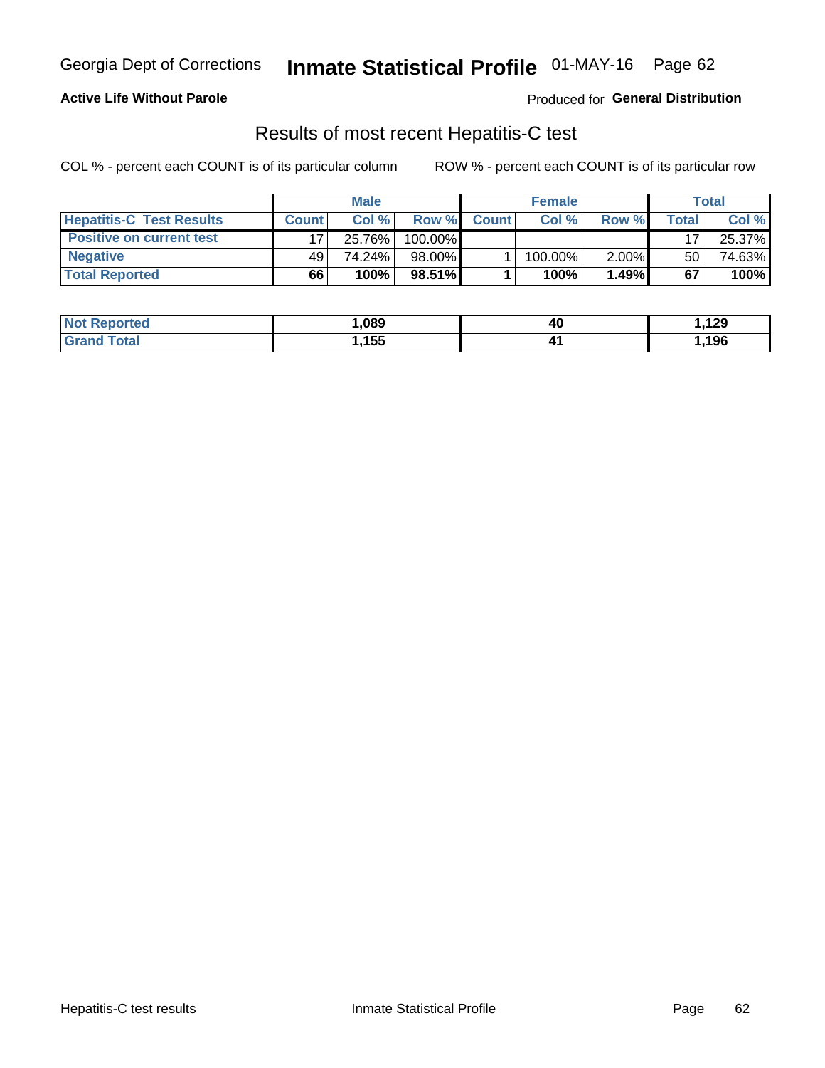Georgia Dept of Corrections **Inmate Statistical Profile** 01-MAY-16

**Active Life Without Parole**

Produced for **General Distribution**

## Results of most recent Hepatitis-C test

COL % - percent each COUNT is of its particular column

ROW % - percent each COUNT is of its particular row

| | Male | | | Female | | | Total | |
|---|---|---|---|---|---|---|---|---|
| **Hepatitis-C Test Results** | **Count** | **Col %** | **Row %** | **Count** | **Col %** | **Row %** | **Total** | **Col %** |
| **Positive on current test** | 17 | 25.76% | 100.00% | | | | 17 | 25.37% |
| **Negative** | 49 | 74.24% | 98.00% | 1 | 100.00% | 2.00% | 50 | 74.63% |
| **Total Reported** | **66** | **100%** | **98.51%** | **1** | **100%** | **1.49%** | **67** | **100%** |

| | Male | Female | Total |
|---|---|---|---|
| **Not Reported** | **1,089** | **40** | **1,129** |
| **Grand Total** | **1,155** | **41** | **1,196** |

Hepatitis-C test results Inmate Statistical Profile